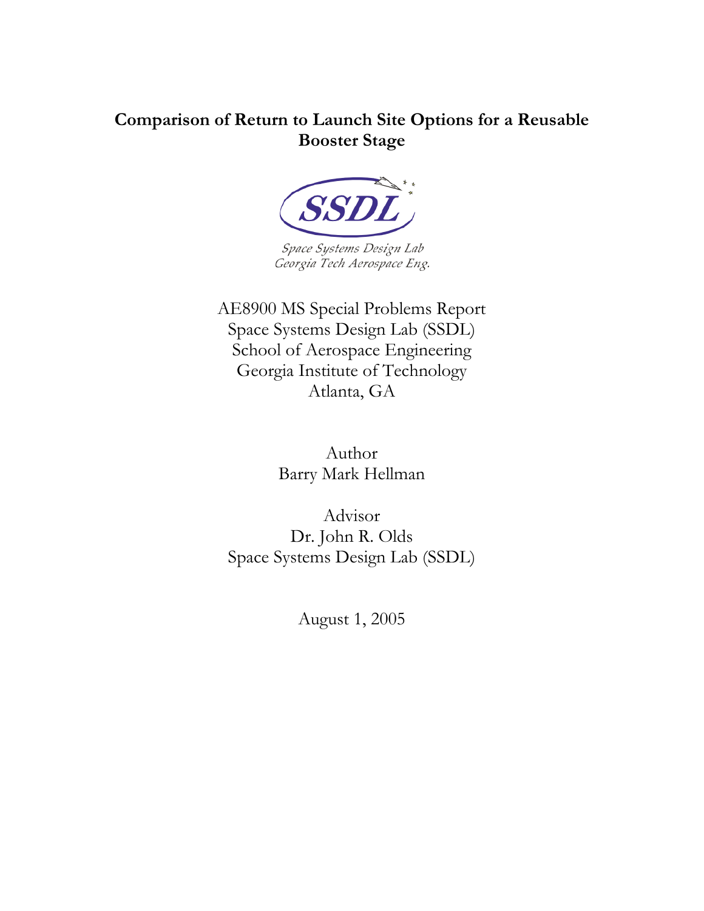# Comparison of Return to Launch Site Options for a Reusable Booster Stage

SSDL

Space Systems Design Lab
Georgia Tech Aerospace Eng.

AE8900 MS Special Problems Report
Space Systems Design Lab (SSDL)
School of Aerospace Engineering
Georgia Institute of Technology
Atlanta, GA

Author
Barry Mark Hellman

Advisor
Dr. John R. Olds
Space Systems Design Lab (SSDL)

August 1, 2005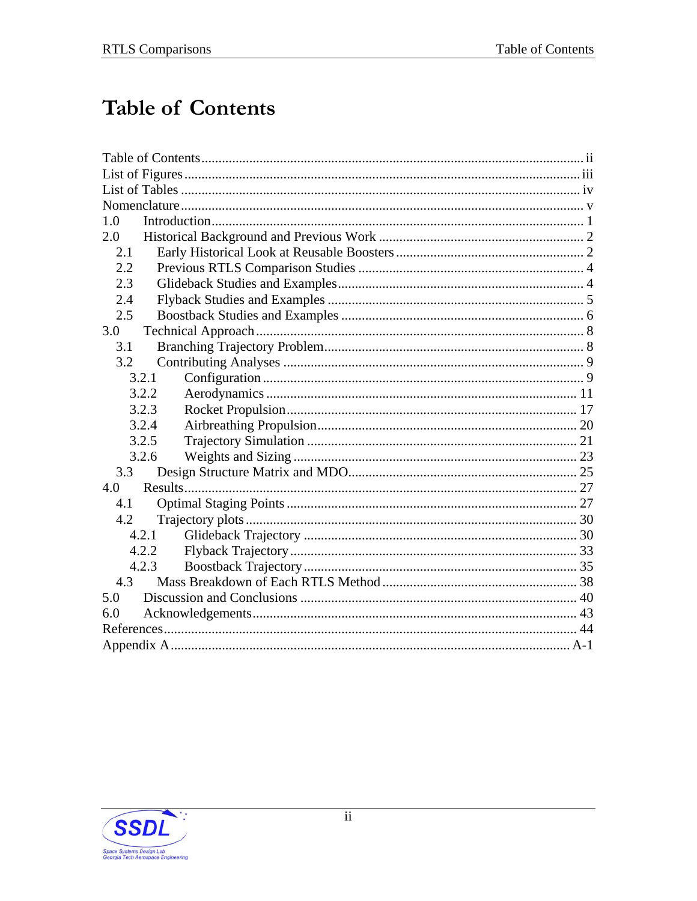# Table of Contents

Table of Contents .......... ii
List of Figures .......... iii
List of Tables .......... iv
Nomenclature .......... v

1.0 Introduction .......... 1
2.0 Historical Background and Previous Work .......... 2
- 2.1 Early Historical Look at Reusable Boosters .......... 2
- 2.2 Previous RTLS Comparison Studies .......... 4
- 2.3 Glideback Studies and Examples .......... 4
- 2.4 Flyback Studies and Examples .......... 5
- 2.5 Boostback Studies and Examples .......... 6

3.0 Technical Approach .......... 8
- 3.1 Branching Trajectory Problem .......... 8
- 3.2 Contributing Analyses .......... 9
  - 3.2.1 Configuration .......... 9
  - 3.2.2 Aerodynamics .......... 11
  - 3.2.3 Rocket Propulsion .......... 17
  - 3.2.4 Airbreathing Propulsion .......... 20
  - 3.2.5 Trajectory Simulation .......... 21
  - 3.2.6 Weights and Sizing .......... 23
- 3.3 Design Structure Matrix and MDO .......... 25

4.0 Results .......... 27
- 4.1 Optimal Staging Points .......... 27
- 4.2 Trajectory plots .......... 30
  - 4.2.1 Glideback Trajectory .......... 30
  - 4.2.2 Flyback Trajectory .......... 33
  - 4.2.3 Boostback Trajectory .......... 35
- 4.3 Mass Breakdown of Each RTLS Method .......... 38

5.0 Discussion and Conclusions .......... 40
6.0 Acknowledgements .......... 43

References .......... 44
Appendix A .......... A-1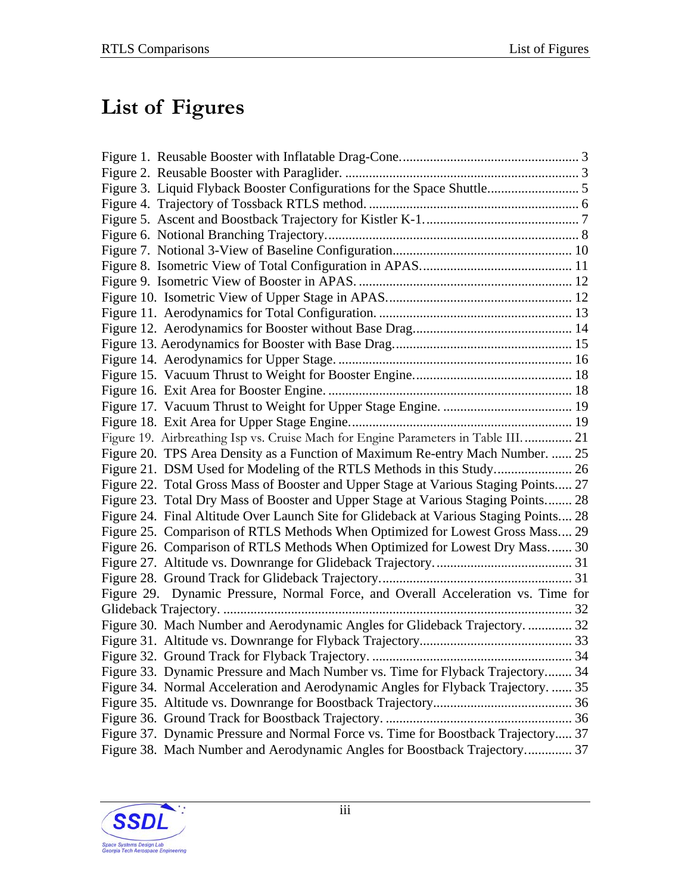# List of Figures

Figure 1. Reusable Booster with Inflatable Drag-Cone.................................................... 3
Figure 2. Reusable Booster with Paraglider. .................................................................... 3
Figure 3. Liquid Flyback Booster Configurations for the Space Shuttle........................... 5
Figure 4. Trajectory of Tossback RTLS method. ............................................................. 6
Figure 5. Ascent and Boostback Trajectory for Kistler K-1............................................. 7
Figure 6. Notional Branching Trajectory.......................................................................... 8
Figure 7. Notional 3-View of Baseline Configuration..................................................... 10
Figure 8. Isometric View of Total Configuration in APAS............................................. 11
Figure 9. Isometric View of Booster in APAS. ............................................................... 12
Figure 10. Isometric View of Upper Stage in APAS....................................................... 12
Figure 11. Aerodynamics for Total Configuration. ......................................................... 13
Figure 12. Aerodynamics for Booster without Base Drag............................................... 14
Figure 13. Aerodynamics for Booster with Base Drag.................................................... 15
Figure 14. Aerodynamics for Upper Stage. ..................................................................... 16
Figure 15. Vacuum Thrust to Weight for Booster Engine............................................... 18
Figure 16. Exit Area for Booster Engine. ........................................................................ 18
Figure 17. Vacuum Thrust to Weight for Upper Stage Engine. ...................................... 19
Figure 18. Exit Area for Upper Stage Engine.................................................................. 19
Figure 19. Airbreathing Isp vs. Cruise Mach for Engine Parameters in Table III.............. 21
Figure 20. TPS Area Density as a Function of Maximum Re-entry Mach Number. ...... 25
Figure 21. DSM Used for Modeling of the RTLS Methods in this Study....................... 26
Figure 22. Total Gross Mass of Booster and Upper Stage at Various Staging Points..... 27
Figure 23. Total Dry Mass of Booster and Upper Stage at Various Staging Points........ 28
Figure 24. Final Altitude Over Launch Site for Glideback at Various Staging Points.... 28
Figure 25. Comparison of RTLS Methods When Optimized for Lowest Gross Mass.... 29
Figure 26. Comparison of RTLS Methods When Optimized for Lowest Dry Mass....... 30
Figure 27. Altitude vs. Downrange for Glideback Trajectory......................................... 31
Figure 28. Ground Track for Glideback Trajectory......................................................... 31
Figure 29. Dynamic Pressure, Normal Force, and Overall Acceleration vs. Time for Glideback Trajectory. ....................................................................................................... 32
Figure 30. Mach Number and Aerodynamic Angles for Glideback Trajectory. ............. 32
Figure 31. Altitude vs. Downrange for Flyback Trajectory............................................. 33
Figure 32. Ground Track for Flyback Trajectory. ........................................................... 34
Figure 33. Dynamic Pressure and Mach Number vs. Time for Flyback Trajectory........ 34
Figure 34. Normal Acceleration and Aerodynamic Angles for Flyback Trajectory. ...... 35
Figure 35. Altitude vs. Downrange for Boostback Trajectory......................................... 36
Figure 36. Ground Track for Boostback Trajectory. ....................................................... 36
Figure 37. Dynamic Pressure and Normal Force vs. Time for Boostback Trajectory..... 37
Figure 38. Mach Number and Aerodynamic Angles for Boostback Trajectory............. 37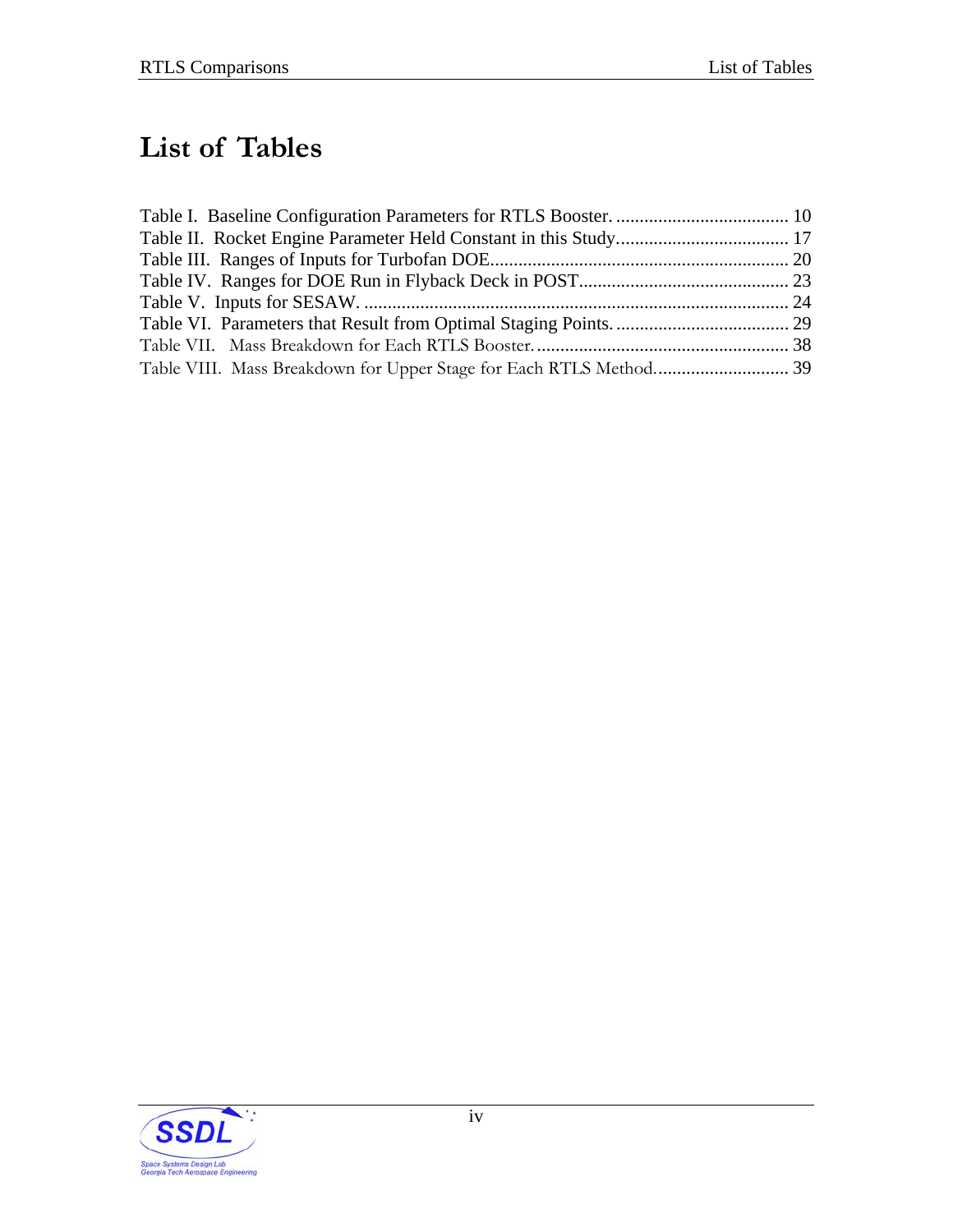# List of Tables

Table I. Baseline Configuration Parameters for RTLS Booster. ..................................... 10
Table II. Rocket Engine Parameter Held Constant in this Study..................................... 17
Table III. Ranges of Inputs for Turbofan DOE................................................................ 20
Table IV. Ranges for DOE Run in Flyback Deck in POST............................................. 23
Table V. Inputs for SESAW. ........................................................................................... 24
Table VI. Parameters that Result from Optimal Staging Points. ..................................... 29
Table VII. Mass Breakdown for Each RTLS Booster. ...................................................... 38
Table VIII. Mass Breakdown for Upper Stage for Each RTLS Method............................. 39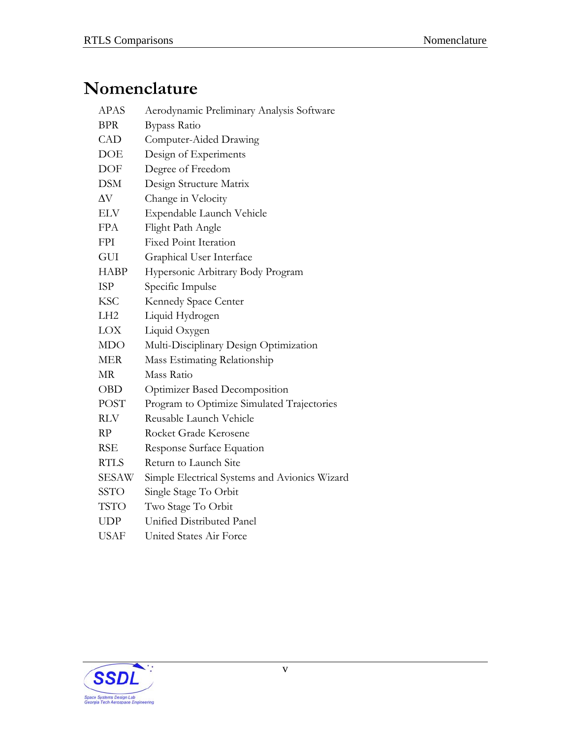# Nomenclature

| | |
|---|---|
| APAS | Aerodynamic Preliminary Analysis Software |
| BPR | Bypass Ratio |
| CAD | Computer-Aided Drawing |
| DOE | Design of Experiments |
| DOF | Degree of Freedom |
| DSM | Design Structure Matrix |
| $\Delta V$ | Change in Velocity |
| ELV | Expendable Launch Vehicle |
| FPA | Flight Path Angle |
| FPI | Fixed Point Iteration |
| GUI | Graphical User Interface |
| HABP | Hypersonic Arbitrary Body Program |
| ISP | Specific Impulse |
| KSC | Kennedy Space Center |
| LH2 | Liquid Hydrogen |
| LOX | Liquid Oxygen |
| MDO | Multi-Disciplinary Design Optimization |
| MER | Mass Estimating Relationship |
| MR | Mass Ratio |
| OBD | Optimizer Based Decomposition |
| POST | Program to Optimize Simulated Trajectories |
| RLV | Reusable Launch Vehicle |
| RP | Rocket Grade Kerosene |
| RSE | Response Surface Equation |
| RTLS | Return to Launch Site |
| SESAW | Simple Electrical Systems and Avionics Wizard |
| SSTO | Single Stage To Orbit |
| TSTO | Two Stage To Orbit |
| UDP | Unified Distributed Panel |
| USAF | United States Air Force |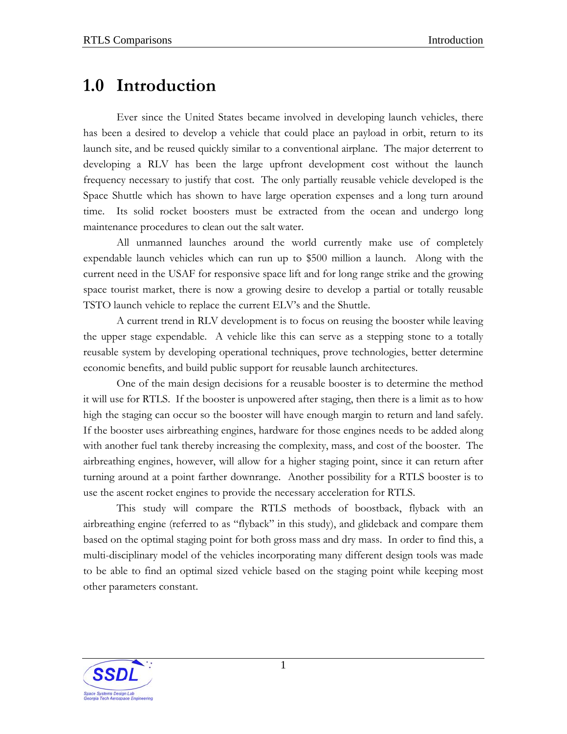# 1.0 Introduction

Ever since the United States became involved in developing launch vehicles, there has been a desired to develop a vehicle that could place an payload in orbit, return to its launch site, and be reused quickly similar to a conventional airplane. The major deterrent to developing a RLV has been the large upfront development cost without the launch frequency necessary to justify that cost. The only partially reusable vehicle developed is the Space Shuttle which has shown to have large operation expenses and a long turn around time. Its solid rocket boosters must be extracted from the ocean and undergo long maintenance procedures to clean out the salt water.

All unmanned launches around the world currently make use of completely expendable launch vehicles which can run up to $500 million a launch. Along with the current need in the USAF for responsive space lift and for long range strike and the growing space tourist market, there is now a growing desire to develop a partial or totally reusable TSTO launch vehicle to replace the current ELV's and the Shuttle.

A current trend in RLV development is to focus on reusing the booster while leaving the upper stage expendable. A vehicle like this can serve as a stepping stone to a totally reusable system by developing operational techniques, prove technologies, better determine economic benefits, and build public support for reusable launch architectures.

One of the main design decisions for a reusable booster is to determine the method it will use for RTLS. If the booster is unpowered after staging, then there is a limit as to how high the staging can occur so the booster will have enough margin to return and land safely. If the booster uses airbreathing engines, hardware for those engines needs to be added along with another fuel tank thereby increasing the complexity, mass, and cost of the booster. The airbreathing engines, however, will allow for a higher staging point, since it can return after turning around at a point farther downrange. Another possibility for a RTLS booster is to use the ascent rocket engines to provide the necessary acceleration for RTLS.

This study will compare the RTLS methods of boostback, flyback with an airbreathing engine (referred to as "flyback" in this study), and glideback and compare them based on the optimal staging point for both gross mass and dry mass. In order to find this, a multi-disciplinary model of the vehicles incorporating many different design tools was made to be able to find an optimal sized vehicle based on the staging point while keeping most other parameters constant.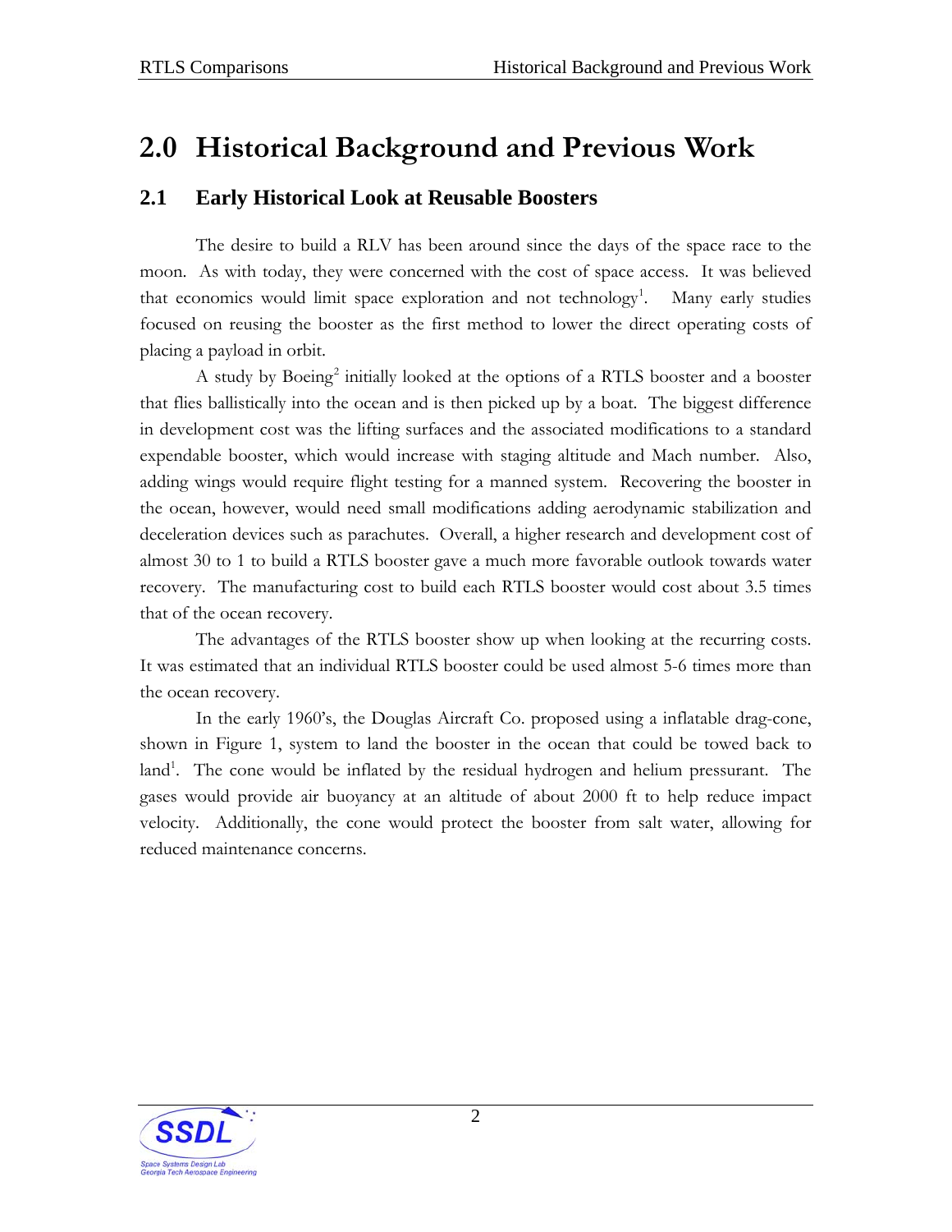# 2.0 Historical Background and Previous Work

## 2.1 Early Historical Look at Reusable Boosters

The desire to build a RLV has been around since the days of the space race to the moon. As with today, they were concerned with the cost of space access. It was believed that economics would limit space exploration and not technology[1]. Many early studies focused on reusing the booster as the first method to lower the direct operating costs of placing a payload in orbit.

A study by Boeing[2] initially looked at the options of a RTLS booster and a booster that flies ballistically into the ocean and is then picked up by a boat. The biggest difference in development cost was the lifting surfaces and the associated modifications to a standard expendable booster, which would increase with staging altitude and Mach number. Also, adding wings would require flight testing for a manned system. Recovering the booster in the ocean, however, would need small modifications adding aerodynamic stabilization and deceleration devices such as parachutes. Overall, a higher research and development cost of almost 30 to 1 to build a RTLS booster gave a much more favorable outlook towards water recovery. The manufacturing cost to build each RTLS booster would cost about 3.5 times that of the ocean recovery.

The advantages of the RTLS booster show up when looking at the recurring costs. It was estimated that an individual RTLS booster could be used almost 5-6 times more than the ocean recovery.

In the early 1960's, the Douglas Aircraft Co. proposed using a inflatable drag-cone, shown in Figure 1, system to land the booster in the ocean that could be towed back to land[1]. The cone would be inflated by the residual hydrogen and helium pressurant. The gases would provide air buoyancy at an altitude of about 2000 ft to help reduce impact velocity. Additionally, the cone would protect the booster from salt water, allowing for reduced maintenance concerns.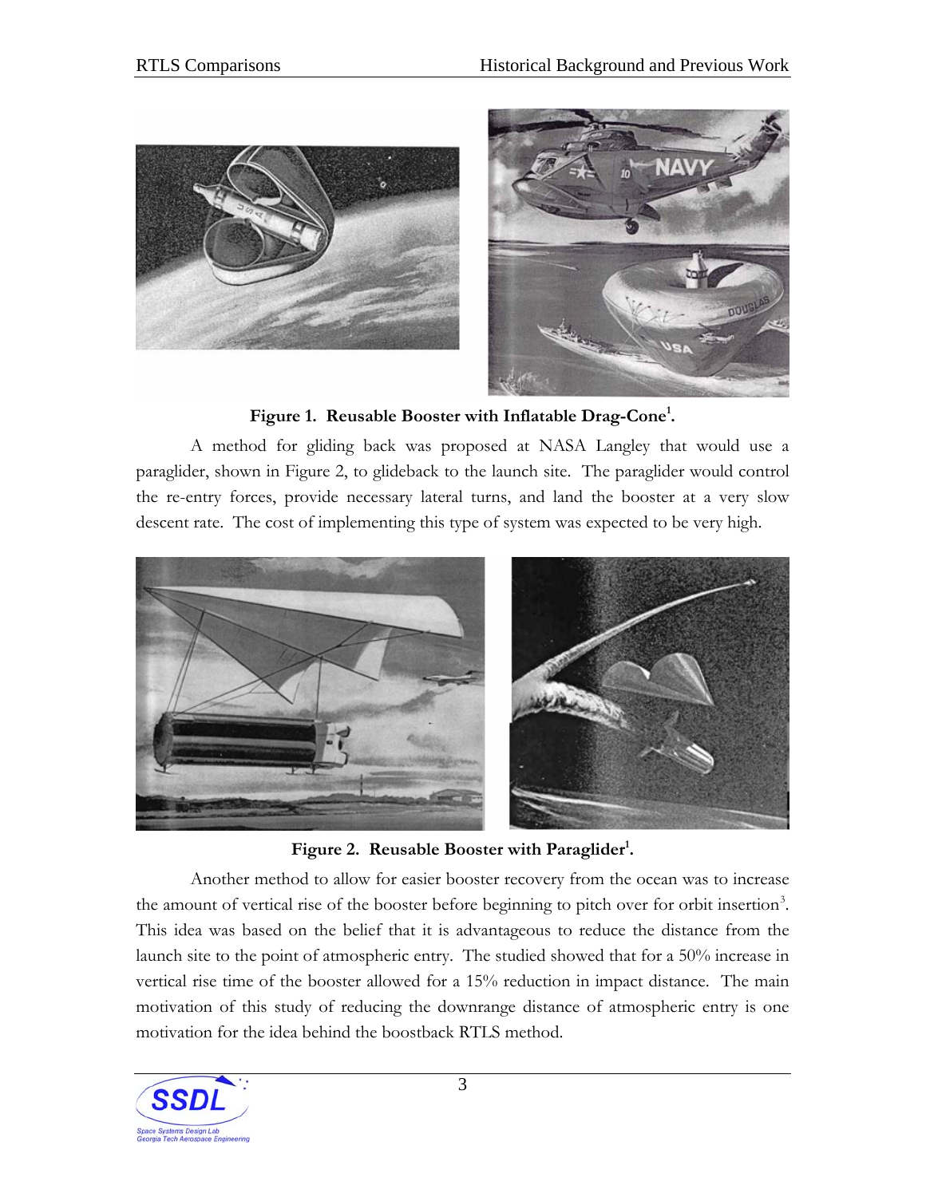Figure 1. Reusable Booster with Inflatable Drag-Cone[1].

A method for gliding back was proposed at NASA Langley that would use a paraglider, shown in Figure 2, to glideback to the launch site. The paraglider would control the re-entry forces, provide necessary lateral turns, and land the booster at a very slow descent rate. The cost of implementing this type of system was expected to be very high.

Figure 2. Reusable Booster with Paraglider[1].

Another method to allow for easier booster recovery from the ocean was to increase the amount of vertical rise of the booster before beginning to pitch over for orbit insertion[3]. This idea was based on the belief that it is advantageous to reduce the distance from the launch site to the point of atmospheric entry. The studied showed that for a 50% increase in vertical rise time of the booster allowed for a 15% reduction in impact distance. The main motivation of this study of reducing the downrange distance of atmospheric entry is one motivation for the idea behind the boostback RTLS method.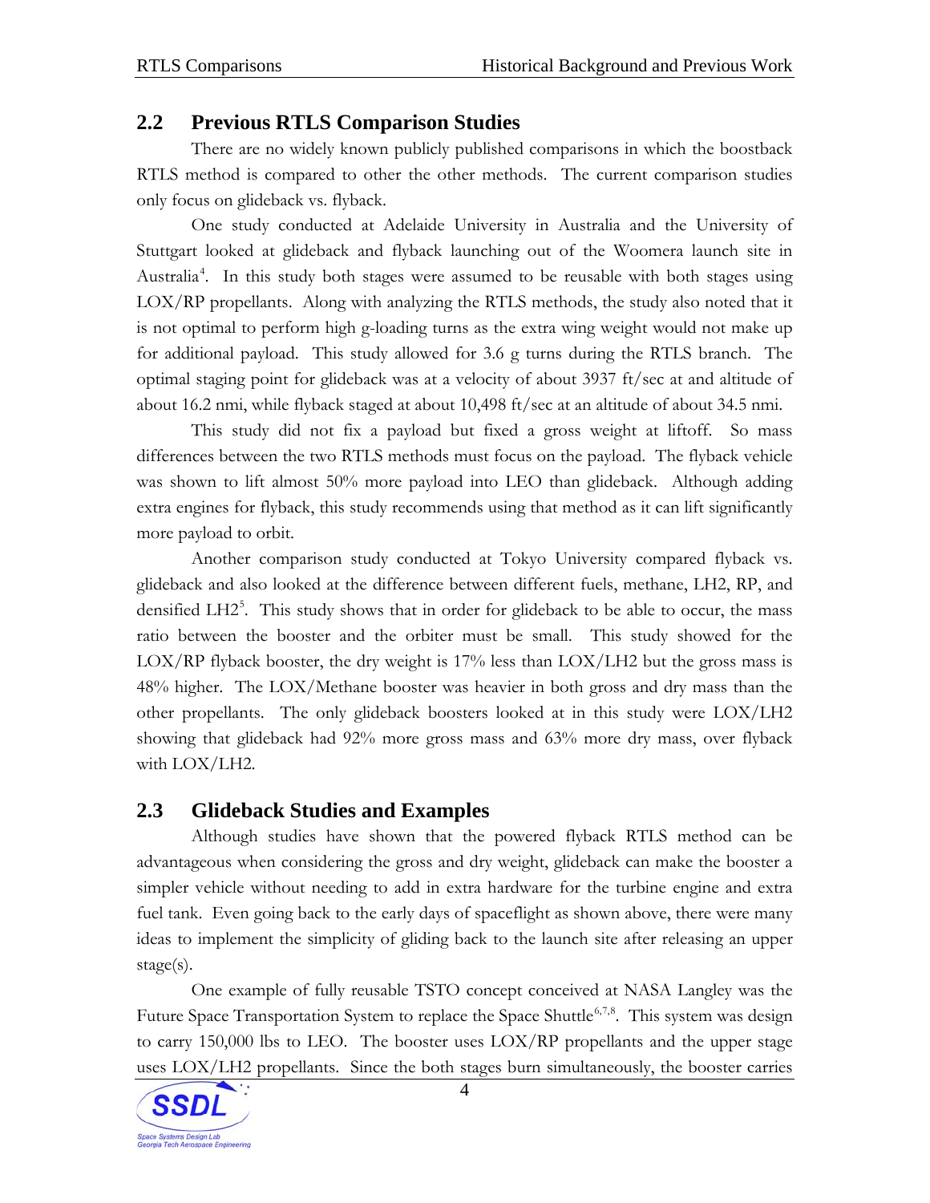## 2.2 Previous RTLS Comparison Studies

There are no widely known publicly published comparisons in which the boostback RTLS method is compared to other the other methods. The current comparison studies only focus on glideback vs. flyback.

One study conducted at Adelaide University in Australia and the University of Stuttgart looked at glideback and flyback launching out of the Woomera launch site in Australia[4]. In this study both stages were assumed to be reusable with both stages using LOX/RP propellants. Along with analyzing the RTLS methods, the study also noted that it is not optimal to perform high g-loading turns as the extra wing weight would not make up for additional payload. This study allowed for 3.6 g turns during the RTLS branch. The optimal staging point for glideback was at a velocity of about 3937 ft/sec at and altitude of about 16.2 nmi, while flyback staged at about 10,498 ft/sec at an altitude of about 34.5 nmi.

This study did not fix a payload but fixed a gross weight at liftoff. So mass differences between the two RTLS methods must focus on the payload. The flyback vehicle was shown to lift almost 50% more payload into LEO than glideback. Although adding extra engines for flyback, this study recommends using that method as it can lift significantly more payload to orbit.

Another comparison study conducted at Tokyo University compared flyback vs. glideback and also looked at the difference between different fuels, methane, LH2, RP, and densified LH2[5]. This study shows that in order for glideback to be able to occur, the mass ratio between the booster and the orbiter must be small. This study showed for the LOX/RP flyback booster, the dry weight is 17% less than LOX/LH2 but the gross mass is 48% higher. The LOX/Methane booster was heavier in both gross and dry mass than the other propellants. The only glideback boosters looked at in this study were LOX/LH2 showing that glideback had 92% more gross mass and 63% more dry mass, over flyback with LOX/LH2.

## 2.3 Glideback Studies and Examples

Although studies have shown that the powered flyback RTLS method can be advantageous when considering the gross and dry weight, glideback can make the booster a simpler vehicle without needing to add in extra hardware for the turbine engine and extra fuel tank. Even going back to the early days of spaceflight as shown above, there were many ideas to implement the simplicity of gliding back to the launch site after releasing an upper stage(s).

One example of fully reusable TSTO concept conceived at NASA Langley was the Future Space Transportation System to replace the Space Shuttle[6,7,8]. This system was design to carry 150,000 lbs to LEO. The booster uses LOX/RP propellants and the upper stage uses LOX/LH2 propellants. Since the both stages burn simultaneously, the booster carries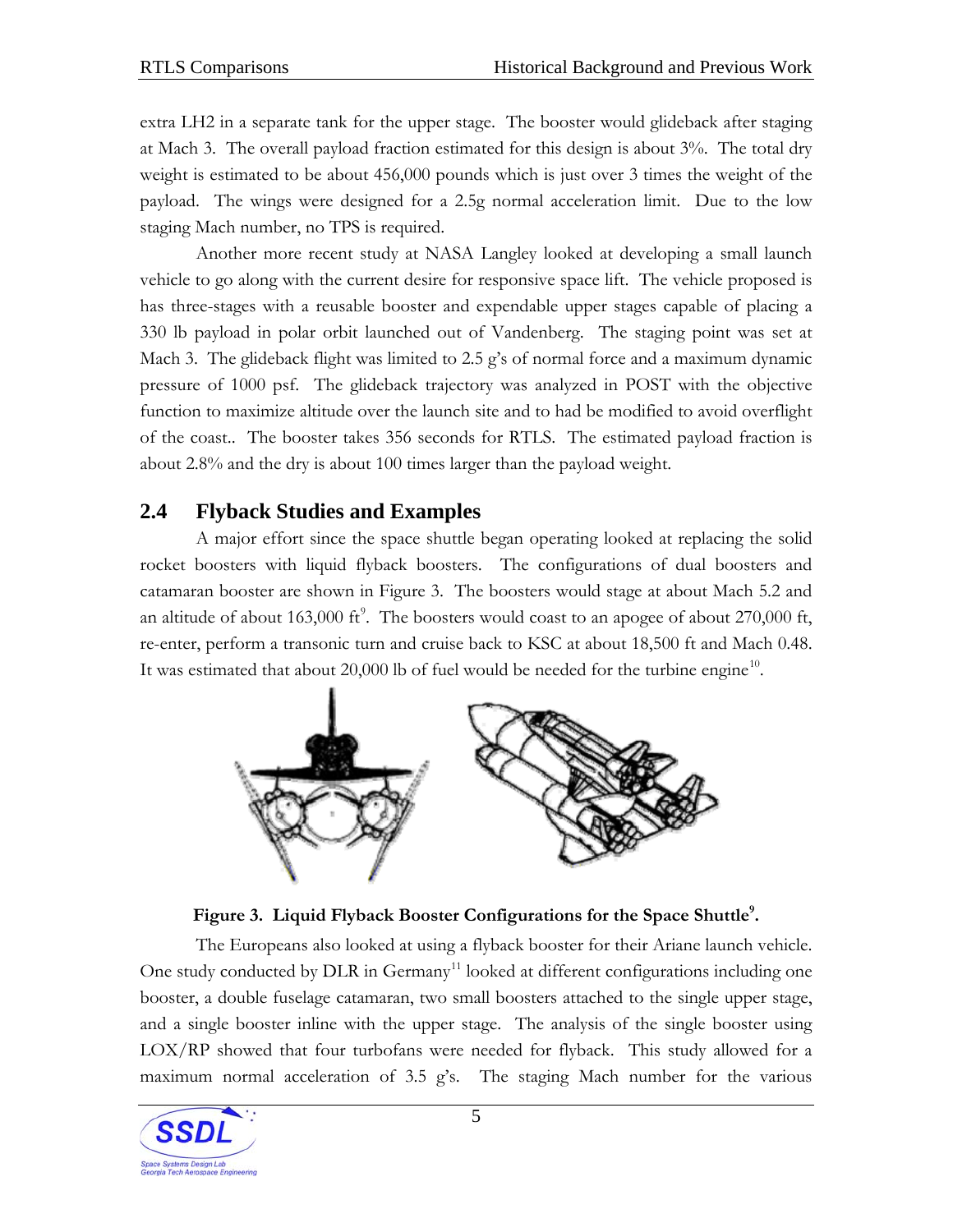extra LH2 in a separate tank for the upper stage. The booster would glideback after staging at Mach 3. The overall payload fraction estimated for this design is about 3%. The total dry weight is estimated to be about 456,000 pounds which is just over 3 times the weight of the payload. The wings were designed for a 2.5g normal acceleration limit. Due to the low staging Mach number, no TPS is required.

Another more recent study at NASA Langley looked at developing a small launch vehicle to go along with the current desire for responsive space lift. The vehicle proposed is has three-stages with a reusable booster and expendable upper stages capable of placing a 330 lb payload in polar orbit launched out of Vandenberg. The staging point was set at Mach 3. The glideback flight was limited to 2.5 g's of normal force and a maximum dynamic pressure of 1000 psf. The glideback trajectory was analyzed in POST with the objective function to maximize altitude over the launch site and to had be modified to avoid overflight of the coast.. The booster takes 356 seconds for RTLS. The estimated payload fraction is about 2.8% and the dry is about 100 times larger than the payload weight.

## 2.4 Flyback Studies and Examples

A major effort since the space shuttle began operating looked at replacing the solid rocket boosters with liquid flyback boosters. The configurations of dual boosters and catamaran booster are shown in Figure 3. The boosters would stage at about Mach 5.2 and an altitude of about 163,000 ft[9]. The boosters would coast to an apogee of about 270,000 ft, re-enter, perform a transonic turn and cruise back to KSC at about 18,500 ft and Mach 0.48. It was estimated that about 20,000 lb of fuel would be needed for the turbine engine[10].

**Figure 3. Liquid Flyback Booster Configurations for the Space Shuttle[9].**

The Europeans also looked at using a flyback booster for their Ariane launch vehicle. One study conducted by DLR in Germany[11] looked at different configurations including one booster, a double fuselage catamaran, two small boosters attached to the single upper stage, and a single booster inline with the upper stage. The analysis of the single booster using LOX/RP showed that four turbofans were needed for flyback. This study allowed for a maximum normal acceleration of 3.5 g's. The staging Mach number for the various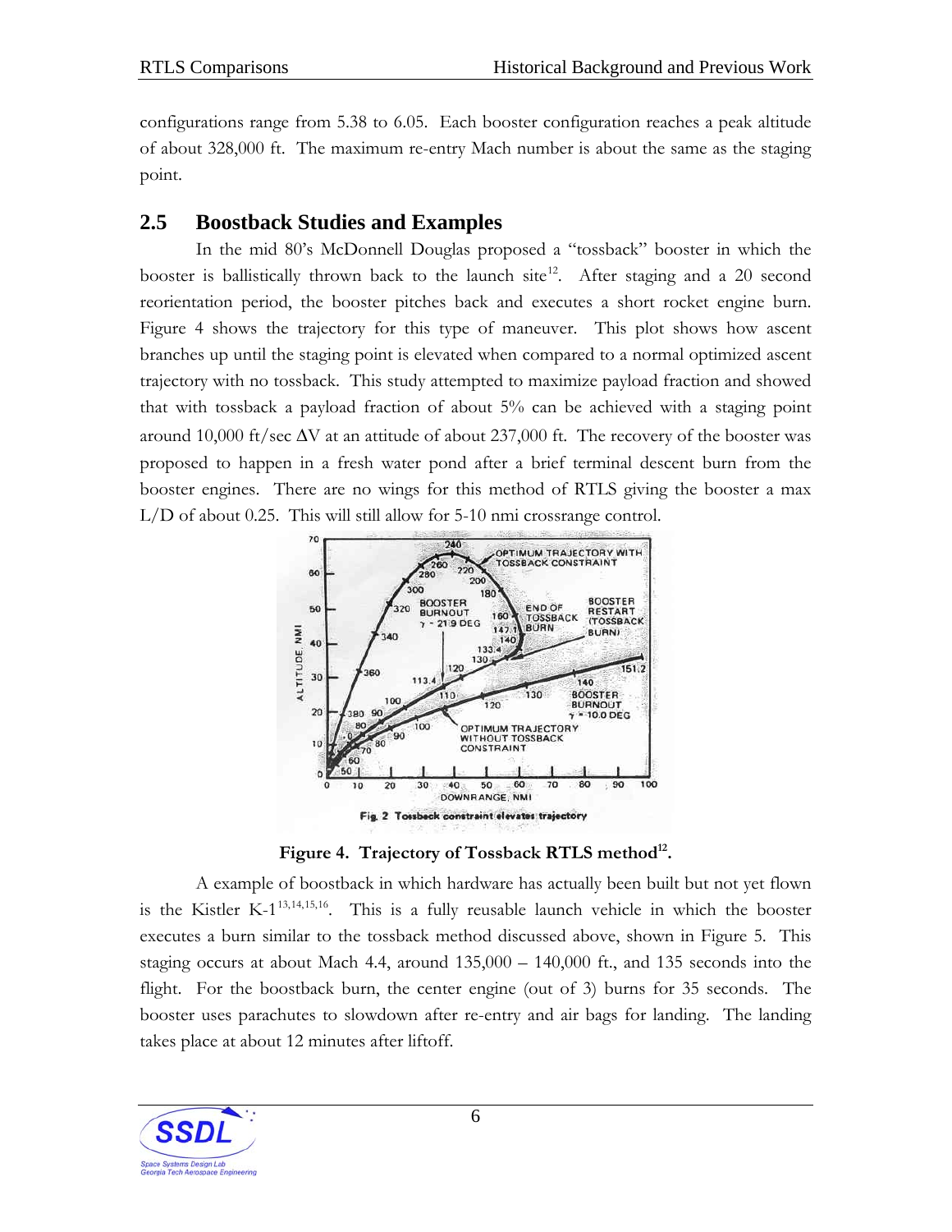configurations range from 5.38 to 6.05. Each booster configuration reaches a peak altitude of about 328,000 ft. The maximum re-entry Mach number is about the same as the staging point.

## 2.5 Boostback Studies and Examples

In the mid 80's McDonnell Douglas proposed a "tossback" booster in which the booster is ballistically thrown back to the launch site[12]. After staging and a 20 second reorientation period, the booster pitches back and executes a short rocket engine burn. Figure 4 shows the trajectory for this type of maneuver. This plot shows how ascent branches up until the staging point is elevated when compared to a normal optimized ascent trajectory with no tossback. This study attempted to maximize payload fraction and showed that with tossback a payload fraction of about 5% can be achieved with a staging point around 10,000 ft/sec $\Delta V$ at an attitude of about 237,000 ft. The recovery of the booster was proposed to happen in a fresh water pond after a brief terminal descent burn from the booster engines. There are no wings for this method of RTLS giving the booster a max L/D of about 0.25. This will still allow for 5-10 nmi crossrange control.

**Figure 4. Trajectory of Tossback RTLS method[12].**

A example of boostback in which hardware has actually been built but not yet flown is the Kistler K-1[13,14,15,16]. This is a fully reusable launch vehicle in which the booster executes a burn similar to the tossback method discussed above, shown in Figure 5. This staging occurs at about Mach 4.4, around 135,000 – 140,000 ft., and 135 seconds into the flight. For the boostback burn, the center engine (out of 3) burns for 35 seconds. The booster uses parachutes to slowdown after re-entry and air bags for landing. The landing takes place at about 12 minutes after liftoff.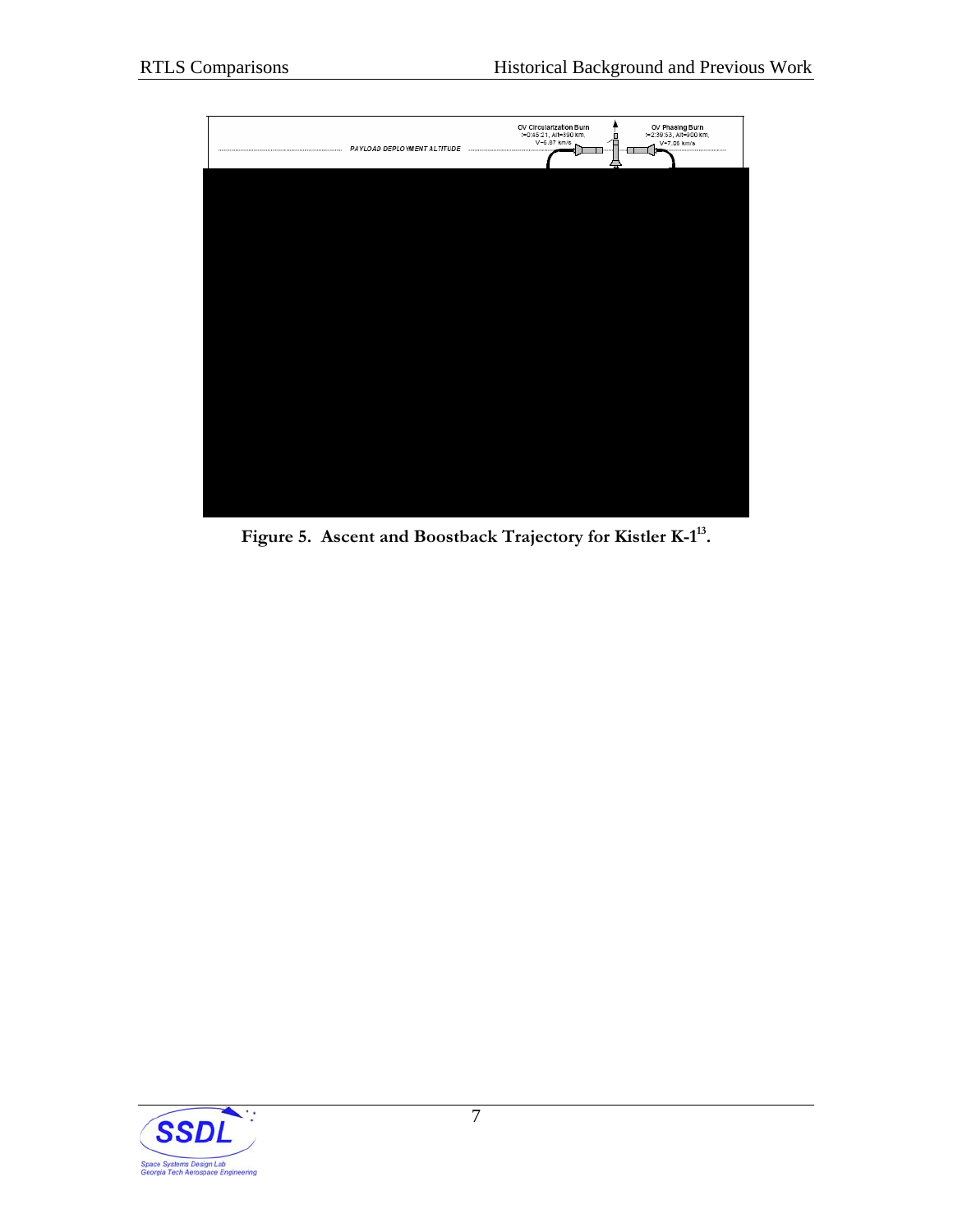OV Circularization Burn
t=0:45:21, Alt=590 km,
V=6.87 km/s

OV Phasing Burn
t=2:39:53, Alt=900 km,
V=7.06 km/s

PAYLOAD DEPLOYMENT ALTITUDE

**Figure 5. Ascent and Boostback Trajectory for Kistler K-1[13].**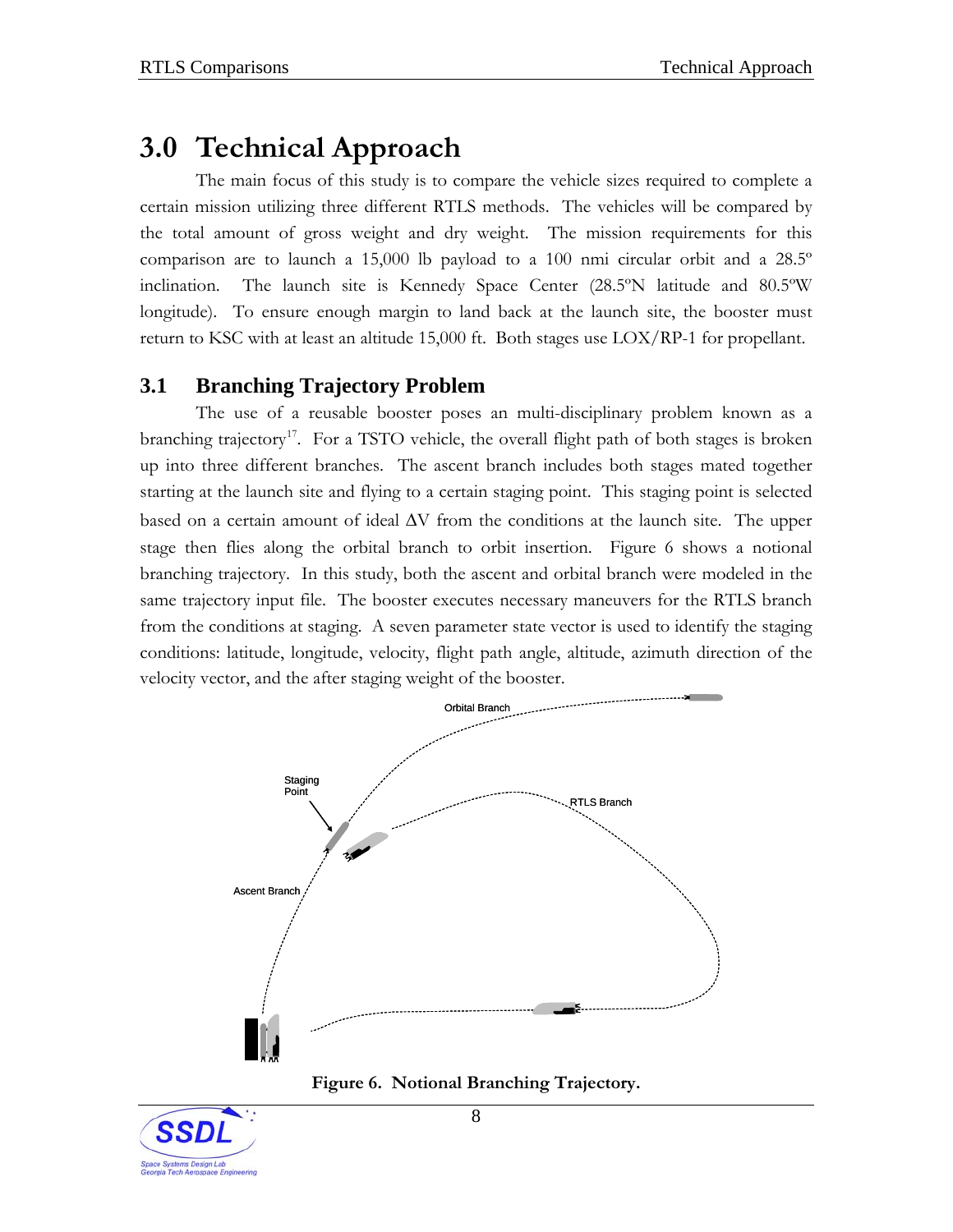# 3.0 Technical Approach

The main focus of this study is to compare the vehicle sizes required to complete a certain mission utilizing three different RTLS methods. The vehicles will be compared by the total amount of gross weight and dry weight. The mission requirements for this comparison are to launch a 15,000 lb payload to a 100 nmi circular orbit and a 28.5º inclination. The launch site is Kennedy Space Center (28.5ºN latitude and 80.5ºW longitude). To ensure enough margin to land back at the launch site, the booster must return to KSC with at least an altitude 15,000 ft. Both stages use LOX/RP-1 for propellant.

## 3.1 Branching Trajectory Problem

The use of a reusable booster poses an multi-disciplinary problem known as a branching trajectory[17]. For a TSTO vehicle, the overall flight path of both stages is broken up into three different branches. The ascent branch includes both stages mated together starting at the launch site and flying to a certain staging point. This staging point is selected based on a certain amount of ideal ΔV from the conditions at the launch site. The upper stage then flies along the orbital branch to orbit insertion. Figure 6 shows a notional branching trajectory. In this study, both the ascent and orbital branch were modeled in the same trajectory input file. The booster executes necessary maneuvers for the RTLS branch from the conditions at staging. A seven parameter state vector is used to identify the staging conditions: latitude, longitude, velocity, flight path angle, altitude, azimuth direction of the velocity vector, and the after staging weight of the booster.

Orbital Branch

Staging Point

RTLS Branch

Ascent Branch

**Figure 6. Notional Branching Trajectory.**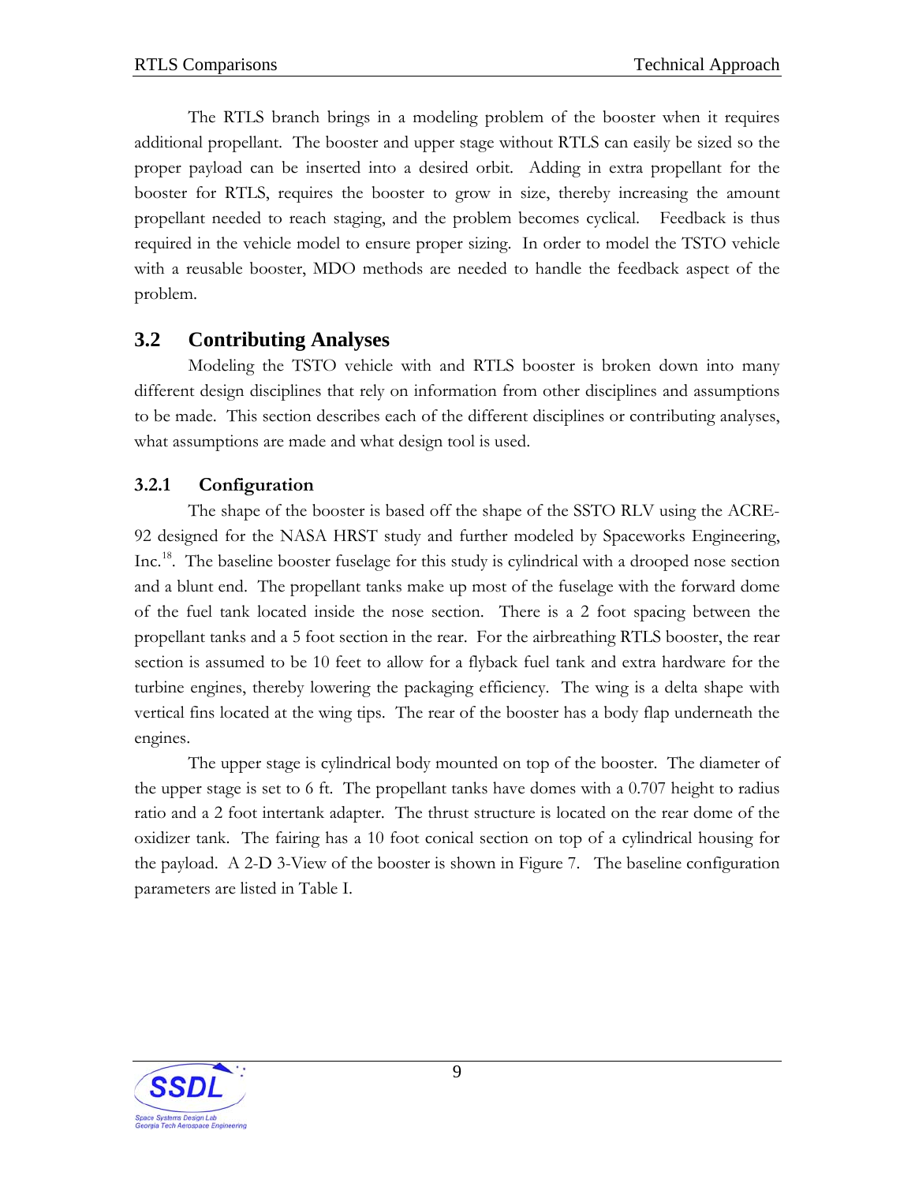The RTLS branch brings in a modeling problem of the booster when it requires additional propellant. The booster and upper stage without RTLS can easily be sized so the proper payload can be inserted into a desired orbit. Adding in extra propellant for the booster for RTLS, requires the booster to grow in size, thereby increasing the amount propellant needed to reach staging, and the problem becomes cyclical. Feedback is thus required in the vehicle model to ensure proper sizing. In order to model the TSTO vehicle with a reusable booster, MDO methods are needed to handle the feedback aspect of the problem.

## 3.2 Contributing Analyses

Modeling the TSTO vehicle with and RTLS booster is broken down into many different design disciplines that rely on information from other disciplines and assumptions to be made. This section describes each of the different disciplines or contributing analyses, what assumptions are made and what design tool is used.

### 3.2.1 Configuration

The shape of the booster is based off the shape of the SSTO RLV using the ACRE-92 designed for the NASA HRST study and further modeled by Spaceworks Engineering, Inc.[18]. The baseline booster fuselage for this study is cylindrical with a drooped nose section and a blunt end. The propellant tanks make up most of the fuselage with the forward dome of the fuel tank located inside the nose section. There is a 2 foot spacing between the propellant tanks and a 5 foot section in the rear. For the airbreathing RTLS booster, the rear section is assumed to be 10 feet to allow for a flyback fuel tank and extra hardware for the turbine engines, thereby lowering the packaging efficiency. The wing is a delta shape with vertical fins located at the wing tips. The rear of the booster has a body flap underneath the engines.

The upper stage is cylindrical body mounted on top of the booster. The diameter of the upper stage is set to 6 ft. The propellant tanks have domes with a 0.707 height to radius ratio and a 2 foot intertank adapter. The thrust structure is located on the rear dome of the oxidizer tank. The fairing has a 10 foot conical section on top of a cylindrical housing for the payload. A 2-D 3-View of the booster is shown in Figure 7. The baseline configuration parameters are listed in Table I.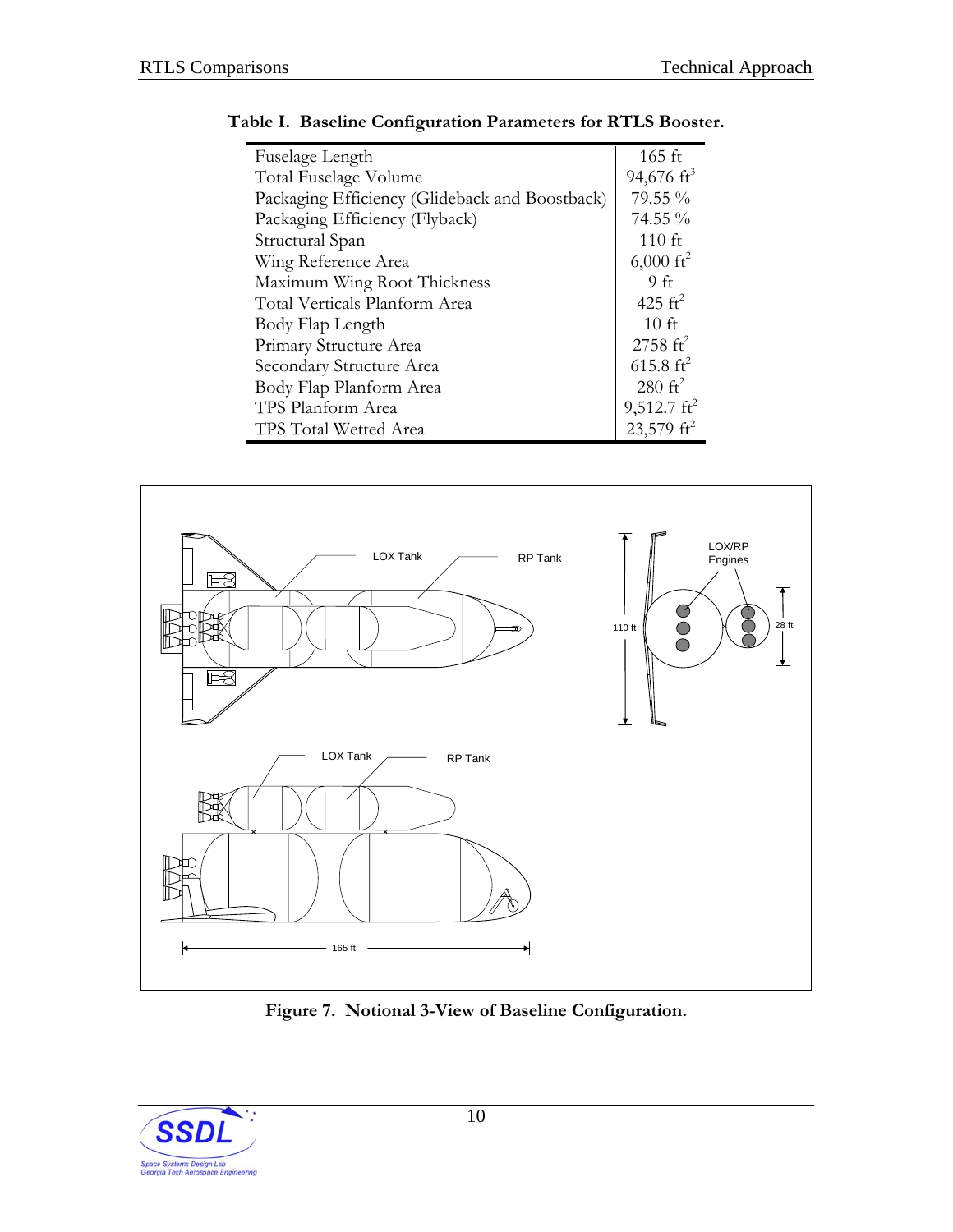**Table I. Baseline Configuration Parameters for RTLS Booster.**

| Parameter | Value |
|---|---|
| Fuselage Length | 165 ft |
| Total Fuselage Volume | 94,676 $ft^3$ |
| Packaging Efficiency (Glideback and Boostback) | 79.55 % |
| Packaging Efficiency (Flyback) | 74.55 % |
| Structural Span | 110 ft |
| Wing Reference Area | 6,000 $ft^2$ |
| Maximum Wing Root Thickness | 9 ft |
| Total Verticals Planform Area | 425 $ft^2$ |
| Body Flap Length | 10 ft |
| Primary Structure Area | 2758 $ft^2$ |
| Secondary Structure Area | 615.8 $ft^2$ |
| Body Flap Planform Area | 280 $ft^2$ |
| TPS Planform Area | 9,512.7 $ft^2$ |
| TPS Total Wetted Area | 23,579 $ft^2$ |

**Figure 7. Notional 3-View of Baseline Configuration.**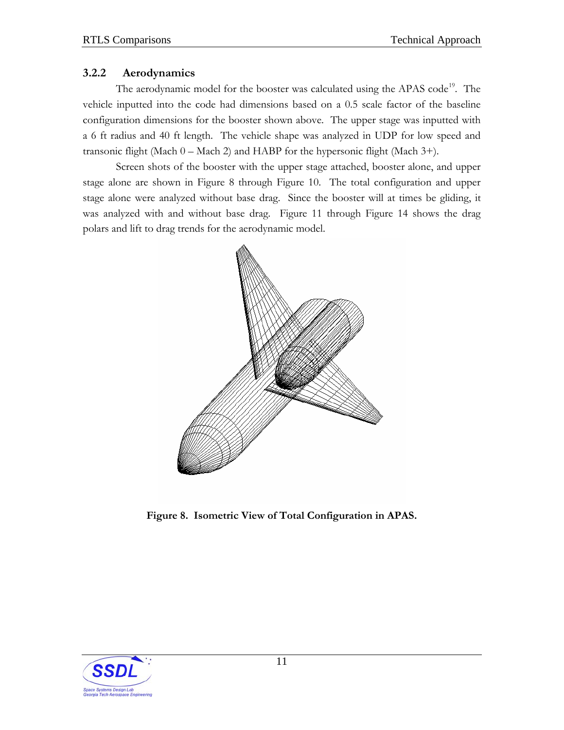### 3.2.2 Aerodynamics

The aerodynamic model for the booster was calculated using the APAS code[19]. The vehicle inputted into the code had dimensions based on a 0.5 scale factor of the baseline configuration dimensions for the booster shown above. The upper stage was inputted with a 6 ft radius and 40 ft length. The vehicle shape was analyzed in UDP for low speed and transonic flight (Mach 0 – Mach 2) and HABP for the hypersonic flight (Mach 3+).

Screen shots of the booster with the upper stage attached, booster alone, and upper stage alone are shown in Figure 8 through Figure 10. The total configuration and upper stage alone were analyzed without base drag. Since the booster will at times be gliding, it was analyzed with and without base drag. Figure 11 through Figure 14 shows the drag polars and lift to drag trends for the aerodynamic model.

**Figure 8. Isometric View of Total Configuration in APAS.**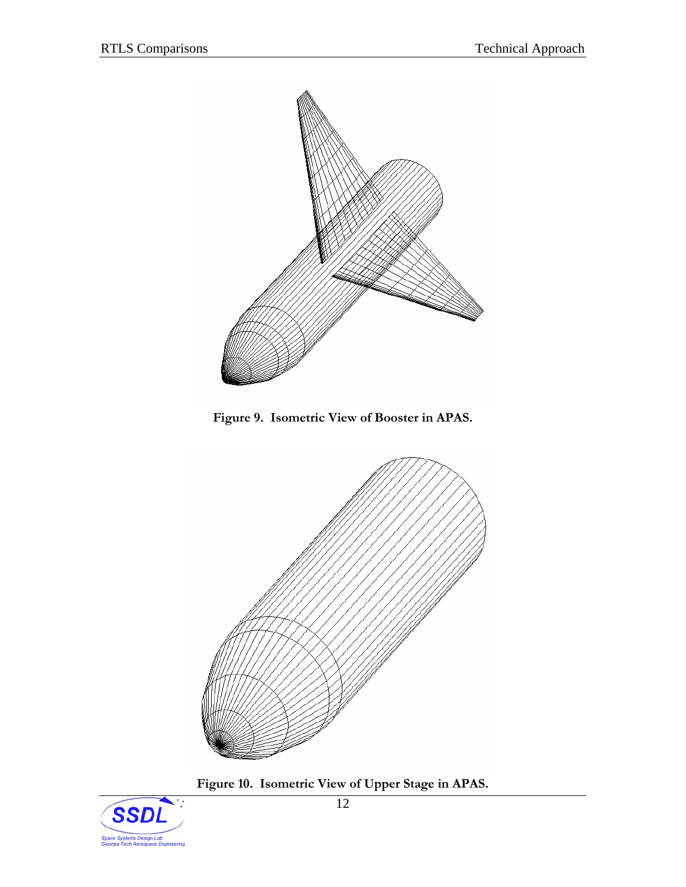**Figure 9. Isometric View of Booster in APAS.**

**Figure 10. Isometric View of Upper Stage in APAS.**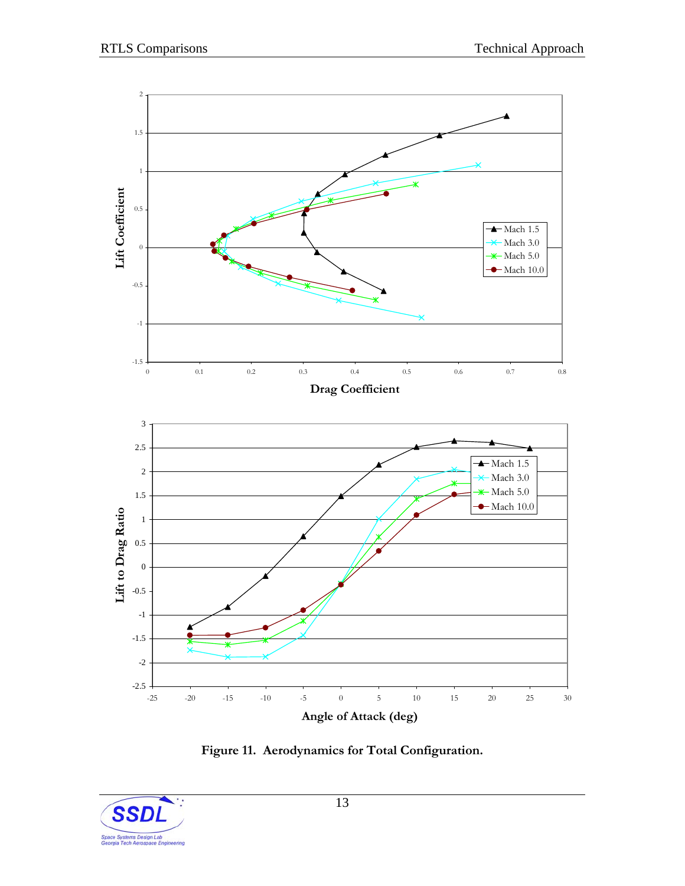Figure 11. Aerodynamics for Total Configuration.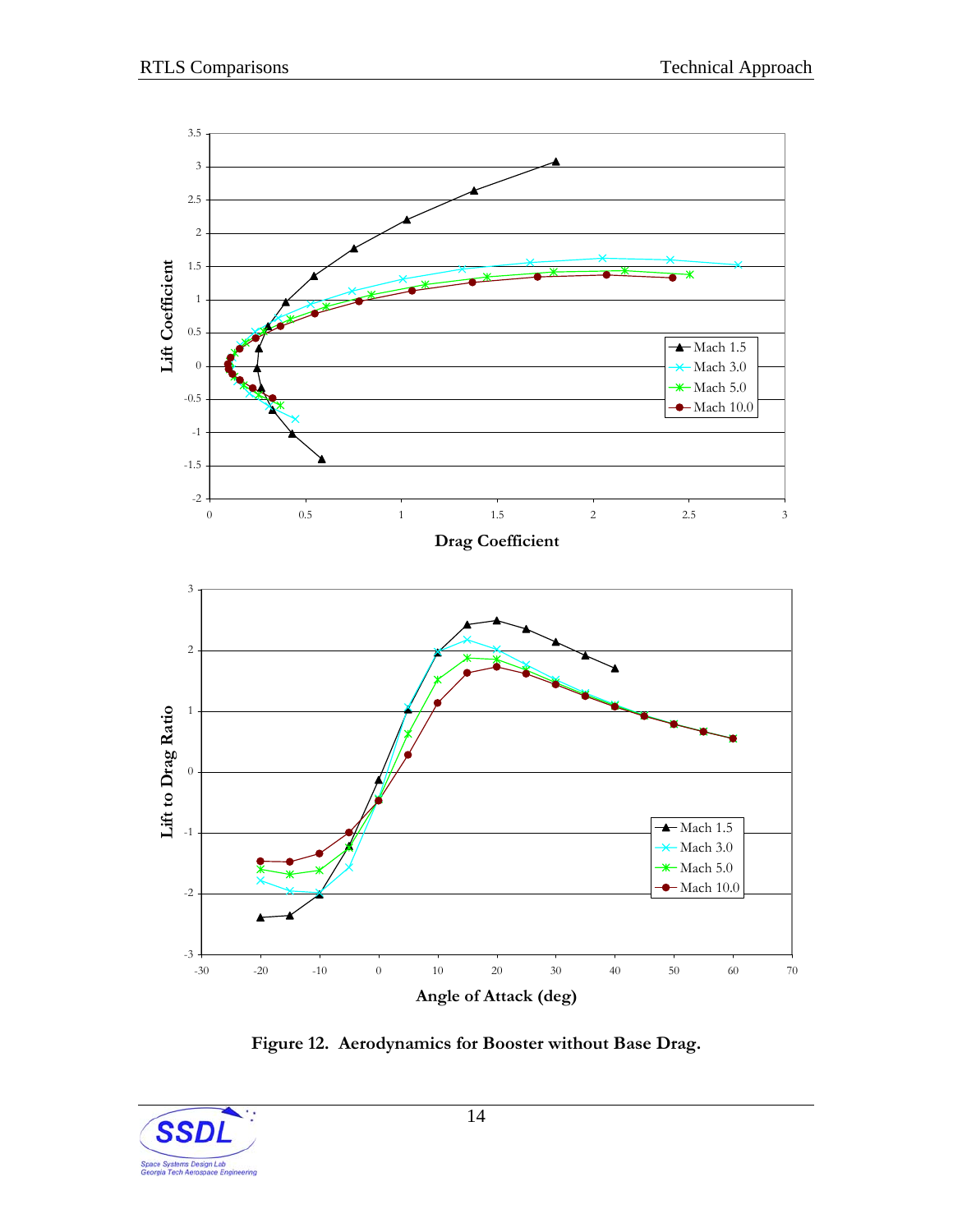Figure 12. Aerodynamics for Booster without Base Drag.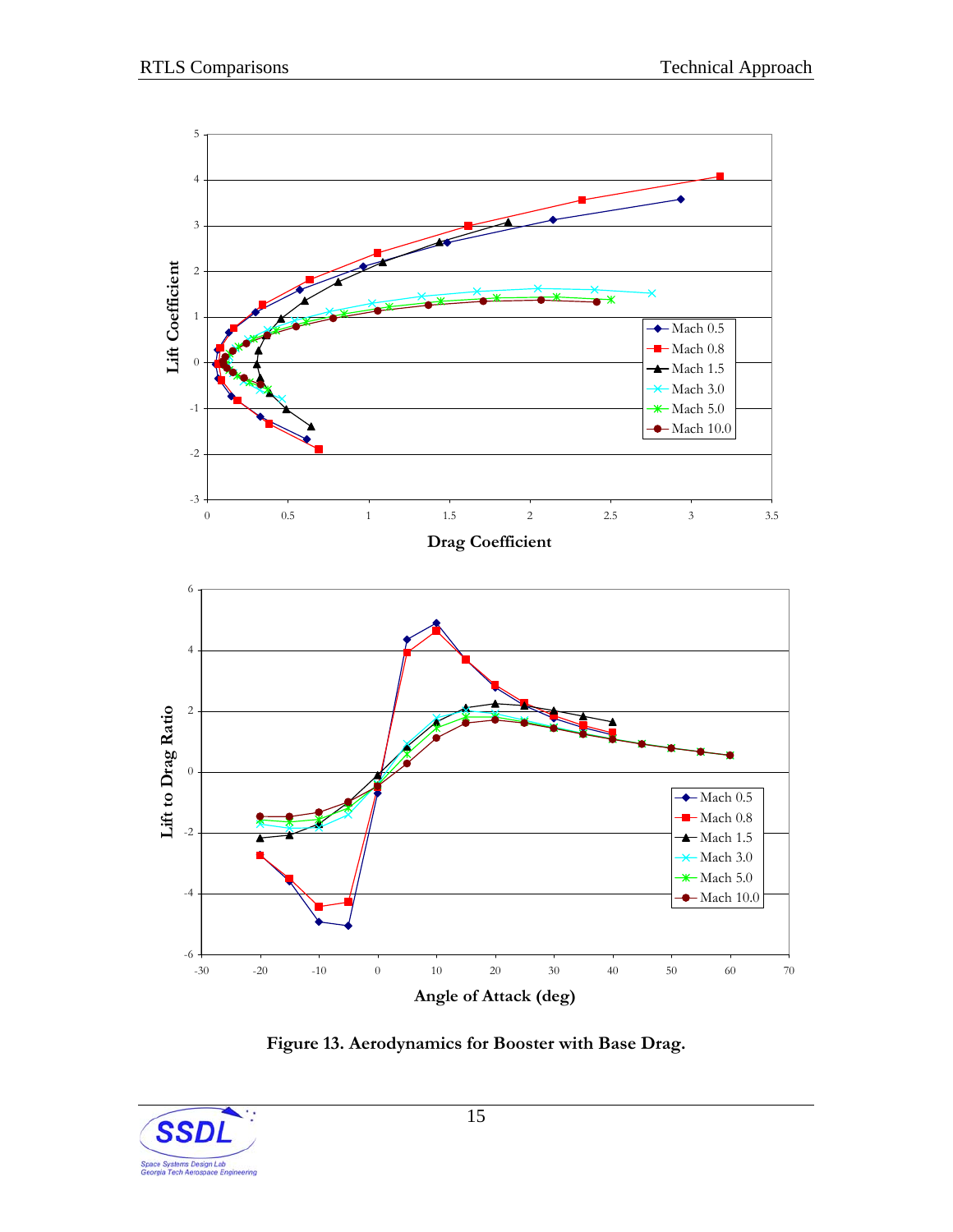Figure 13. Aerodynamics for Booster with Base Drag.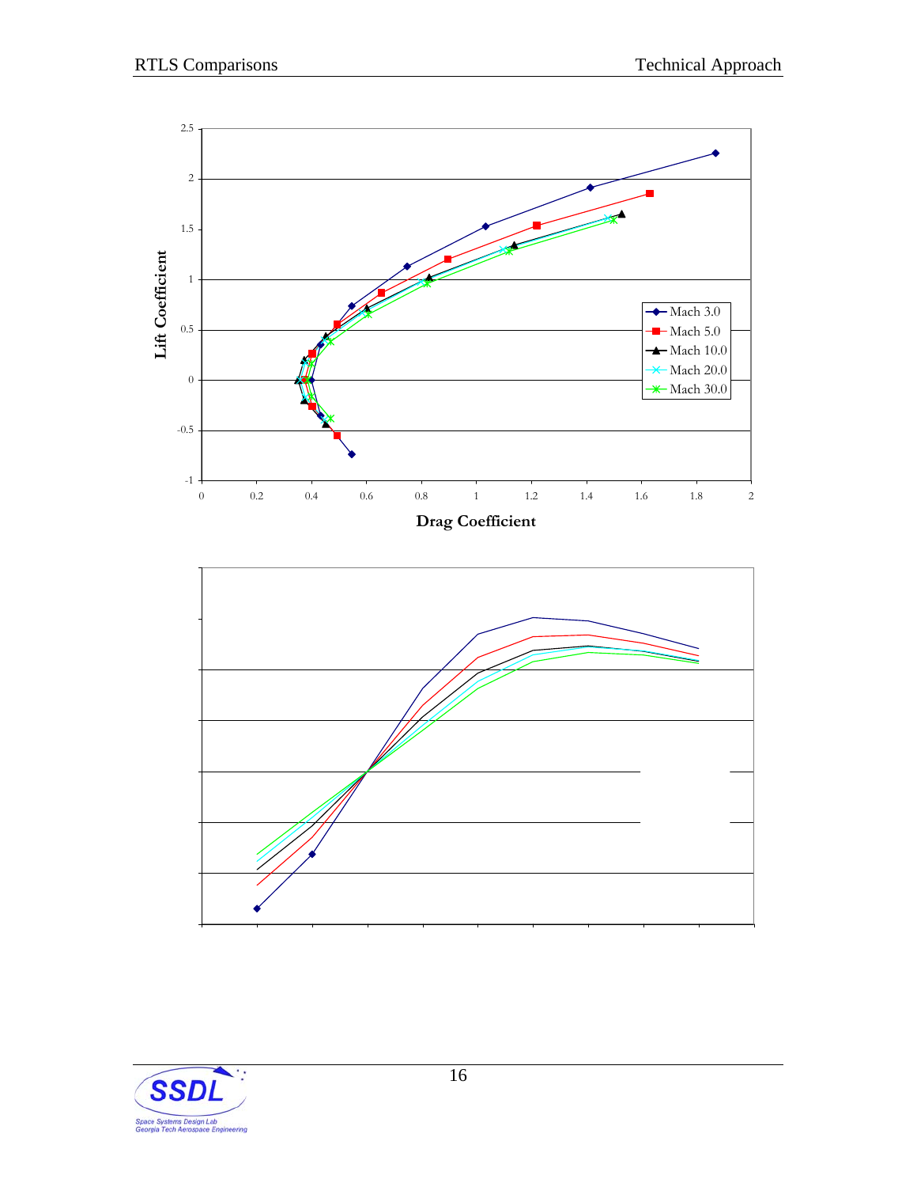Lift Coefficient

Drag Coefficient

Mach 3.0
Mach 5.0
Mach 10.0
Mach 20.0
Mach 30.0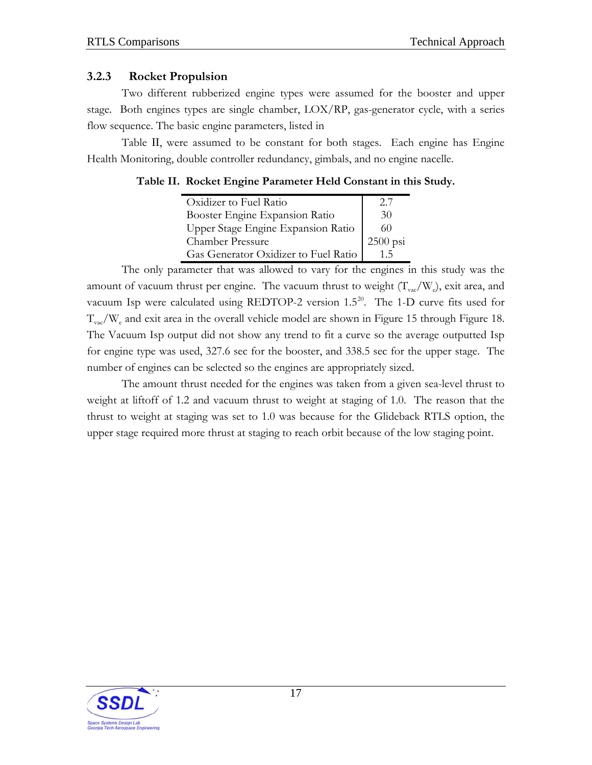### 3.2.3 Rocket Propulsion

Two different rubberized engine types were assumed for the booster and upper stage. Both engines types are single chamber, LOX/RP, gas-generator cycle, with a series flow sequence. The basic engine parameters, listed in

Table II, were assumed to be constant for both stages. Each engine has Engine Health Monitoring, double controller redundancy, gimbals, and no engine nacelle.

**Table II. Rocket Engine Parameter Held Constant in this Study.**

| | |
|---|---|
| Oxidizer to Fuel Ratio | 2.7 |
| Booster Engine Expansion Ratio | 30 |
| Upper Stage Engine Expansion Ratio | 60 |
| Chamber Pressure | 2500 psi |
| Gas Generator Oxidizer to Fuel Ratio | 1.5 |

The only parameter that was allowed to vary for the engines in this study was the amount of vacuum thrust per engine. The vacuum thrust to weight ($T_{vac}/W_e$), exit area, and vacuum Isp were calculated using REDTOP-2 version 1.5[20]. The 1-D curve fits used for $T_{vac}/W_e$ and exit area in the overall vehicle model are shown in Figure 15 through Figure 18. The Vacuum Isp output did not show any trend to fit a curve so the average outputted Isp for engine type was used, 327.6 sec for the booster, and 338.5 sec for the upper stage. The number of engines can be selected so the engines are appropriately sized.

The amount thrust needed for the engines was taken from a given sea-level thrust to weight at liftoff of 1.2 and vacuum thrust to weight at staging of 1.0. The reason that the thrust to weight at staging was set to 1.0 was because for the Glideback RTLS option, the upper stage required more thrust at staging to reach orbit because of the low staging point.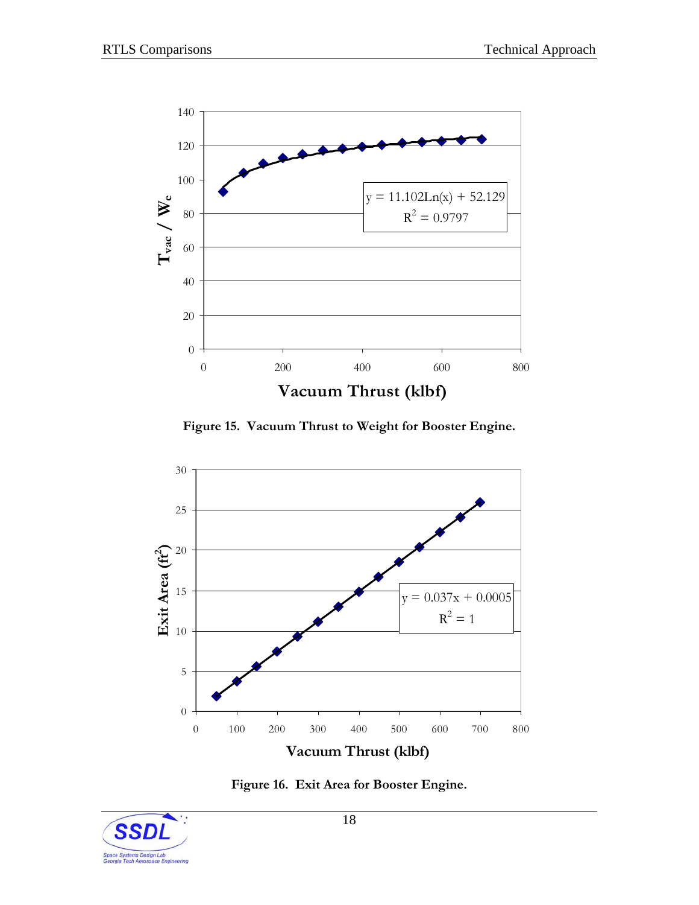Figure 15. Vacuum Thrust to Weight for Booster Engine.

Figure 16. Exit Area for Booster Engine.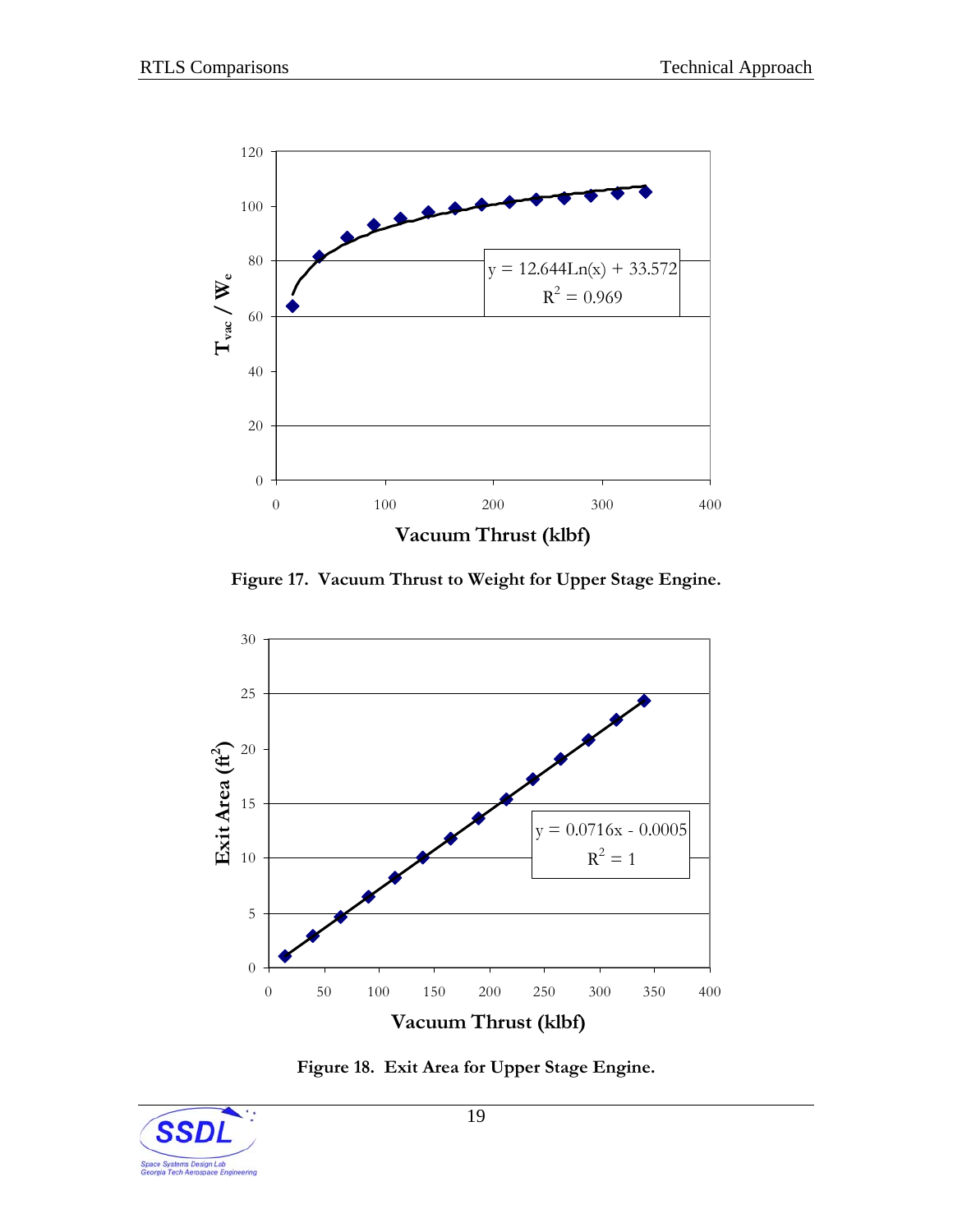Figure 17. Vacuum Thrust to Weight for Upper Stage Engine.

Figure 18. Exit Area for Upper Stage Engine.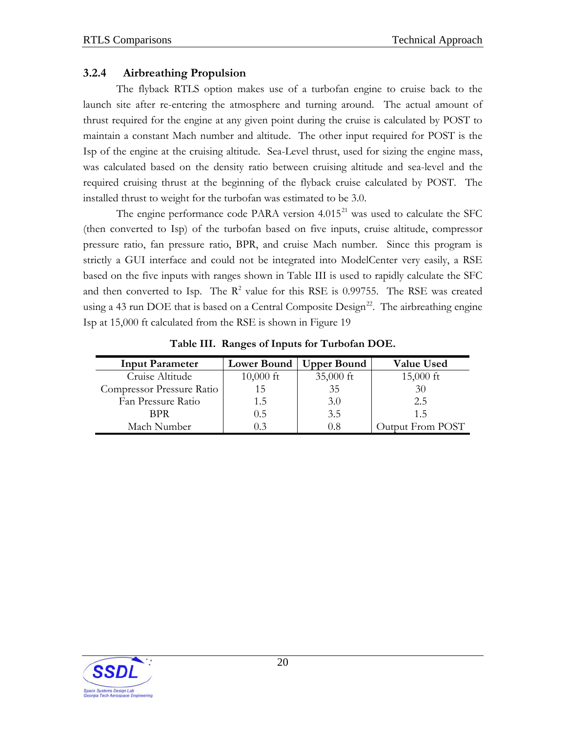### 3.2.4 Airbreathing Propulsion

The flyback RTLS option makes use of a turbofan engine to cruise back to the launch site after re-entering the atmosphere and turning around. The actual amount of thrust required for the engine at any given point during the cruise is calculated by POST to maintain a constant Mach number and altitude. The other input required for POST is the Isp of the engine at the cruising altitude. Sea-Level thrust, used for sizing the engine mass, was calculated based on the density ratio between cruising altitude and sea-level and the required cruising thrust at the beginning of the flyback cruise calculated by POST. The installed thrust to weight for the turbofan was estimated to be 3.0.

The engine performance code PARA version 4.015[21] was used to calculate the SFC (then converted to Isp) of the turbofan based on five inputs, cruise altitude, compressor pressure ratio, fan pressure ratio, BPR, and cruise Mach number. Since this program is strictly a GUI interface and could not be integrated into ModelCenter very easily, a RSE based on the five inputs with ranges shown in Table III is used to rapidly calculate the SFC and then converted to Isp. The $R^2$ value for this RSE is 0.99755. The RSE was created using a 43 run DOE that is based on a Central Composite Design[22]. The airbreathing engine Isp at 15,000 ft calculated from the RSE is shown in Figure 19

**Table III. Ranges of Inputs for Turbofan DOE.**

| Input Parameter | Lower Bound | Upper Bound | Value Used |
|---|---|---|---|
| Cruise Altitude | 10,000 ft | 35,000 ft | 15,000 ft |
| Compressor Pressure Ratio | 15 | 35 | 30 |
| Fan Pressure Ratio | 1.5 | 3.0 | 2.5 |
| BPR | 0.5 | 3.5 | 1.5 |
| Mach Number | 0.3 | 0.8 | Output From POST |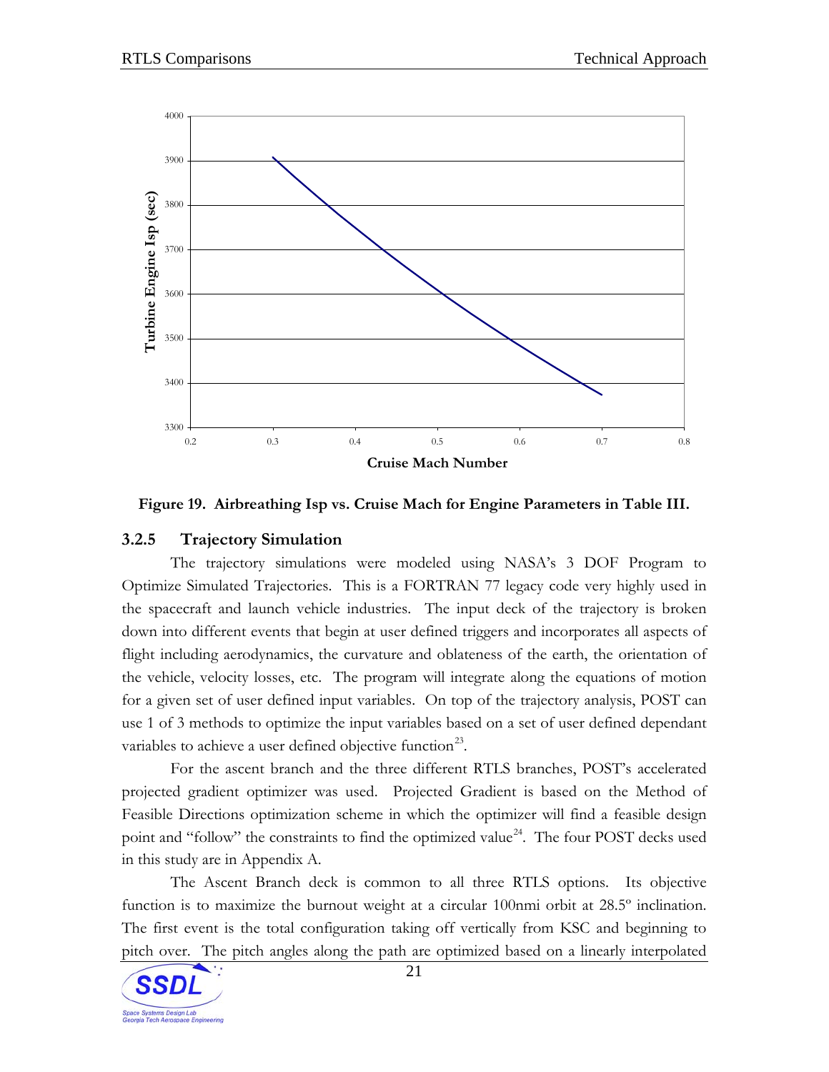Figure 19. Airbreathing Isp vs. Cruise Mach for Engine Parameters in Table III.

### 3.2.5 Trajectory Simulation

The trajectory simulations were modeled using NASA's 3 DOF Program to Optimize Simulated Trajectories. This is a FORTRAN 77 legacy code very highly used in the spacecraft and launch vehicle industries. The input deck of the trajectory is broken down into different events that begin at user defined triggers and incorporates all aspects of flight including aerodynamics, the curvature and oblateness of the earth, the orientation of the vehicle, velocity losses, etc. The program will integrate along the equations of motion for a given set of user defined input variables. On top of the trajectory analysis, POST can use 1 of 3 methods to optimize the input variables based on a set of user defined dependant variables to achieve a user defined objective function[23].

For the ascent branch and the three different RTLS branches, POST's accelerated projected gradient optimizer was used. Projected Gradient is based on the Method of Feasible Directions optimization scheme in which the optimizer will find a feasible design point and "follow" the constraints to find the optimized value[24]. The four POST decks used in this study are in Appendix A.

The Ascent Branch deck is common to all three RTLS options. Its objective function is to maximize the burnout weight at a circular 100nmi orbit at 28.5º inclination. The first event is the total configuration taking off vertically from KSC and beginning to pitch over. The pitch angles along the path are optimized based on a linearly interpolated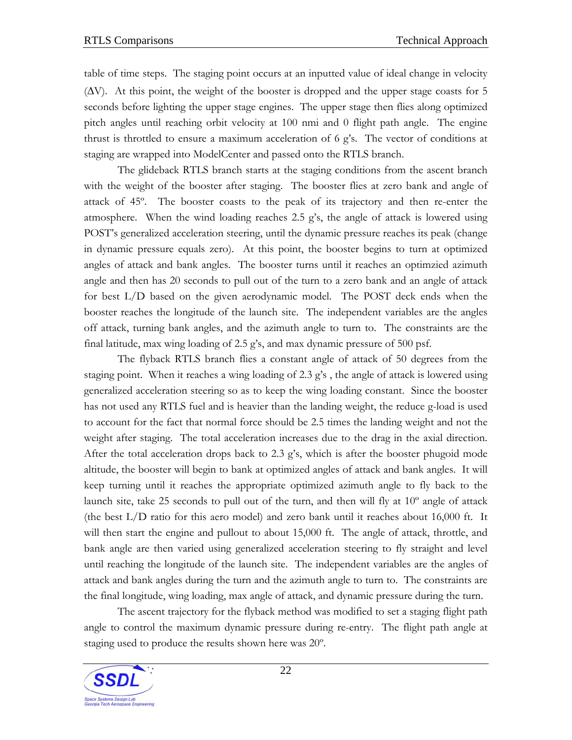table of time steps. The staging point occurs at an inputted value of ideal change in velocity ($\Delta V$). At this point, the weight of the booster is dropped and the upper stage coasts for 5 seconds before lighting the upper stage engines. The upper stage then flies along optimized pitch angles until reaching orbit velocity at 100 nmi and 0 flight path angle. The engine thrust is throttled to ensure a maximum acceleration of 6 g's. The vector of conditions at staging are wrapped into ModelCenter and passed onto the RTLS branch.

The glideback RTLS branch starts at the staging conditions from the ascent branch with the weight of the booster after staging. The booster flies at zero bank and angle of attack of 45º. The booster coasts to the peak of its trajectory and then re-enter the atmosphere. When the wind loading reaches 2.5 g's, the angle of attack is lowered using POST's generalized acceleration steering, until the dynamic pressure reaches its peak (change in dynamic pressure equals zero). At this point, the booster begins to turn at optimized angles of attack and bank angles. The booster turns until it reaches an optimzied azimuth angle and then has 20 seconds to pull out of the turn to a zero bank and an angle of attack for best L/D based on the given aerodynamic model. The POST deck ends when the booster reaches the longitude of the launch site. The independent variables are the angles off attack, turning bank angles, and the azimuth angle to turn to. The constraints are the final latitude, max wing loading of 2.5 g's, and max dynamic pressure of 500 psf.

The flyback RTLS branch flies a constant angle of attack of 50 degrees from the staging point. When it reaches a wing loading of 2.3 g's , the angle of attack is lowered using generalized acceleration steering so as to keep the wing loading constant. Since the booster has not used any RTLS fuel and is heavier than the landing weight, the reduce g-load is used to account for the fact that normal force should be 2.5 times the landing weight and not the weight after staging. The total acceleration increases due to the drag in the axial direction. After the total acceleration drops back to 2.3 g's, which is after the booster phugoid mode altitude, the booster will begin to bank at optimized angles of attack and bank angles. It will keep turning until it reaches the appropriate optimized azimuth angle to fly back to the launch site, take 25 seconds to pull out of the turn, and then will fly at 10º angle of attack (the best L/D ratio for this aero model) and zero bank until it reaches about 16,000 ft. It will then start the engine and pullout to about 15,000 ft. The angle of attack, throttle, and bank angle are then varied using generalized acceleration steering to fly straight and level until reaching the longitude of the launch site. The independent variables are the angles of attack and bank angles during the turn and the azimuth angle to turn to. The constraints are the final longitude, wing loading, max angle of attack, and dynamic pressure during the turn.

The ascent trajectory for the flyback method was modified to set a staging flight path angle to control the maximum dynamic pressure during re-entry. The flight path angle at staging used to produce the results shown here was 20º.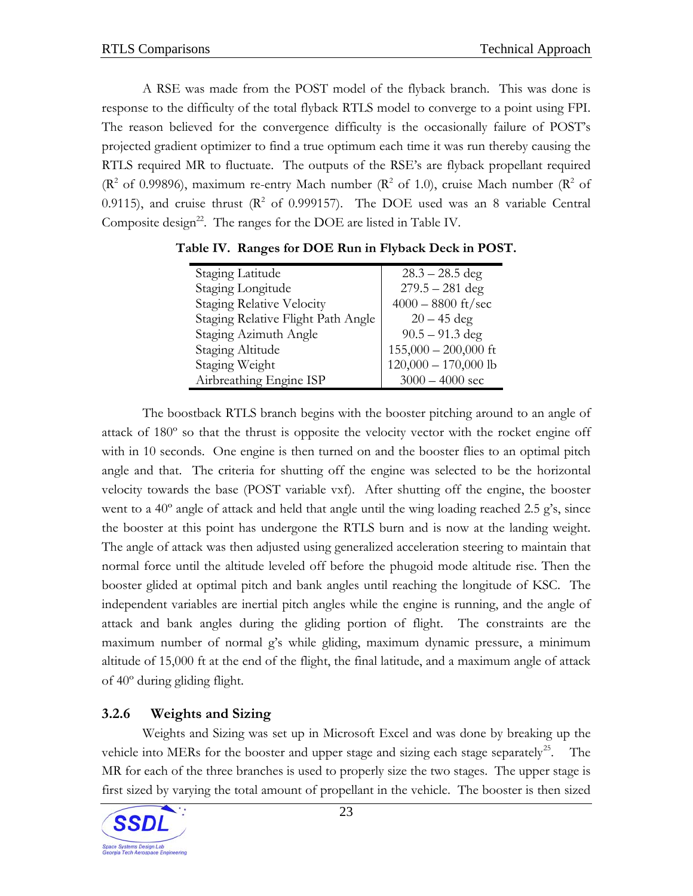A RSE was made from the POST model of the flyback branch. This was done is response to the difficulty of the total flyback RTLS model to converge to a point using FPI. The reason believed for the convergence difficulty is the occasionally failure of POST's projected gradient optimizer to find a true optimum each time it was run thereby causing the RTLS required MR to fluctuate. The outputs of the RSE's are flyback propellant required ($R^2$ of 0.99896), maximum re-entry Mach number ($R^2$ of 1.0), cruise Mach number ($R^2$ of 0.9115), and cruise thrust ($R^2$ of 0.999157). The DOE used was an 8 variable Central Composite design[22]. The ranges for the DOE are listed in Table IV.

**Table IV. Ranges for DOE Run in Flyback Deck in POST.**

| | |
|---|---|
| Staging Latitude | 28.3 – 28.5 deg |
| Staging Longitude | 279.5 – 281 deg |
| Staging Relative Velocity | 4000 – 8800 ft/sec |
| Staging Relative Flight Path Angle | 20 – 45 deg |
| Staging Azimuth Angle | 90.5 – 91.3 deg |
| Staging Altitude | 155,000 – 200,000 ft |
| Staging Weight | 120,000 – 170,000 lb |
| Airbreathing Engine ISP | 3000 – 4000 sec |

The boostback RTLS branch begins with the booster pitching around to an angle of attack of 180º so that the thrust is opposite the velocity vector with the rocket engine off with in 10 seconds. One engine is then turned on and the booster flies to an optimal pitch angle and that. The criteria for shutting off the engine was selected to be the horizontal velocity towards the base (POST variable vxf). After shutting off the engine, the booster went to a 40º angle of attack and held that angle until the wing loading reached 2.5 g's, since the booster at this point has undergone the RTLS burn and is now at the landing weight. The angle of attack was then adjusted using generalized acceleration steering to maintain that normal force until the altitude leveled off before the phugoid mode altitude rise. Then the booster glided at optimal pitch and bank angles until reaching the longitude of KSC. The independent variables are inertial pitch angles while the engine is running, and the angle of attack and bank angles during the gliding portion of flight. The constraints are the maximum number of normal g's while gliding, maximum dynamic pressure, a minimum altitude of 15,000 ft at the end of the flight, the final latitude, and a maximum angle of attack of 40º during gliding flight.

### 3.2.6 Weights and Sizing

Weights and Sizing was set up in Microsoft Excel and was done by breaking up the vehicle into MERs for the booster and upper stage and sizing each stage separately[25]. The MR for each of the three branches is used to properly size the two stages. The upper stage is first sized by varying the total amount of propellant in the vehicle. The booster is then sized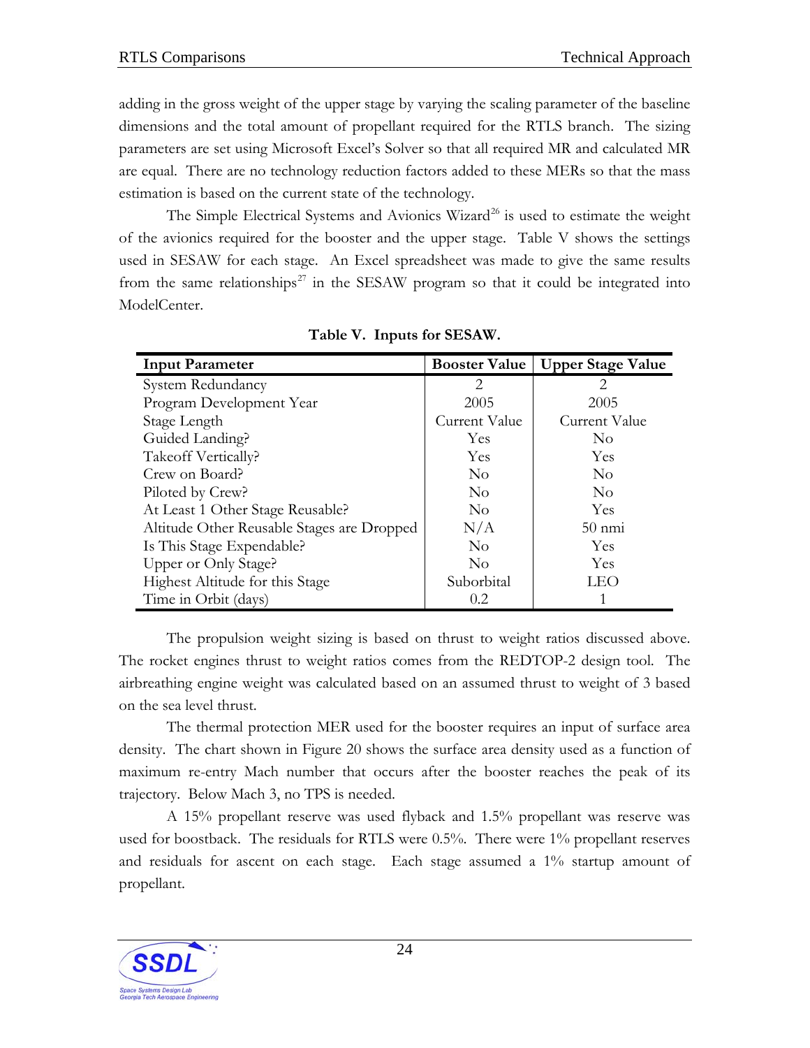adding in the gross weight of the upper stage by varying the scaling parameter of the baseline dimensions and the total amount of propellant required for the RTLS branch. The sizing parameters are set using Microsoft Excel's Solver so that all required MR and calculated MR are equal. There are no technology reduction factors added to these MERs so that the mass estimation is based on the current state of the technology.

The Simple Electrical Systems and Avionics Wizard[26] is used to estimate the weight of the avionics required for the booster and the upper stage. Table V shows the settings used in SESAW for each stage. An Excel spreadsheet was made to give the same results from the same relationships[27] in the SESAW program so that it could be integrated into ModelCenter.

**Table V. Inputs for SESAW.**

| Input Parameter | Booster Value | Upper Stage Value |
|---|---|---|
| System Redundancy | 2 | 2 |
| Program Development Year | 2005 | 2005 |
| Stage Length | Current Value | Current Value |
| Guided Landing? | Yes | No |
| Takeoff Vertically? | Yes | Yes |
| Crew on Board? | No | No |
| Piloted by Crew? | No | No |
| At Least 1 Other Stage Reusable? | No | Yes |
| Altitude Other Reusable Stages are Dropped | N/A | 50 nmi |
| Is This Stage Expendable? | No | Yes |
| Upper or Only Stage? | No | Yes |
| Highest Altitude for this Stage | Suborbital | LEO |
| Time in Orbit (days) | 0.2 | 1 |

The propulsion weight sizing is based on thrust to weight ratios discussed above. The rocket engines thrust to weight ratios comes from the REDTOP-2 design tool. The airbreathing engine weight was calculated based on an assumed thrust to weight of 3 based on the sea level thrust.

The thermal protection MER used for the booster requires an input of surface area density. The chart shown in Figure 20 shows the surface area density used as a function of maximum re-entry Mach number that occurs after the booster reaches the peak of its trajectory. Below Mach 3, no TPS is needed.

A 15% propellant reserve was used flyback and 1.5% propellant was reserve was used for boostback. The residuals for RTLS were 0.5%. There were 1% propellant reserves and residuals for ascent on each stage. Each stage assumed a 1% startup amount of propellant.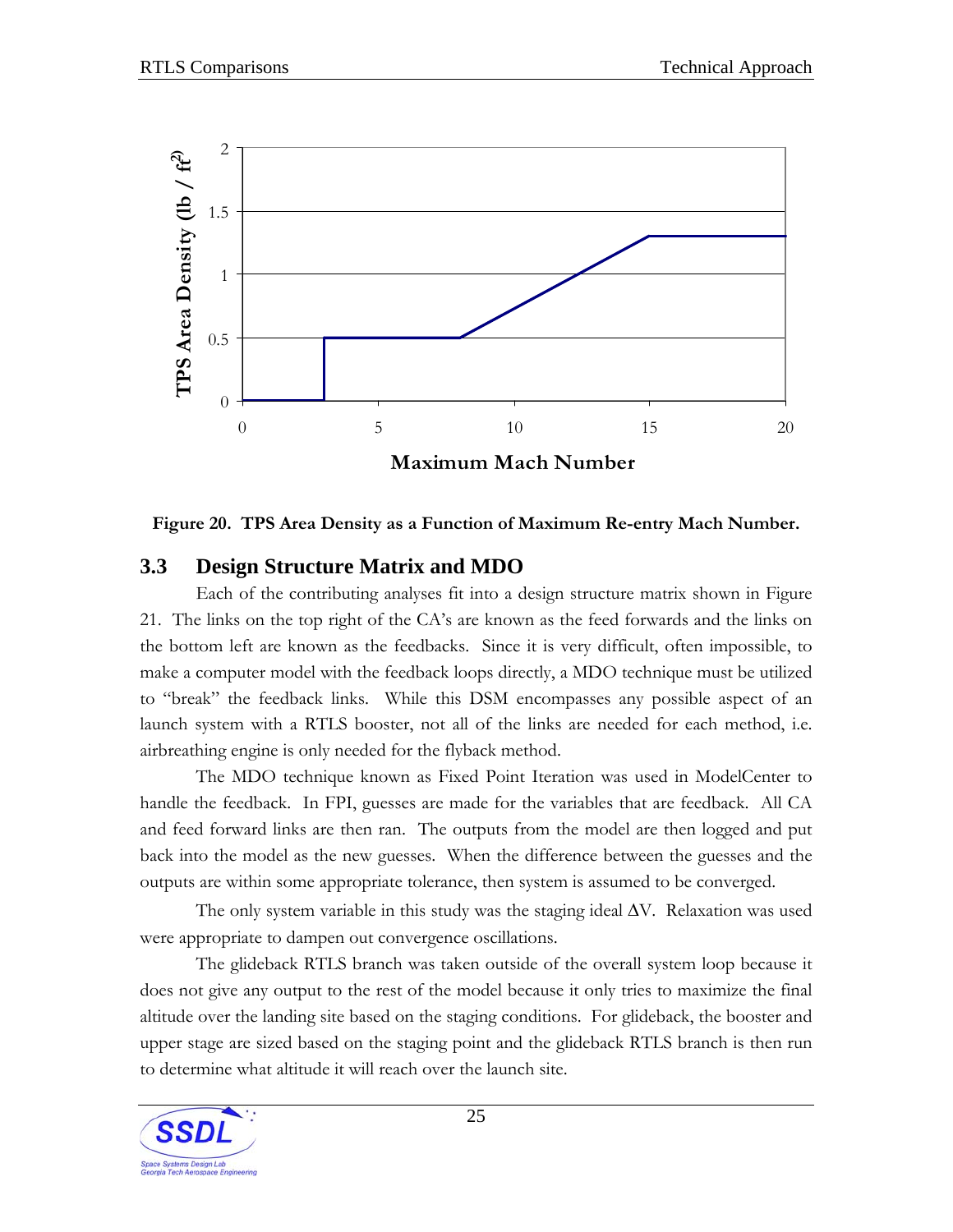Figure 20. TPS Area Density as a Function of Maximum Re-entry Mach Number.

## 3.3 Design Structure Matrix and MDO

Each of the contributing analyses fit into a design structure matrix shown in Figure 21. The links on the top right of the CA's are known as the feed forwards and the links on the bottom left are known as the feedbacks. Since it is very difficult, often impossible, to make a computer model with the feedback loops directly, a MDO technique must be utilized to "break" the feedback links. While this DSM encompasses any possible aspect of an launch system with a RTLS booster, not all of the links are needed for each method, i.e. airbreathing engine is only needed for the flyback method.

The MDO technique known as Fixed Point Iteration was used in ModelCenter to handle the feedback. In FPI, guesses are made for the variables that are feedback. All CA and feed forward links are then ran. The outputs from the model are then logged and put back into the model as the new guesses. When the difference between the guesses and the outputs are within some appropriate tolerance, then system is assumed to be converged.

The only system variable in this study was the staging ideal $\Delta V$. Relaxation was used were appropriate to dampen out convergence oscillations.

The glideback RTLS branch was taken outside of the overall system loop because it does not give any output to the rest of the model because it only tries to maximize the final altitude over the landing site based on the staging conditions. For glideback, the booster and upper stage are sized based on the staging point and the glideback RTLS branch is then run to determine what altitude it will reach over the launch site.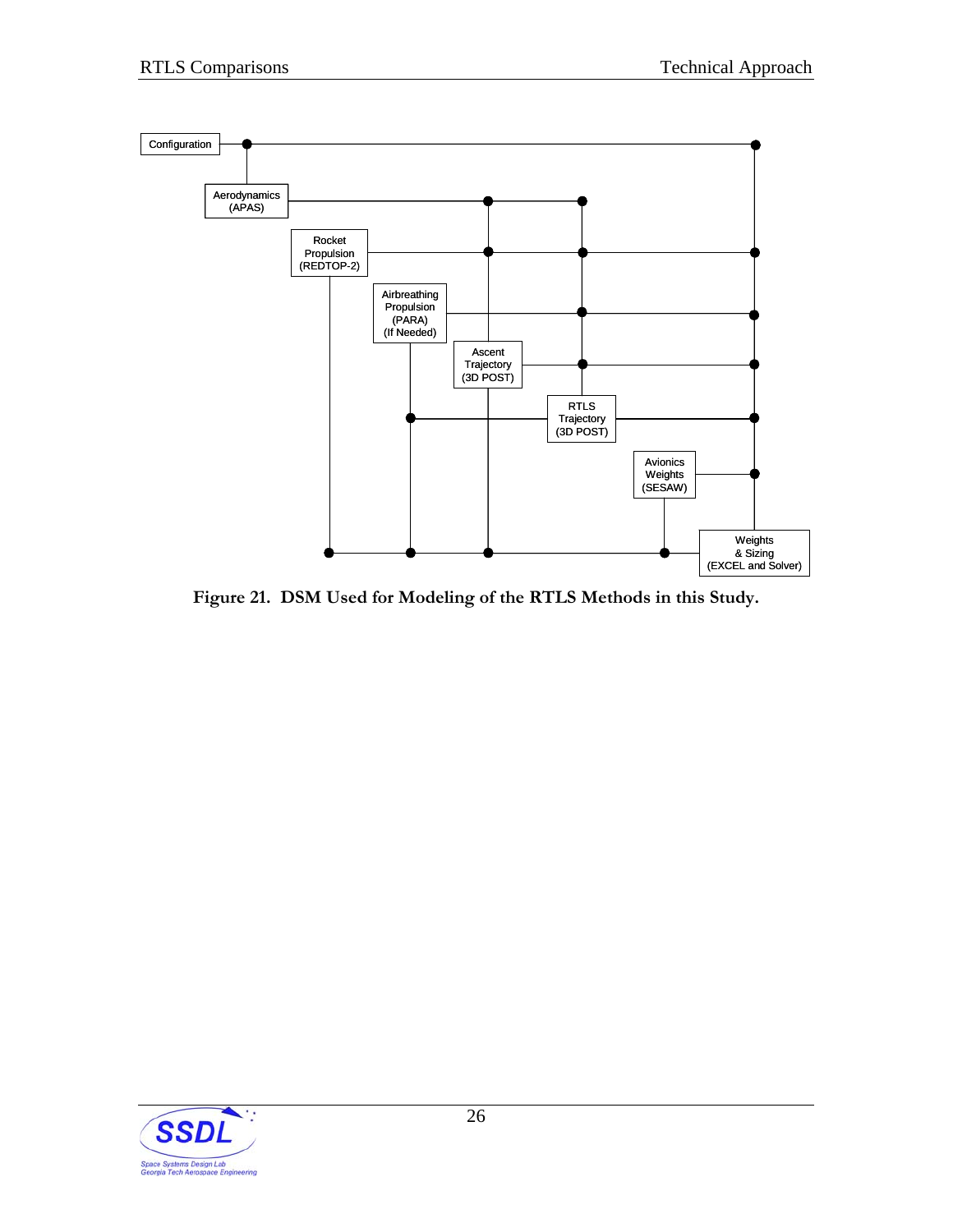**Figure 21. DSM Used for Modeling of the RTLS Methods in this Study.**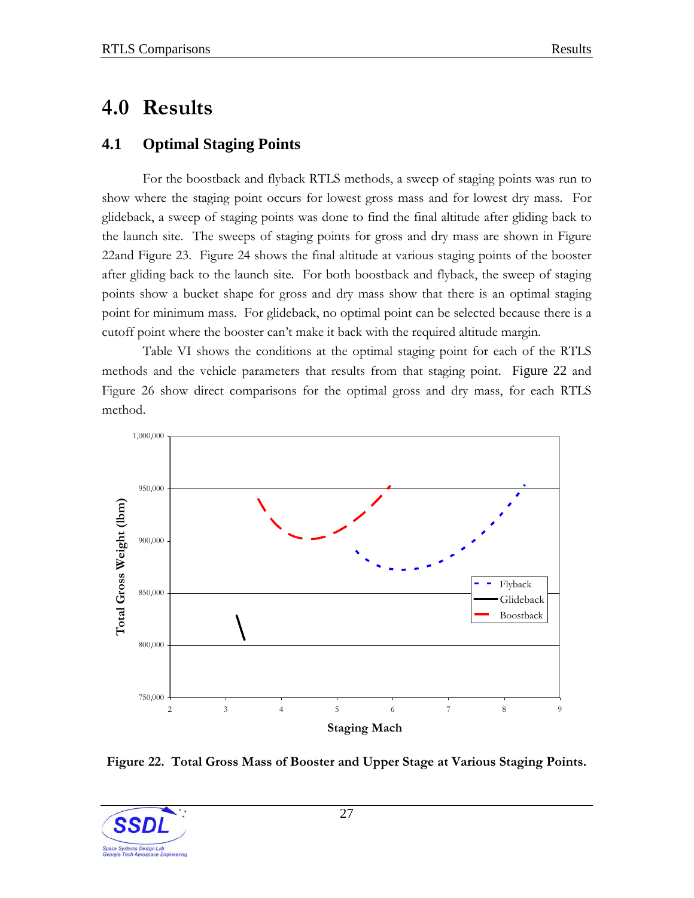# 4.0 Results

## 4.1 Optimal Staging Points

For the boostback and flyback RTLS methods, a sweep of staging points was run to show where the staging point occurs for lowest gross mass and for lowest dry mass. For glideback, a sweep of staging points was done to find the final altitude after gliding back to the launch site. The sweeps of staging points for gross and dry mass are shown in Figure 22and Figure 23. Figure 24 shows the final altitude at various staging points of the booster after gliding back to the launch site. For both boostback and flyback, the sweep of staging points show a bucket shape for gross and dry mass show that there is an optimal staging point for minimum mass. For glideback, no optimal point can be selected because there is a cutoff point where the booster can't make it back with the required altitude margin.

Table VI shows the conditions at the optimal staging point for each of the RTLS methods and the vehicle parameters that results from that staging point. Figure 22 and Figure 26 show direct comparisons for the optimal gross and dry mass, for each RTLS method.

**Figure 22. Total Gross Mass of Booster and Upper Stage at Various Staging Points.**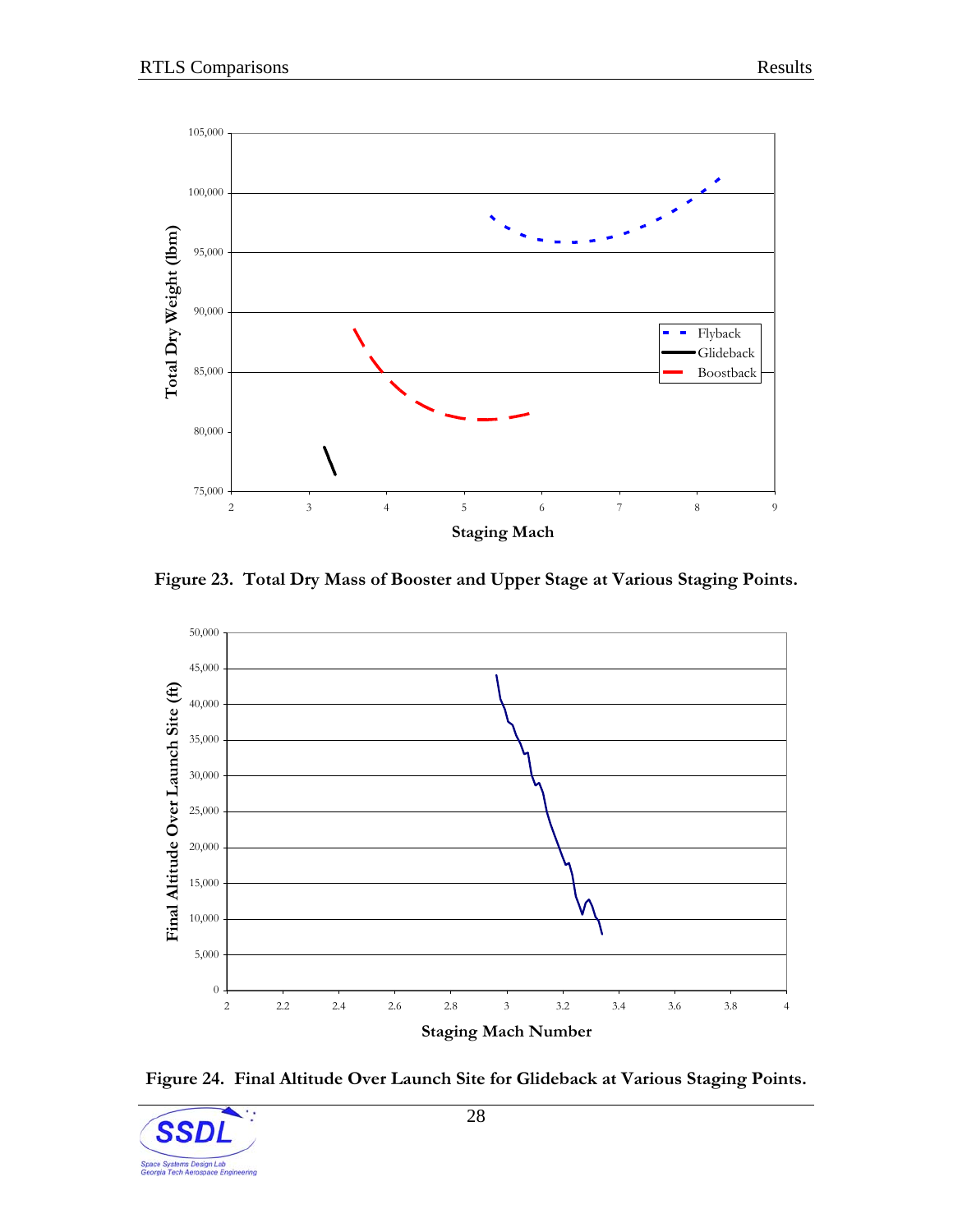Figure 23. Total Dry Mass of Booster and Upper Stage at Various Staging Points.

Figure 24. Final Altitude Over Launch Site for Glideback at Various Staging Points.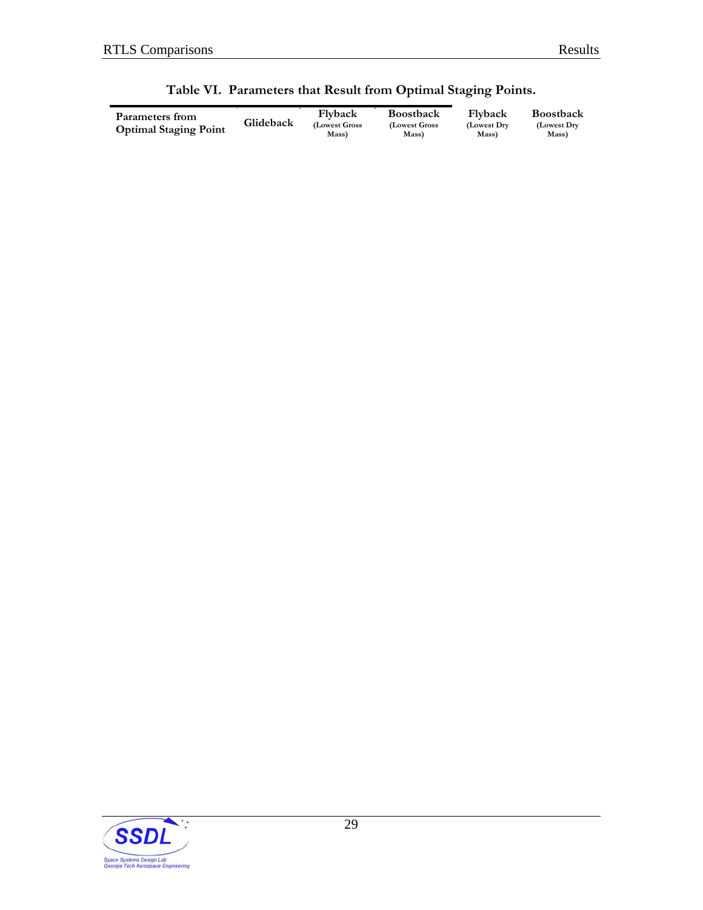**Table VI. Parameters that Result from Optimal Staging Points.**

| Parameters from Optimal Staging Point | Glideback | Flyback (Lowest Gross Mass) | Boostback (Lowest Gross Mass) | Flyback (Lowest Dry Mass) | Boostback (Lowest Dry Mass) |
|---|---|---|---|---|---|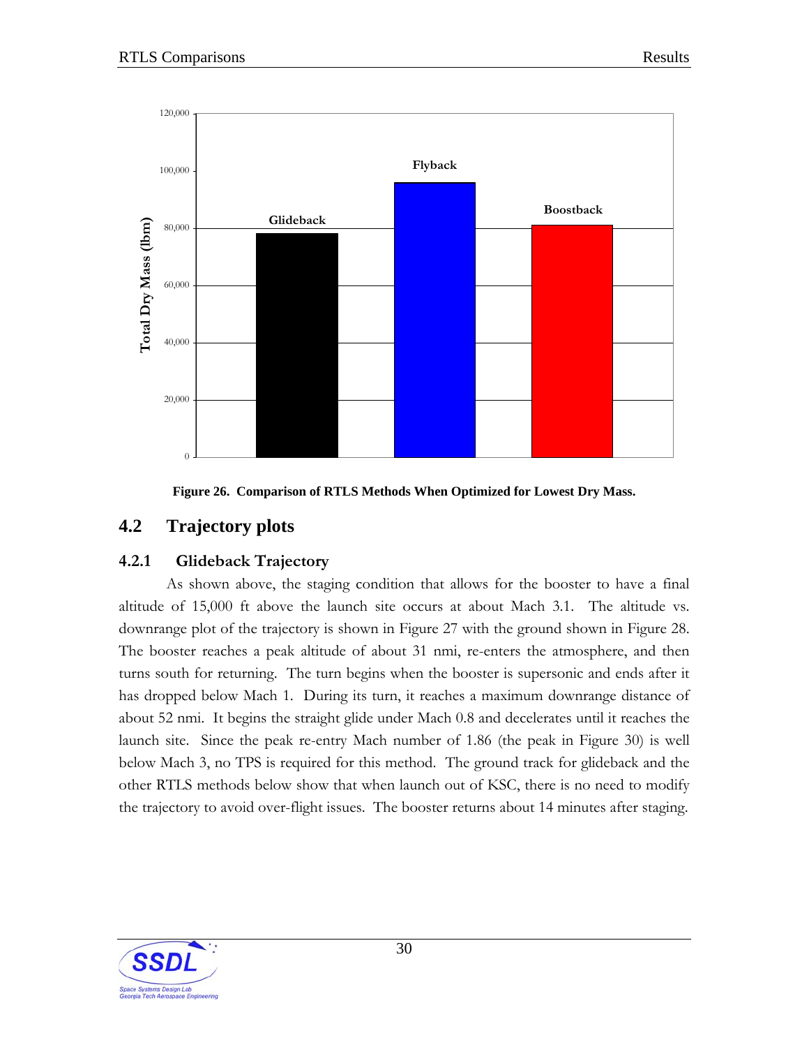Figure 26. Comparison of RTLS Methods When Optimized for Lowest Dry Mass.

## 4.2 Trajectory plots

### 4.2.1 Glideback Trajectory

As shown above, the staging condition that allows for the booster to have a final altitude of 15,000 ft above the launch site occurs at about Mach 3.1. The altitude vs. downrange plot of the trajectory is shown in Figure 27 with the ground shown in Figure 28. The booster reaches a peak altitude of about 31 nmi, re-enters the atmosphere, and then turns south for returning. The turn begins when the booster is supersonic and ends after it has dropped below Mach 1. During its turn, it reaches a maximum downrange distance of about 52 nmi. It begins the straight glide under Mach 0.8 and decelerates until it reaches the launch site. Since the peak re-entry Mach number of 1.86 (the peak in Figure 30) is well below Mach 3, no TPS is required for this method. The ground track for glideback and the other RTLS methods below show that when launch out of KSC, there is no need to modify the trajectory to avoid over-flight issues. The booster returns about 14 minutes after staging.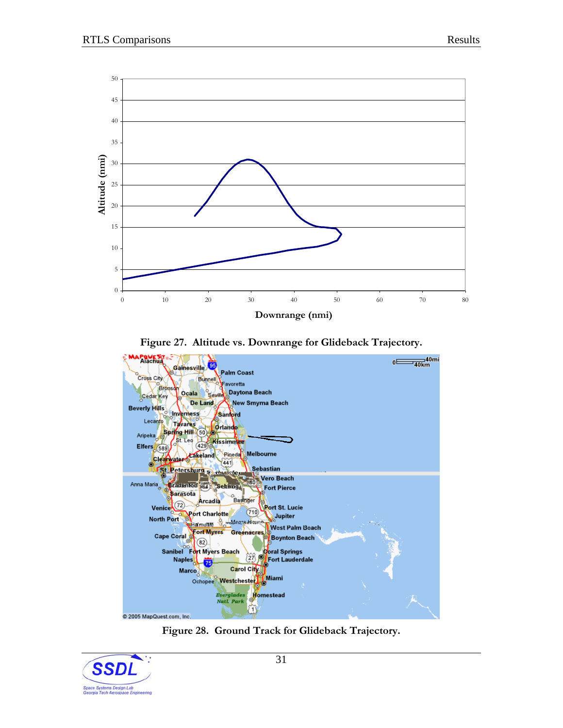Figure 27. Altitude vs. Downrange for Glideback Trajectory.

Figure 28. Ground Track for Glideback Trajectory.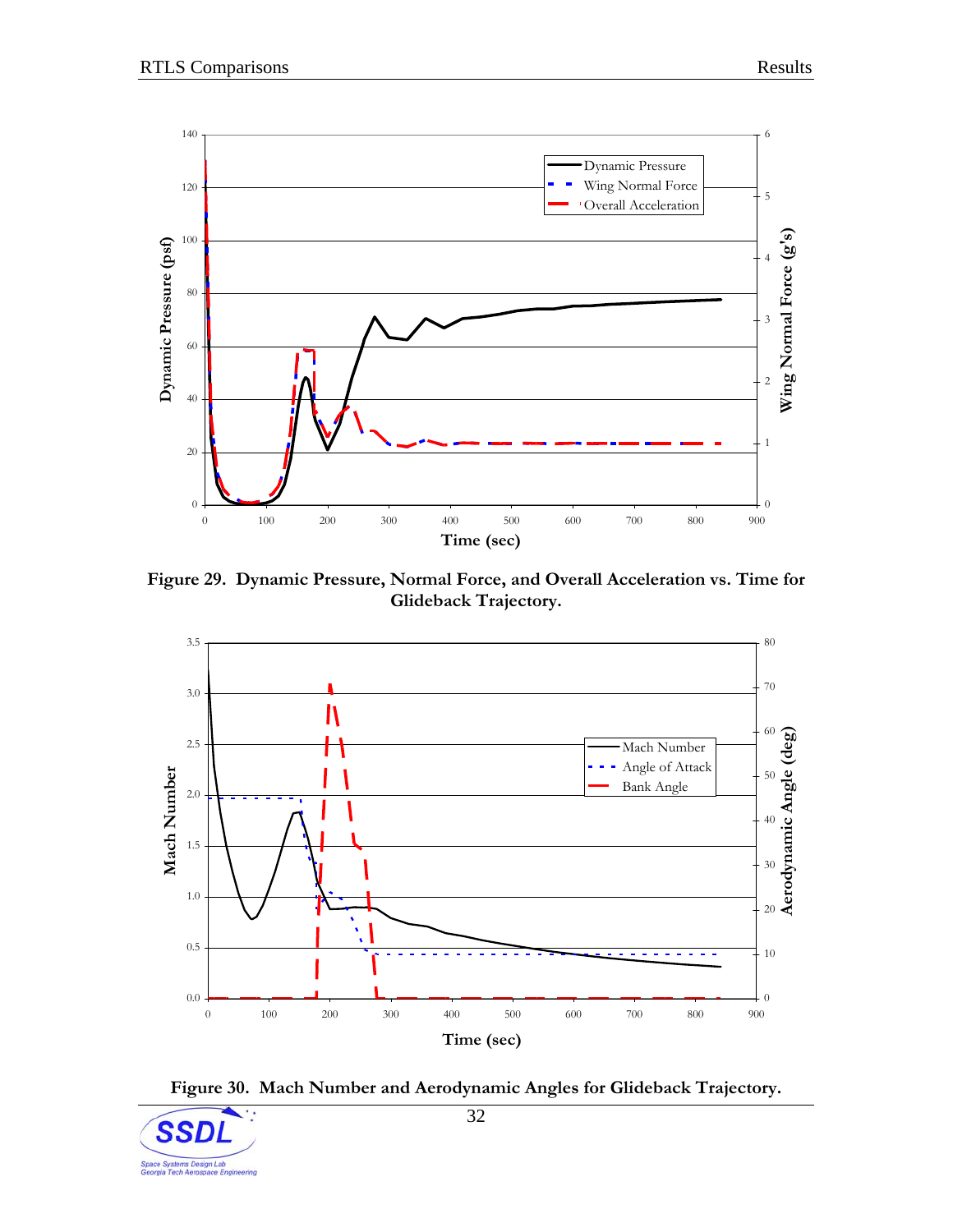**Figure 29. Dynamic Pressure, Normal Force, and Overall Acceleration vs. Time for Glideback Trajectory.**

**Figure 30. Mach Number and Aerodynamic Angles for Glideback Trajectory.**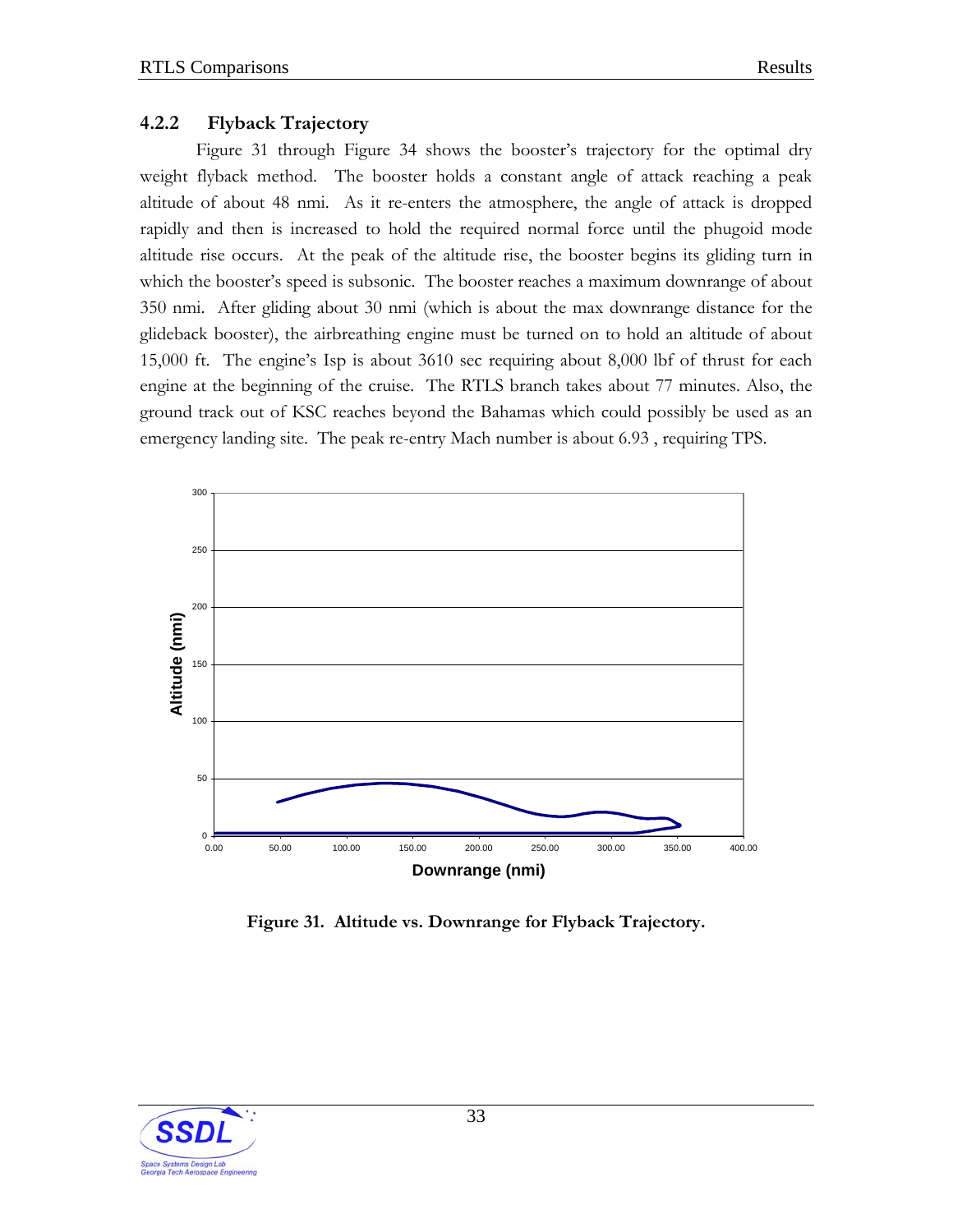### 4.2.2 Flyback Trajectory

Figure 31 through Figure 34 shows the booster's trajectory for the optimal dry weight flyback method. The booster holds a constant angle of attack reaching a peak altitude of about 48 nmi. As it re-enters the atmosphere, the angle of attack is dropped rapidly and then is increased to hold the required normal force until the phugoid mode altitude rise occurs. At the peak of the altitude rise, the booster begins its gliding turn in which the booster's speed is subsonic. The booster reaches a maximum downrange of about 350 nmi. After gliding about 30 nmi (which is about the max downrange distance for the glideback booster), the airbreathing engine must be turned on to hold an altitude of about 15,000 ft. The engine's Isp is about 3610 sec requiring about 8,000 lbf of thrust for each engine at the beginning of the cruise. The RTLS branch takes about 77 minutes. Also, the ground track out of KSC reaches beyond the Bahamas which could possibly be used as an emergency landing site. The peak re-entry Mach number is about 6.93 , requiring TPS.

**Figure 31. Altitude vs. Downrange for Flyback Trajectory.**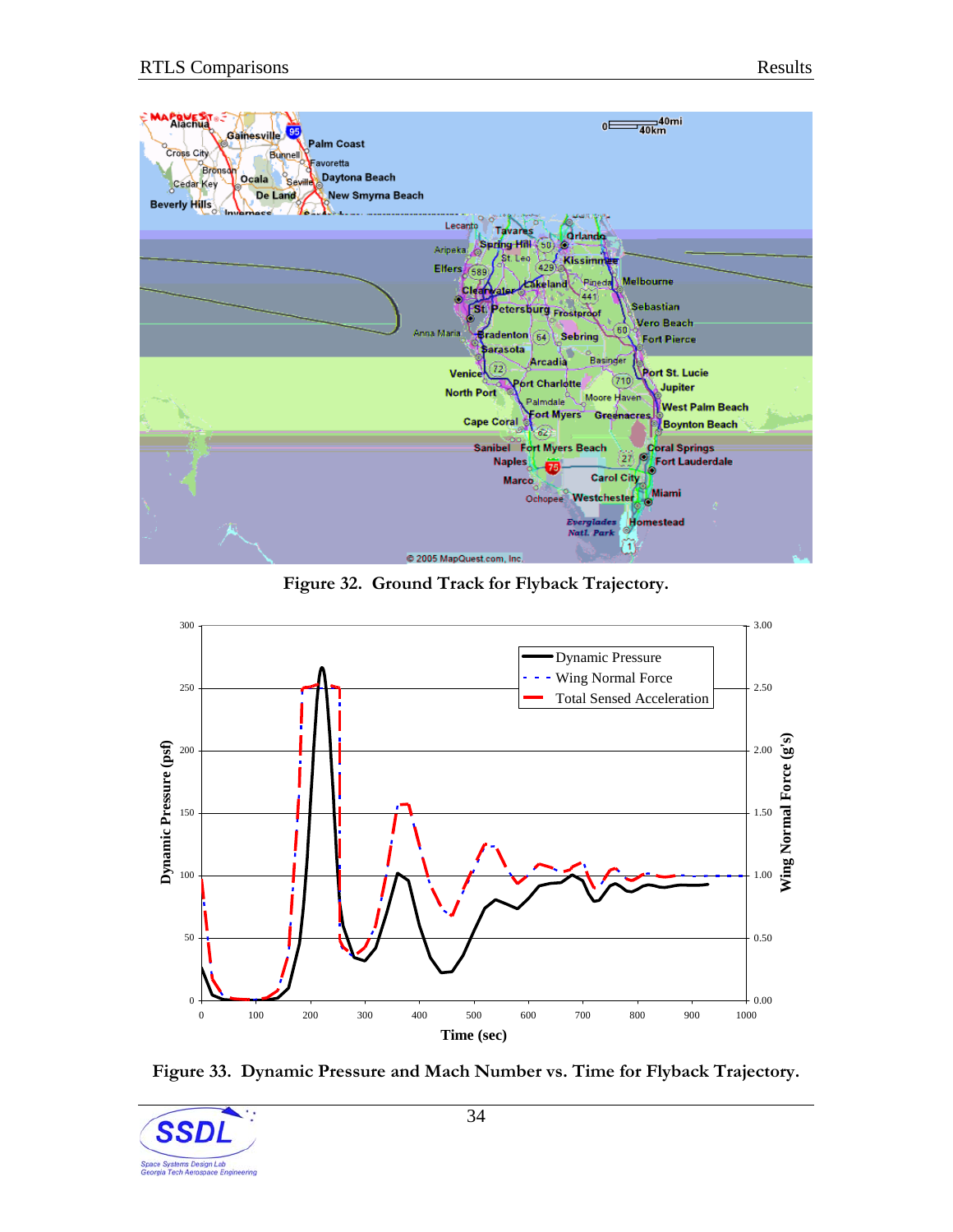Figure 32. Ground Track for Flyback Trajectory.

Figure 33. Dynamic Pressure and Mach Number vs. Time for Flyback Trajectory.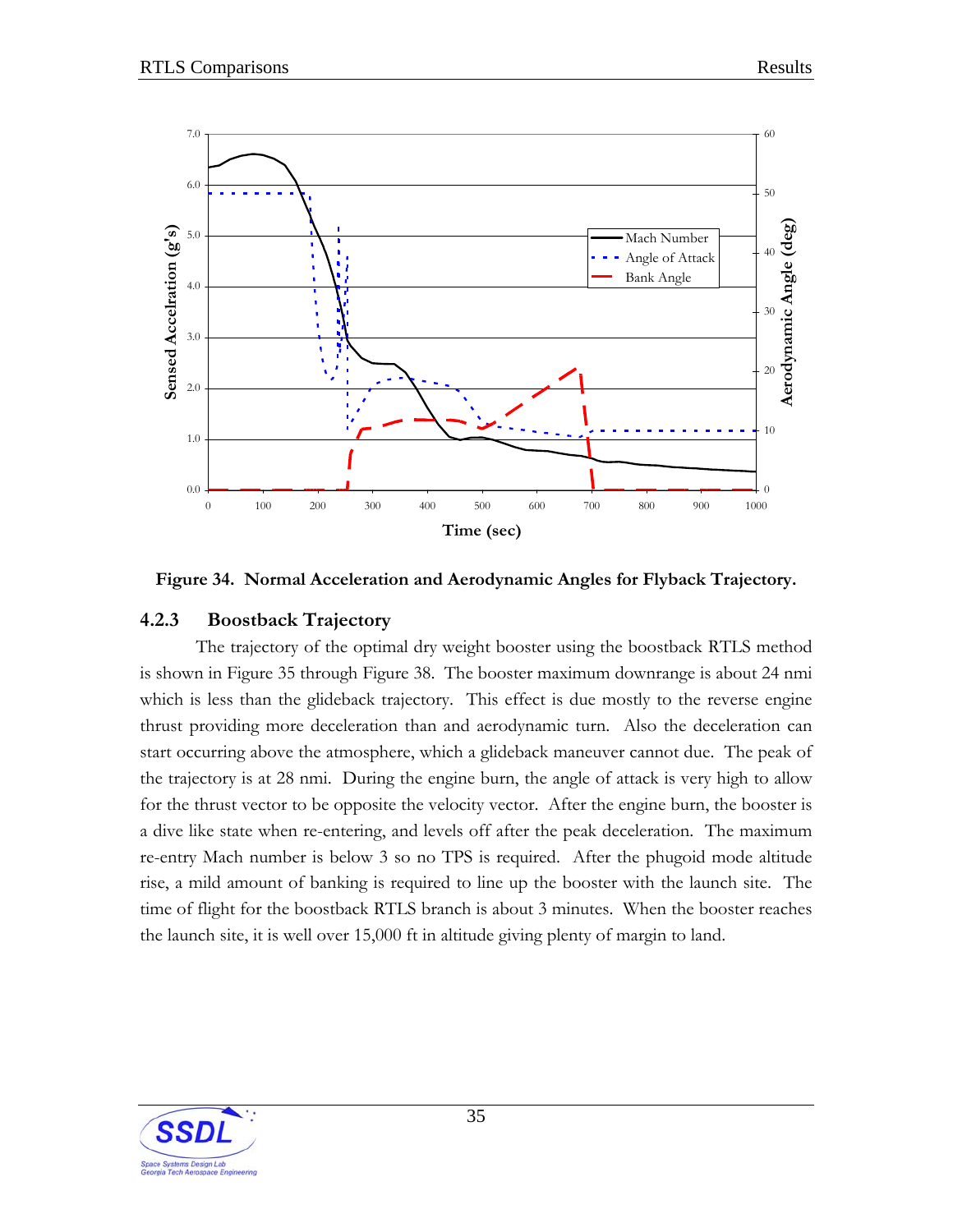Figure 34. Normal Acceleration and Aerodynamic Angles for Flyback Trajectory.

### 4.2.3 Boostback Trajectory

The trajectory of the optimal dry weight booster using the boostback RTLS method is shown in Figure 35 through Figure 38. The booster maximum downrange is about 24 nmi which is less than the glideback trajectory. This effect is due mostly to the reverse engine thrust providing more deceleration than and aerodynamic turn. Also the deceleration can start occurring above the atmosphere, which a glideback maneuver cannot due. The peak of the trajectory is at 28 nmi. During the engine burn, the angle of attack is very high to allow for the thrust vector to be opposite the velocity vector. After the engine burn, the booster is a dive like state when re-entering, and levels off after the peak deceleration. The maximum re-entry Mach number is below 3 so no TPS is required. After the phugoid mode altitude rise, a mild amount of banking is required to line up the booster with the launch site. The time of flight for the boostback RTLS branch is about 3 minutes. When the booster reaches the launch site, it is well over 15,000 ft in altitude giving plenty of margin to land.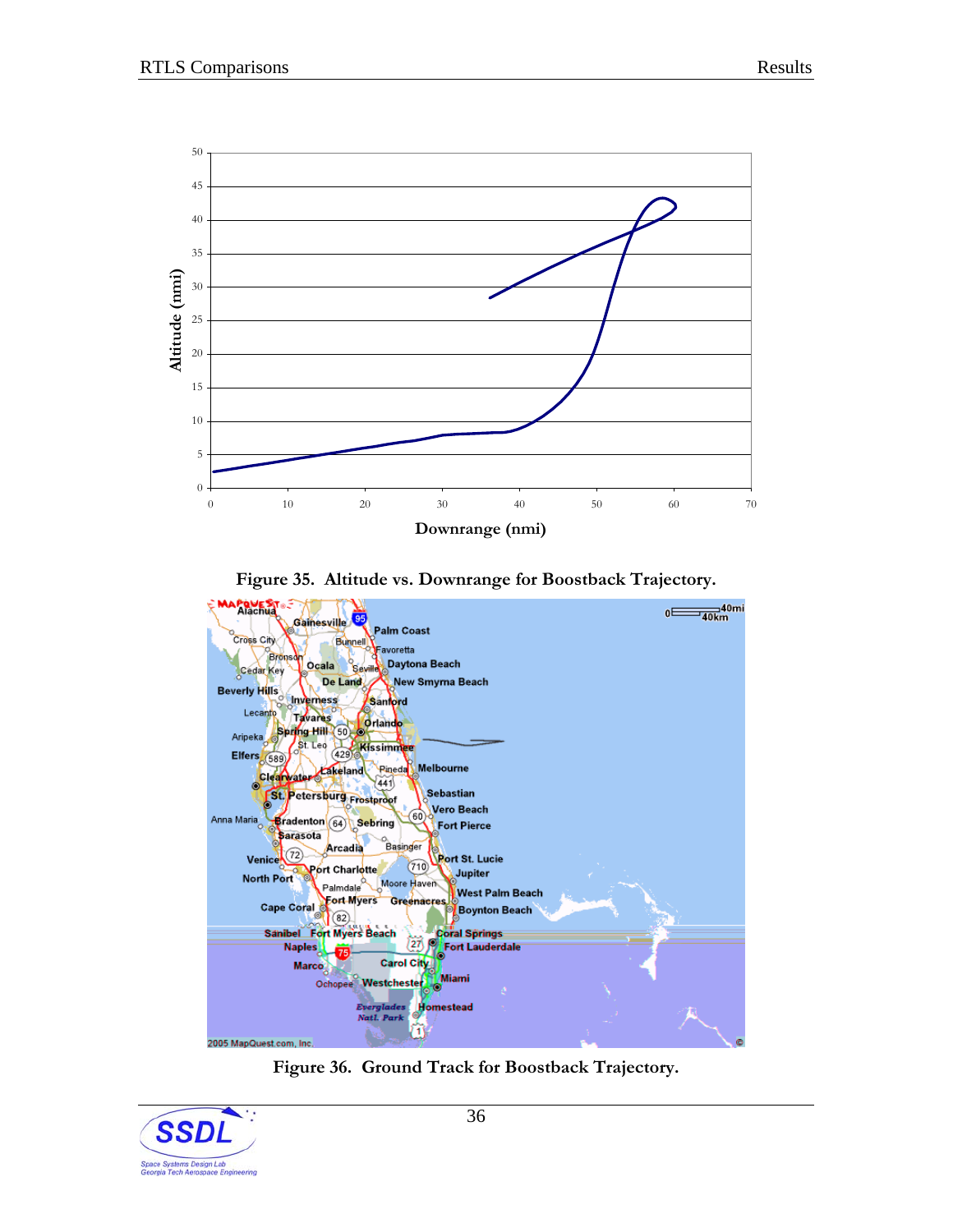**Figure 35. Altitude vs. Downrange for Boostback Trajectory.**

**Figure 36. Ground Track for Boostback Trajectory.**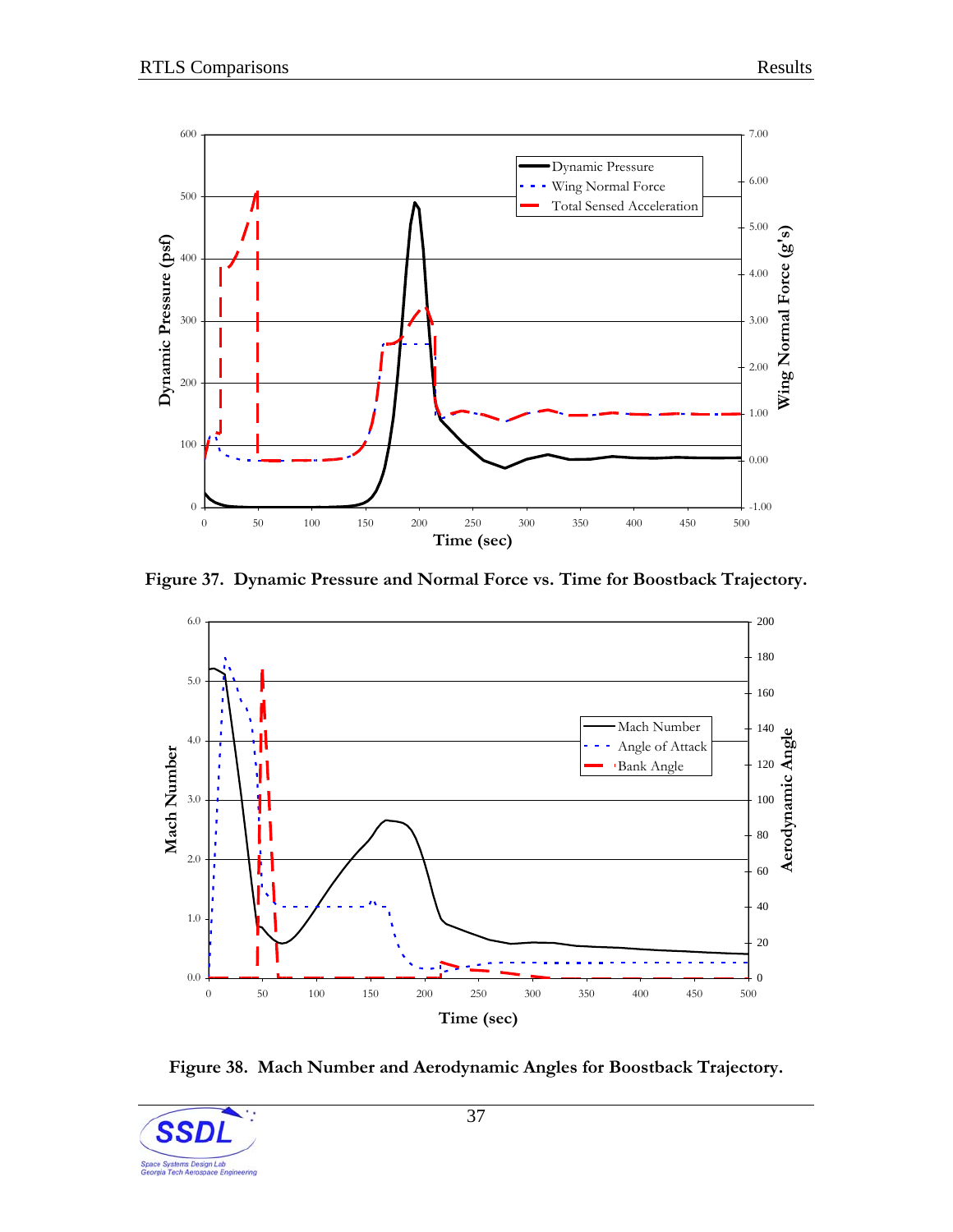Figure 37. Dynamic Pressure and Normal Force vs. Time for Boostback Trajectory.

Figure 38. Mach Number and Aerodynamic Angles for Boostback Trajectory.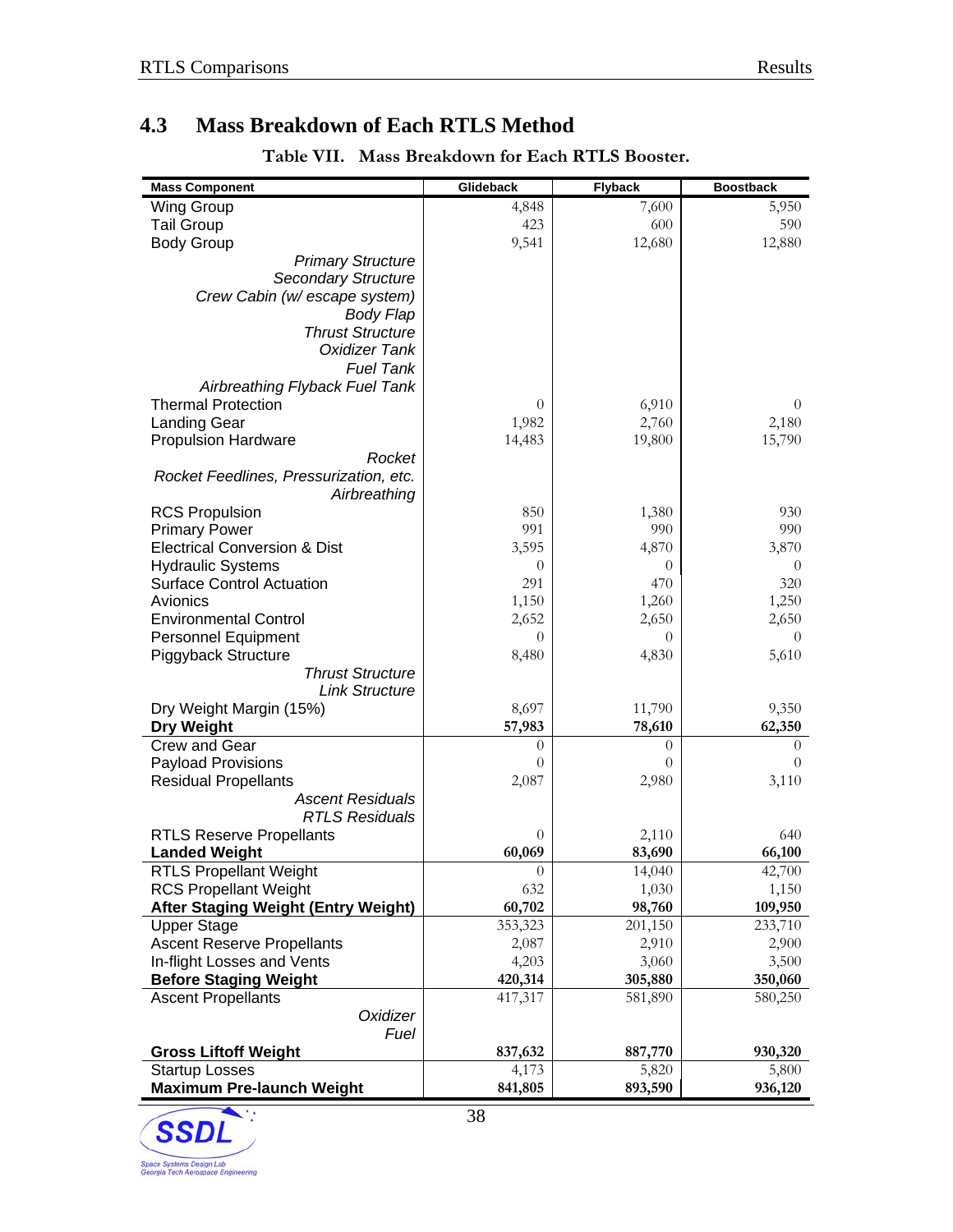## 4.3 Mass Breakdown of Each RTLS Method

**Table VII. Mass Breakdown for Each RTLS Booster.**

| Mass Component | Glideback | Flyback | Boostback |
|---|---|---|---|
| Wing Group | 4,848 | 7,600 | 5,950 |
| Tail Group | 423 | 600 | 590 |
| Body Group | 9,541 | 12,680 | 12,880 |
| *Primary Structure* | | | |
| *Secondary Structure* | | | |
| *Crew Cabin (w/ escape system)* | | | |
| *Body Flap* | | | |
| *Thrust Structure* | | | |
| *Oxidizer Tank* | | | |
| *Fuel Tank* | | | |
| *Airbreathing Flyback Fuel Tank* | | | |
| Thermal Protection | 0 | 6,910 | 0 |
| Landing Gear | 1,982 | 2,760 | 2,180 |
| Propulsion Hardware | 14,483 | 19,800 | 15,790 |
| *Rocket* | | | |
| *Rocket Feedlines, Pressurization, etc.* | | | |
| *Airbreathing* | | | |
| RCS Propulsion | 850 | 1,380 | 930 |
| Primary Power | 991 | 990 | 990 |
| Electrical Conversion & Dist | 3,595 | 4,870 | 3,870 |
| Hydraulic Systems | 0 | 0 | 0 |
| Surface Control Actuation | 291 | 470 | 320 |
| Avionics | 1,150 | 1,260 | 1,250 |
| Environmental Control | 2,652 | 2,650 | 2,650 |
| Personnel Equipment | 0 | 0 | 0 |
| Piggyback Structure | 8,480 | 4,830 | 5,610 |
| *Thrust Structure* | | | |
| *Link Structure* | | | |
| Dry Weight Margin (15%) | 8,697 | 11,790 | 9,350 |
| **Dry Weight** | **57,983** | **78,610** | **62,350** |
| Crew and Gear | 0 | 0 | 0 |
| Payload Provisions | 0 | 0 | 0 |
| Residual Propellants | 2,087 | 2,980 | 3,110 |
| *Ascent Residuals* | | | |
| *RTLS Residuals* | | | |
| RTLS Reserve Propellants | 0 | 2,110 | 640 |
| **Landed Weight** | **60,069** | **83,690** | **66,100** |
| RTLS Propellant Weight | 0 | 14,040 | 42,700 |
| RCS Propellant Weight | 632 | 1,030 | 1,150 |
| **After Staging Weight (Entry Weight)** | **60,702** | **98,760** | **109,950** |
| Upper Stage | 353,323 | 201,150 | 233,710 |
| Ascent Reserve Propellants | 2,087 | 2,910 | 2,900 |
| In-flight Losses and Vents | 4,203 | 3,060 | 3,500 |
| **Before Staging Weight** | **420,314** | **305,880** | **350,060** |
| Ascent Propellants | 417,317 | 581,890 | 580,250 |
| *Oxidizer* | | | |
| *Fuel* | | | |
| **Gross Liftoff Weight** | **837,632** | **887,770** | **930,320** |
| Startup Losses | 4,173 | 5,820 | 5,800 |
| **Maximum Pre-launch Weight** | **841,805** | **893,590** | **936,120** |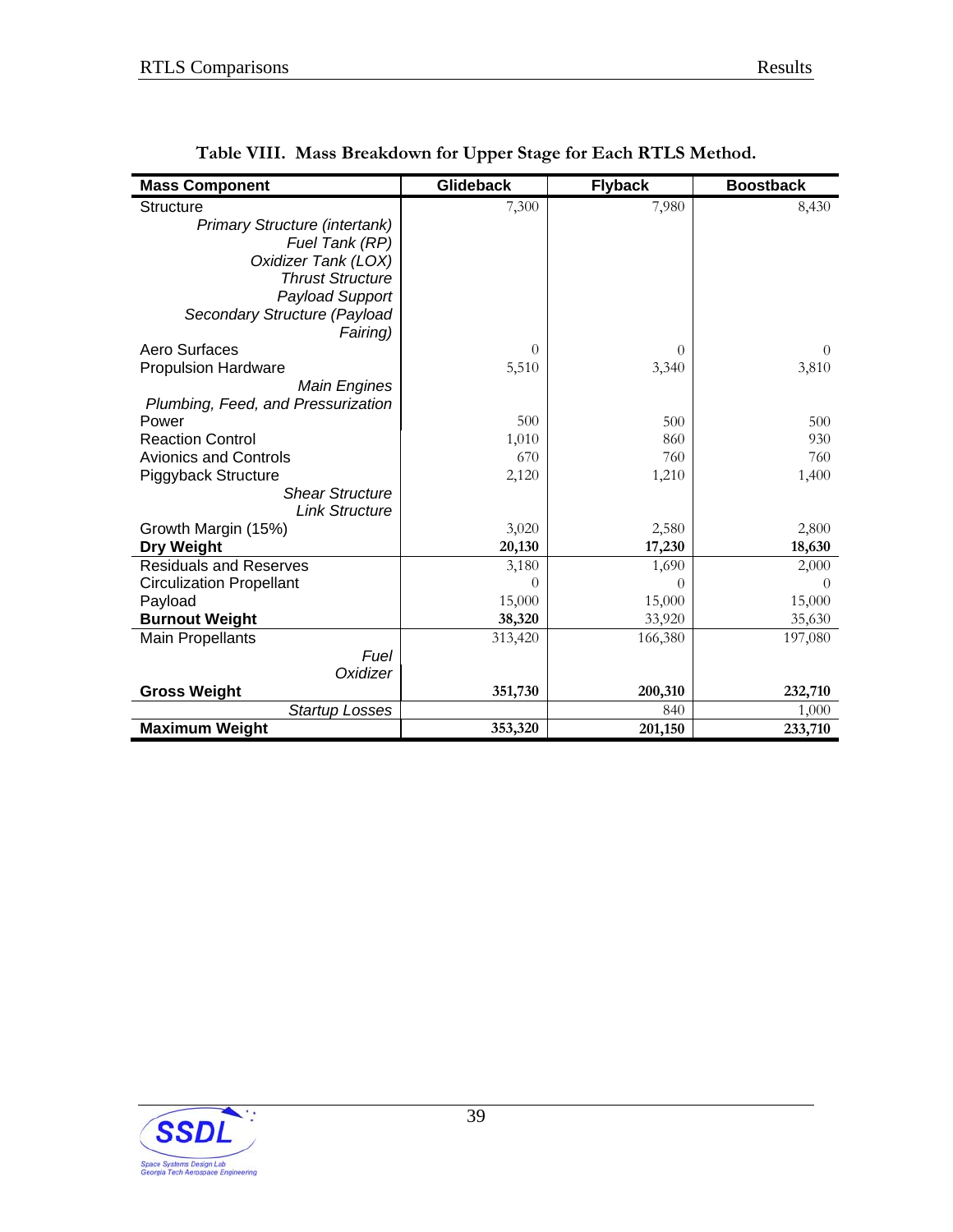**Table VIII. Mass Breakdown for Upper Stage for Each RTLS Method.**

| Mass Component | Glideback | Flyback | Boostback |
|---|---|---|---|
| Structure | 7,300 | 7,980 | 8,430 |
| *Primary Structure (intertank)* | | | |
| *Fuel Tank (RP)* | | | |
| *Oxidizer Tank (LOX)* | | | |
| *Thrust Structure* | | | |
| *Payload Support* | | | |
| *Secondary Structure (Payload Fairing)* | | | |
| Aero Surfaces | 0 | 0 | 0 |
| Propulsion Hardware | 5,510 | 3,340 | 3,810 |
| *Main Engines* | | | |
| *Plumbing, Feed, and Pressurization* | | | |
| Power | 500 | 500 | 500 |
| Reaction Control | 1,010 | 860 | 930 |
| Avionics and Controls | 670 | 760 | 760 |
| Piggyback Structure | 2,120 | 1,210 | 1,400 |
| *Shear Structure* | | | |
| *Link Structure* | | | |
| Growth Margin (15%) | 3,020 | 2,580 | 2,800 |
| **Dry Weight** | **20,130** | **17,230** | **18,630** |
| Residuals and Reserves | 3,180 | 1,690 | 2,000 |
| Circulization Propellant | 0 | 0 | 0 |
| Payload | 15,000 | 15,000 | 15,000 |
| **Burnout Weight** | **38,320** | 33,920 | 35,630 |
| Main Propellants | 313,420 | 166,380 | 197,080 |
| *Fuel* | | | |
| *Oxidizer* | | | |
| **Gross Weight** | **351,730** | **200,310** | **232,710** |
| *Startup Losses* | | 840 | 1,000 |
| **Maximum Weight** | **353,320** | **201,150** | **233,710** |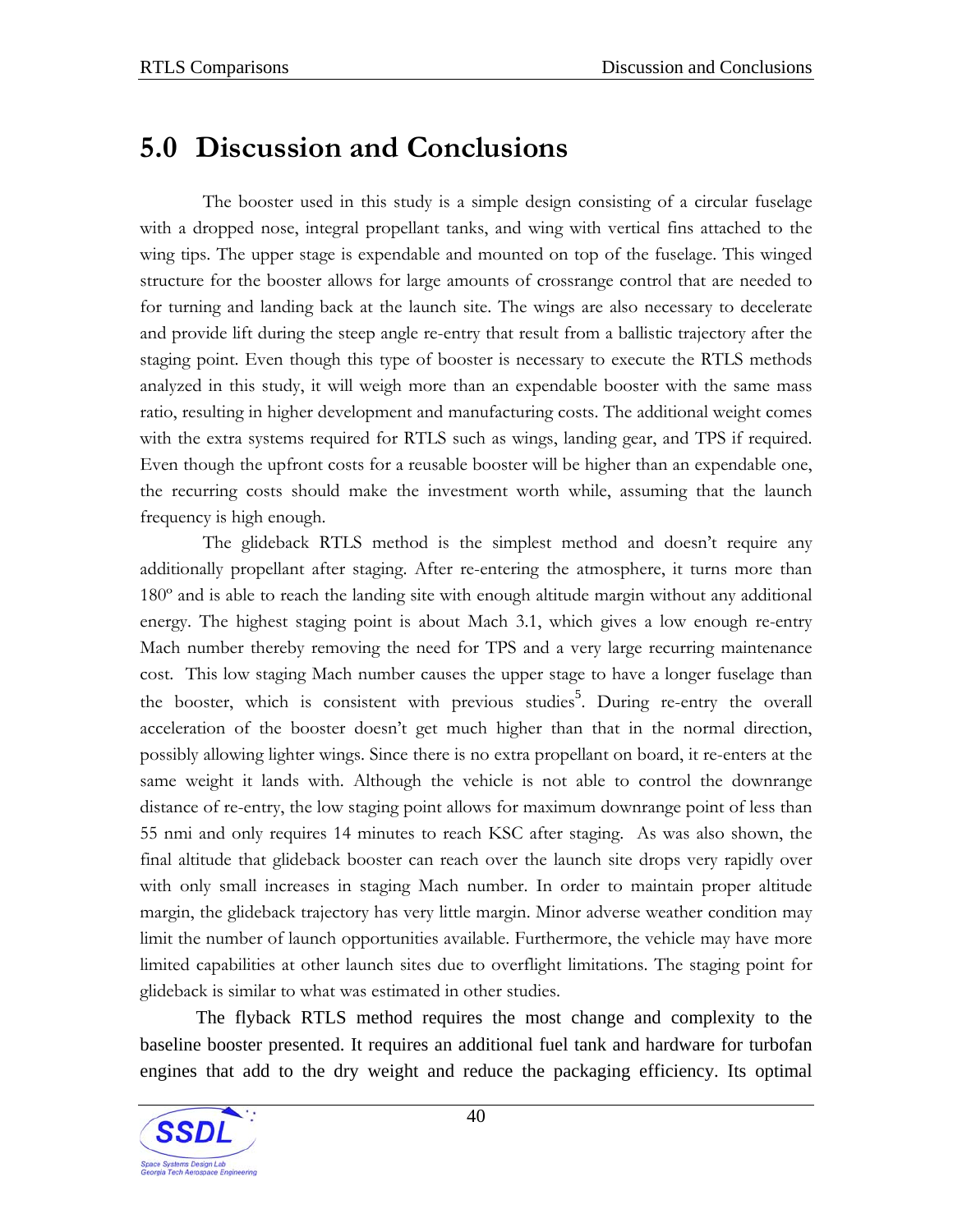# 5.0 Discussion and Conclusions

The booster used in this study is a simple design consisting of a circular fuselage with a dropped nose, integral propellant tanks, and wing with vertical fins attached to the wing tips. The upper stage is expendable and mounted on top of the fuselage. This winged structure for the booster allows for large amounts of crossrange control that are needed to for turning and landing back at the launch site. The wings are also necessary to decelerate and provide lift during the steep angle re-entry that result from a ballistic trajectory after the staging point. Even though this type of booster is necessary to execute the RTLS methods analyzed in this study, it will weigh more than an expendable booster with the same mass ratio, resulting in higher development and manufacturing costs. The additional weight comes with the extra systems required for RTLS such as wings, landing gear, and TPS if required. Even though the upfront costs for a reusable booster will be higher than an expendable one, the recurring costs should make the investment worth while, assuming that the launch frequency is high enough.

The glideback RTLS method is the simplest method and doesn't require any additionally propellant after staging. After re-entering the atmosphere, it turns more than 180º and is able to reach the landing site with enough altitude margin without any additional energy. The highest staging point is about Mach 3.1, which gives a low enough re-entry Mach number thereby removing the need for TPS and a very large recurring maintenance cost. This low staging Mach number causes the upper stage to have a longer fuselage than the booster, which is consistent with previous studies[5]. During re-entry the overall acceleration of the booster doesn't get much higher than that in the normal direction, possibly allowing lighter wings. Since there is no extra propellant on board, it re-enters at the same weight it lands with. Although the vehicle is not able to control the downrange distance of re-entry, the low staging point allows for maximum downrange point of less than 55 nmi and only requires 14 minutes to reach KSC after staging. As was also shown, the final altitude that glideback booster can reach over the launch site drops very rapidly over with only small increases in staging Mach number. In order to maintain proper altitude margin, the glideback trajectory has very little margin. Minor adverse weather condition may limit the number of launch opportunities available. Furthermore, the vehicle may have more limited capabilities at other launch sites due to overflight limitations. The staging point for glideback is similar to what was estimated in other studies.

The flyback RTLS method requires the most change and complexity to the baseline booster presented. It requires an additional fuel tank and hardware for turbofan engines that add to the dry weight and reduce the packaging efficiency. Its optimal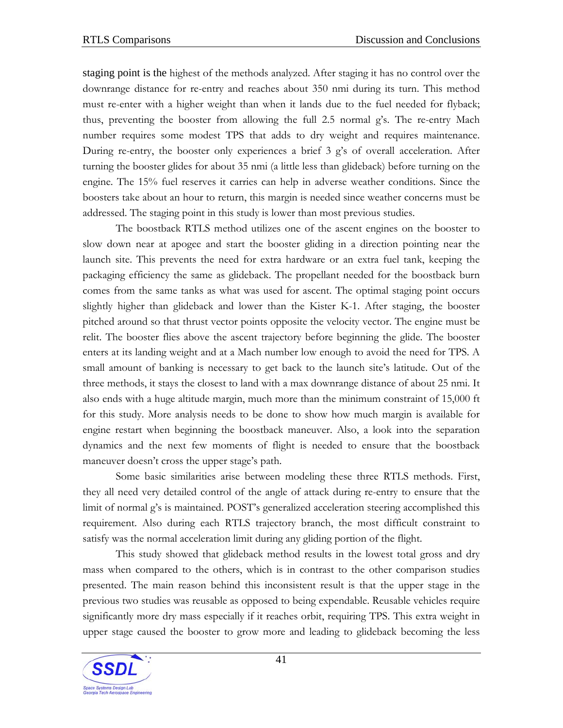staging point is the highest of the methods analyzed. After staging it has no control over the downrange distance for re-entry and reaches about 350 nmi during its turn. This method must re-enter with a higher weight than when it lands due to the fuel needed for flyback; thus, preventing the booster from allowing the full 2.5 normal g's. The re-entry Mach number requires some modest TPS that adds to dry weight and requires maintenance. During re-entry, the booster only experiences a brief 3 g's of overall acceleration. After turning the booster glides for about 35 nmi (a little less than glideback) before turning on the engine. The 15% fuel reserves it carries can help in adverse weather conditions. Since the boosters take about an hour to return, this margin is needed since weather concerns must be addressed. The staging point in this study is lower than most previous studies.

The boostback RTLS method utilizes one of the ascent engines on the booster to slow down near at apogee and start the booster gliding in a direction pointing near the launch site. This prevents the need for extra hardware or an extra fuel tank, keeping the packaging efficiency the same as glideback. The propellant needed for the boostback burn comes from the same tanks as what was used for ascent. The optimal staging point occurs slightly higher than glideback and lower than the Kister K-1. After staging, the booster pitched around so that thrust vector points opposite the velocity vector. The engine must be relit. The booster flies above the ascent trajectory before beginning the glide. The booster enters at its landing weight and at a Mach number low enough to avoid the need for TPS. A small amount of banking is necessary to get back to the launch site's latitude. Out of the three methods, it stays the closest to land with a max downrange distance of about 25 nmi. It also ends with a huge altitude margin, much more than the minimum constraint of 15,000 ft for this study. More analysis needs to be done to show how much margin is available for engine restart when beginning the boostback maneuver. Also, a look into the separation dynamics and the next few moments of flight is needed to ensure that the boostback maneuver doesn't cross the upper stage's path.

Some basic similarities arise between modeling these three RTLS methods. First, they all need very detailed control of the angle of attack during re-entry to ensure that the limit of normal g's is maintained. POST's generalized acceleration steering accomplished this requirement. Also during each RTLS trajectory branch, the most difficult constraint to satisfy was the normal acceleration limit during any gliding portion of the flight.

This study showed that glideback method results in the lowest total gross and dry mass when compared to the others, which is in contrast to the other comparison studies presented. The main reason behind this inconsistent result is that the upper stage in the previous two studies was reusable as opposed to being expendable. Reusable vehicles require significantly more dry mass especially if it reaches orbit, requiring TPS. This extra weight in upper stage caused the booster to grow more and leading to glideback becoming the less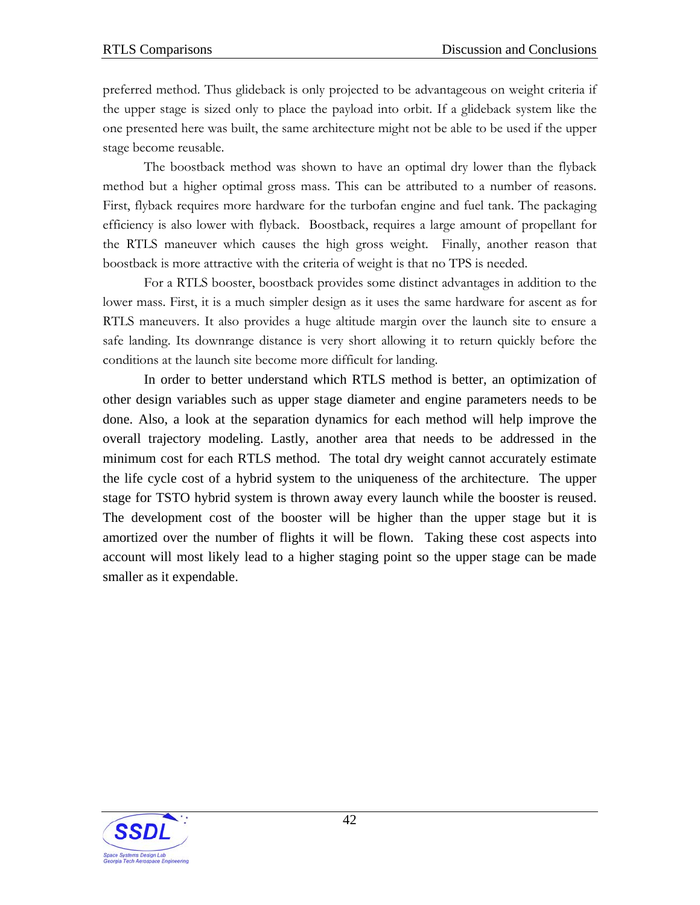preferred method. Thus glideback is only projected to be advantageous on weight criteria if the upper stage is sized only to place the payload into orbit. If a glideback system like the one presented here was built, the same architecture might not be able to be used if the upper stage become reusable.

The boostback method was shown to have an optimal dry lower than the flyback method but a higher optimal gross mass. This can be attributed to a number of reasons. First, flyback requires more hardware for the turbofan engine and fuel tank. The packaging efficiency is also lower with flyback. Boostback, requires a large amount of propellant for the RTLS maneuver which causes the high gross weight. Finally, another reason that boostback is more attractive with the criteria of weight is that no TPS is needed.

For a RTLS booster, boostback provides some distinct advantages in addition to the lower mass. First, it is a much simpler design as it uses the same hardware for ascent as for RTLS maneuvers. It also provides a huge altitude margin over the launch site to ensure a safe landing. Its downrange distance is very short allowing it to return quickly before the conditions at the launch site become more difficult for landing.

In order to better understand which RTLS method is better, an optimization of other design variables such as upper stage diameter and engine parameters needs to be done. Also, a look at the separation dynamics for each method will help improve the overall trajectory modeling. Lastly, another area that needs to be addressed in the minimum cost for each RTLS method. The total dry weight cannot accurately estimate the life cycle cost of a hybrid system to the uniqueness of the architecture. The upper stage for TSTO hybrid system is thrown away every launch while the booster is reused. The development cost of the booster will be higher than the upper stage but it is amortized over the number of flights it will be flown. Taking these cost aspects into account will most likely lead to a higher staging point so the upper stage can be made smaller as it expendable.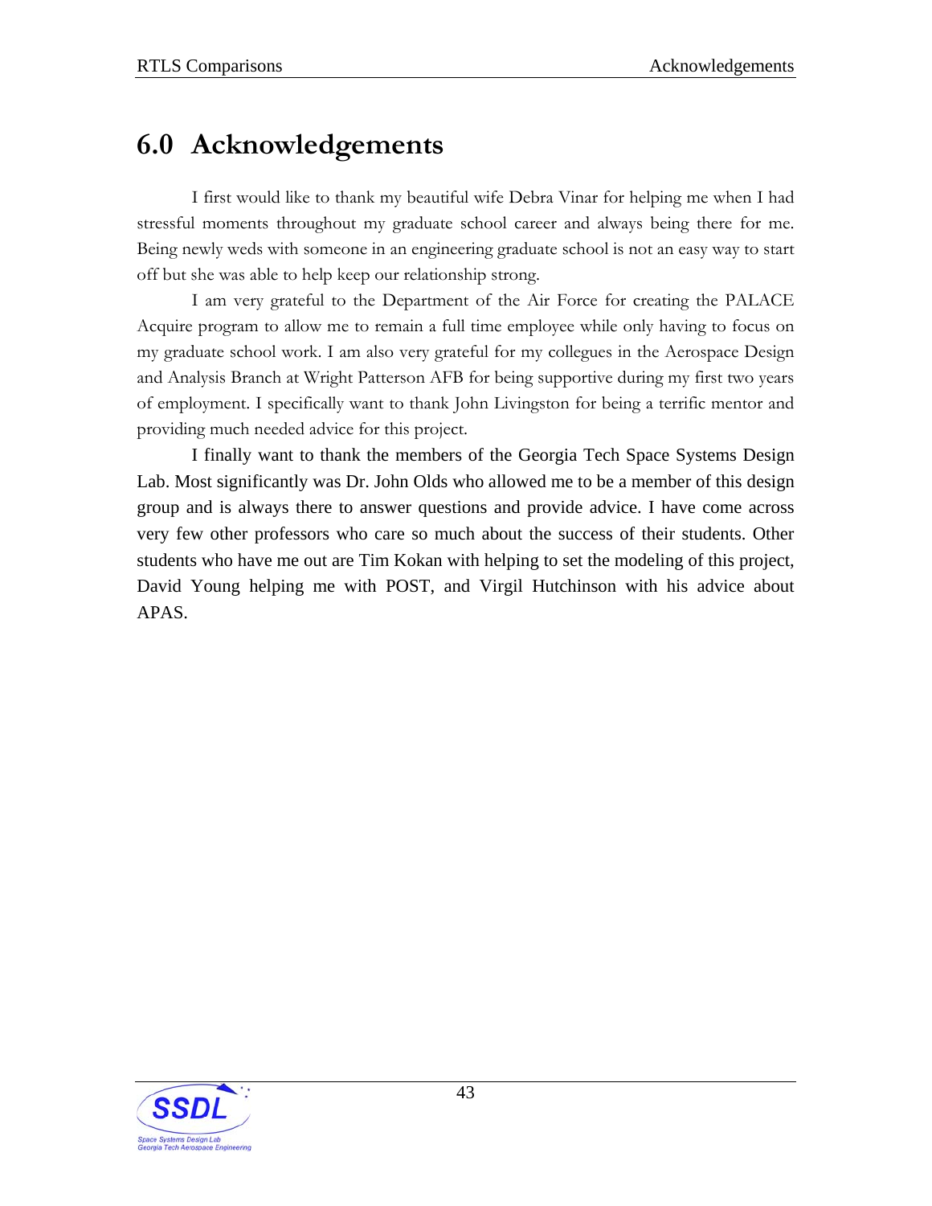# 6.0 Acknowledgements

I first would like to thank my beautiful wife Debra Vinar for helping me when I had stressful moments throughout my graduate school career and always being there for me. Being newly weds with someone in an engineering graduate school is not an easy way to start off but she was able to help keep our relationship strong.

I am very grateful to the Department of the Air Force for creating the PALACE Acquire program to allow me to remain a full time employee while only having to focus on my graduate school work. I am also very grateful for my collegues in the Aerospace Design and Analysis Branch at Wright Patterson AFB for being supportive during my first two years of employment. I specifically want to thank John Livingston for being a terrific mentor and providing much needed advice for this project.

I finally want to thank the members of the Georgia Tech Space Systems Design Lab. Most significantly was Dr. John Olds who allowed me to be a member of this design group and is always there to answer questions and provide advice. I have come across very few other professors who care so much about the success of their students. Other students who have me out are Tim Kokan with helping to set the modeling of this project, David Young helping me with POST, and Virgil Hutchinson with his advice about APAS.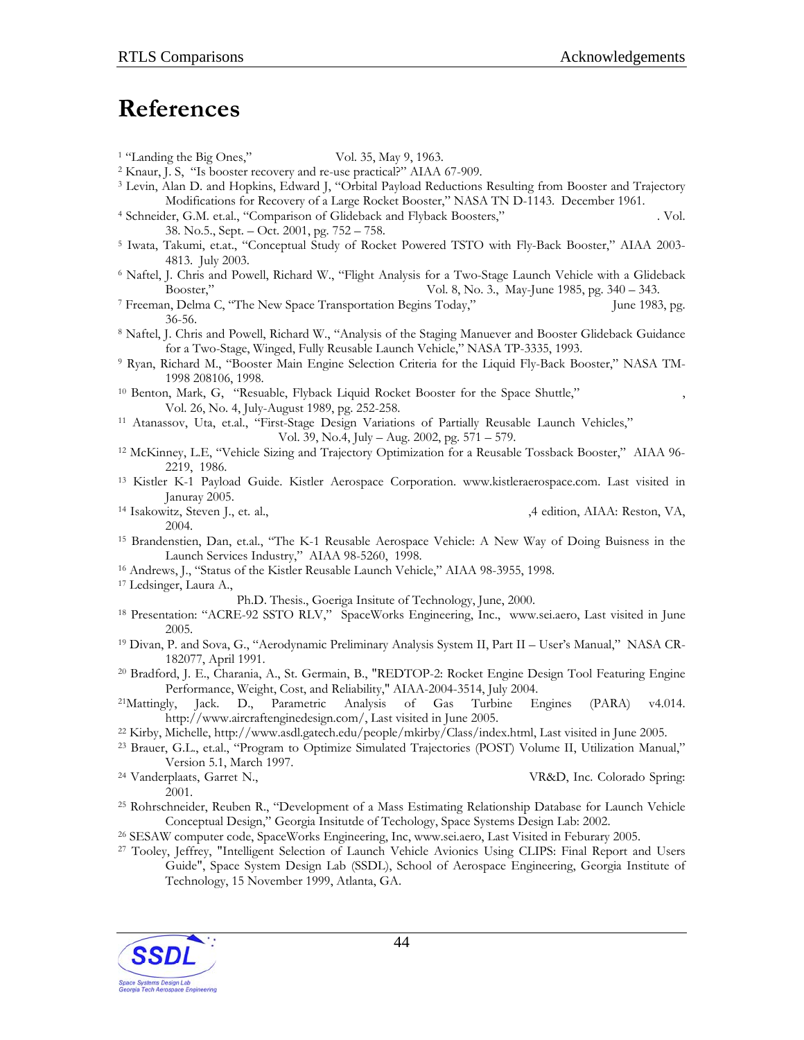# References

[1] "Landing the Big Ones," Vol. 35, May 9, 1963.

[2] Knaur, J. S, "Is booster recovery and re-use practical?" AIAA 67-909.

[3] Levin, Alan D. and Hopkins, Edward J, "Orbital Payload Reductions Resulting from Booster and Trajectory Modifications for Recovery of a Large Rocket Booster," NASA TN D-1143. December 1961.

[4] Schneider, G.M. et.al., "Comparison of Glideback and Flyback Boosters," . Vol. 38. No.5., Sept. – Oct. 2001, pg. 752 – 758.

[5] Iwata, Takumi, et.at., "Conceptual Study of Rocket Powered TSTO with Fly-Back Booster," AIAA 2003-4813. July 2003.

[6] Naftel, J. Chris and Powell, Richard W., "Flight Analysis for a Two-Stage Launch Vehicle with a Glideback Booster," Vol. 8, No. 3., May-June 1985, pg. 340 – 343.

[7] Freeman, Delma C, "The New Space Transportation Begins Today," June 1983, pg. 36-56.

[8] Naftel, J. Chris and Powell, Richard W., "Analysis of the Staging Manuever and Booster Glideback Guidance for a Two-Stage, Winged, Fully Reusable Launch Vehicle," NASA TP-3335, 1993.

[9] Ryan, Richard M., "Booster Main Engine Selection Criteria for the Liquid Fly-Back Booster," NASA TM-1998 208106, 1998.

[10] Benton, Mark, G, "Resuable, Flyback Liquid Rocket Booster for the Space Shuttle," , Vol. 26, No. 4, July-August 1989, pg. 252-258.

[11] Atanassov, Uta, et.al., "First-Stage Design Variations of Partially Reusable Launch Vehicles," Vol. 39, No.4, July – Aug. 2002, pg. 571 – 579.

[12] McKinney, L.E, "Vehicle Sizing and Trajectory Optimization for a Reusable Tossback Booster," AIAA 96-2219, 1986.

[13] Kistler K-1 Payload Guide. Kistler Aerospace Corporation. www.kistleraerospace.com. Last visited in Januray 2005.

[14] Isakowitz, Steven J., et. al., ,4 edition, AIAA: Reston, VA, 2004.

[15] Brandenstien, Dan, et.al., "The K-1 Reusable Aerospace Vehicle: A New Way of Doing Buisness in the Launch Services Industry," AIAA 98-5260, 1998.

[16] Andrews, J., "Status of the Kistler Reusable Launch Vehicle," AIAA 98-3955, 1998.

[17] Ledsinger, Laura A., Ph.D. Thesis., Goeriga Insitute of Technology, June, 2000.

[18] Presentation: "ACRE-92 SSTO RLV," SpaceWorks Engineering, Inc., www.sei.aero, Last visited in June 2005.

[19] Divan, P. and Sova, G., "Aerodynamic Preliminary Analysis System II, Part II – User's Manual," NASA CR-182077, April 1991.

[20] Bradford, J. E., Charania, A., St. Germain, B., "REDTOP-2: Rocket Engine Design Tool Featuring Engine Performance, Weight, Cost, and Reliability," AIAA-2004-3514, July 2004.

[21] Mattingly, Jack. D., Parametric Analysis of Gas Turbine Engines (PARA) v4.014. http://www.aircraftenginedesign.com/, Last visited in June 2005.

[22] Kirby, Michelle, http://www.asdl.gatech.edu/people/mkirby/Class/index.html, Last visited in June 2005.

[23] Brauer, G.L., et.al., "Program to Optimize Simulated Trajectories (POST) Volume II, Utilization Manual," Version 5.1, March 1997.

[24] Vanderplaats, Garret N., VR&D, Inc. Colorado Spring: 2001.

[25] Rohrschneider, Reuben R., "Development of a Mass Estimating Relationship Database for Launch Vehicle Conceptual Design," Georgia Insitutde of Techology, Space Systems Design Lab: 2002.

[26] SESAW computer code, SpaceWorks Engineering, Inc, www.sei.aero, Last Visited in Feburary 2005.

[27] Tooley, Jeffrey, "Intelligent Selection of Launch Vehicle Avionics Using CLIPS: Final Report and Users Guide", Space System Design Lab (SSDL), School of Aerospace Engineering, Georgia Institute of Technology, 15 November 1999, Atlanta, GA.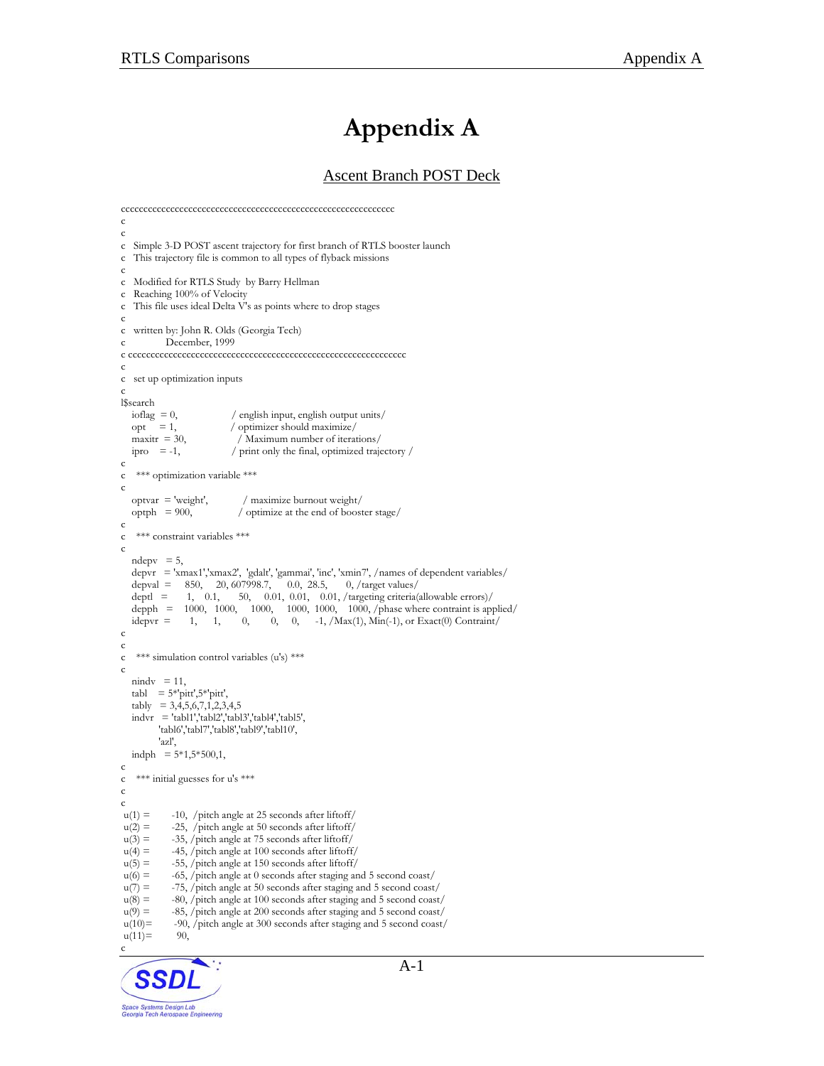# Appendix A

## Ascent Branch POST Deck

```
cccccccccccccccccccccccccccccccccccccccccccccccccccccccccccc
c
c
c  Simple 3-D POST ascent trajectory for first branch of RTLS booster launch
c  This trajectory file is common to all types of flyback missions
c
c  Modified for RTLS Study  by Barry Hellman
c  Reaching 100% of Velocity
c  This file uses ideal Delta V's as points where to drop stages
c
c  written by: John R. Olds (Georgia Tech)
c             December, 1999
c cccccccccccccccccccccccccccccccccccccccccccccccccccccccccccc
c
c  set up optimization inputs
c
l$search
   ioflag  = 0,                 / english input, english output units/
   opt     = 1,                 / optimizer should maximize/
   maxitr  = 30,                / Maximum number of iterations/
   ipro    = -1,                / print only the final, optimized trajectory /
c
c   *** optimization variable ***
c
   optvar  = 'weight',          / maximize burnout weight/
   optph   = 900,               / optimize at the end of booster stage/
c
c   *** constraint variables ***
c
   ndepv   = 5,
   depvr   = 'xmax1','xmax2',  'gdalt', 'gammai', 'inc', 'xmin7', /names of dependent variables/
   depval  =    850,    20, 607998.7,     0.0,  28.5,      0, /target values/
   deptl   =      1,   0.1,       50,    0.01,  0.01,   0.01, /targeting criteria(allowable errors)/
   depph   =   1000,  1000,     1000,    1000,  1000,   1000, /phase where contraint is applied/
   idepvr  =      1,     1,        0,       0,     0,     -1, /Max(1), Min(-1), or Exact(0) Contraint/
c
c
c   *** simulation control variables (u's) ***
c
   nindv   = 11,
   tabl    = 5*'pitt',5*'pitt',
   tably   = 3,4,5,6,7,1,2,3,4,5
   indvr   = 'tabl1','tabl2','tabl3','tabl4','tabl5',
             'tabl6','tabl7','tabl8','tabl9','tabl10',
             'azl',
   indph   = 5*1,5*500,1,
c
c   *** initial guesses for u's ***
c
c
 u(1) =       -10,  /pitch angle at 25 seconds after liftoff/
 u(2) =       -25,  /pitch angle at 50 seconds after liftoff/
 u(3) =       -35, /pitch angle at 75 seconds after liftoff/
 u(4) =       -45, /pitch angle at 100 seconds after liftoff/
 u(5) =       -55, /pitch angle at 150 seconds after liftoff/
 u(6) =       -65, /pitch angle at 0 seconds after staging and 5 second coast/
 u(7) =       -75, /pitch angle at 50 seconds after staging and 5 second coast/
 u(8) =       -80, /pitch angle at 100 seconds after staging and 5 second coast/
 u(9) =       -85, /pitch angle at 200 seconds after staging and 5 second coast/
 u(10)=        -90, /pitch angle at 300 seconds after staging and 5 second coast/
 u(11)=         90,
c
```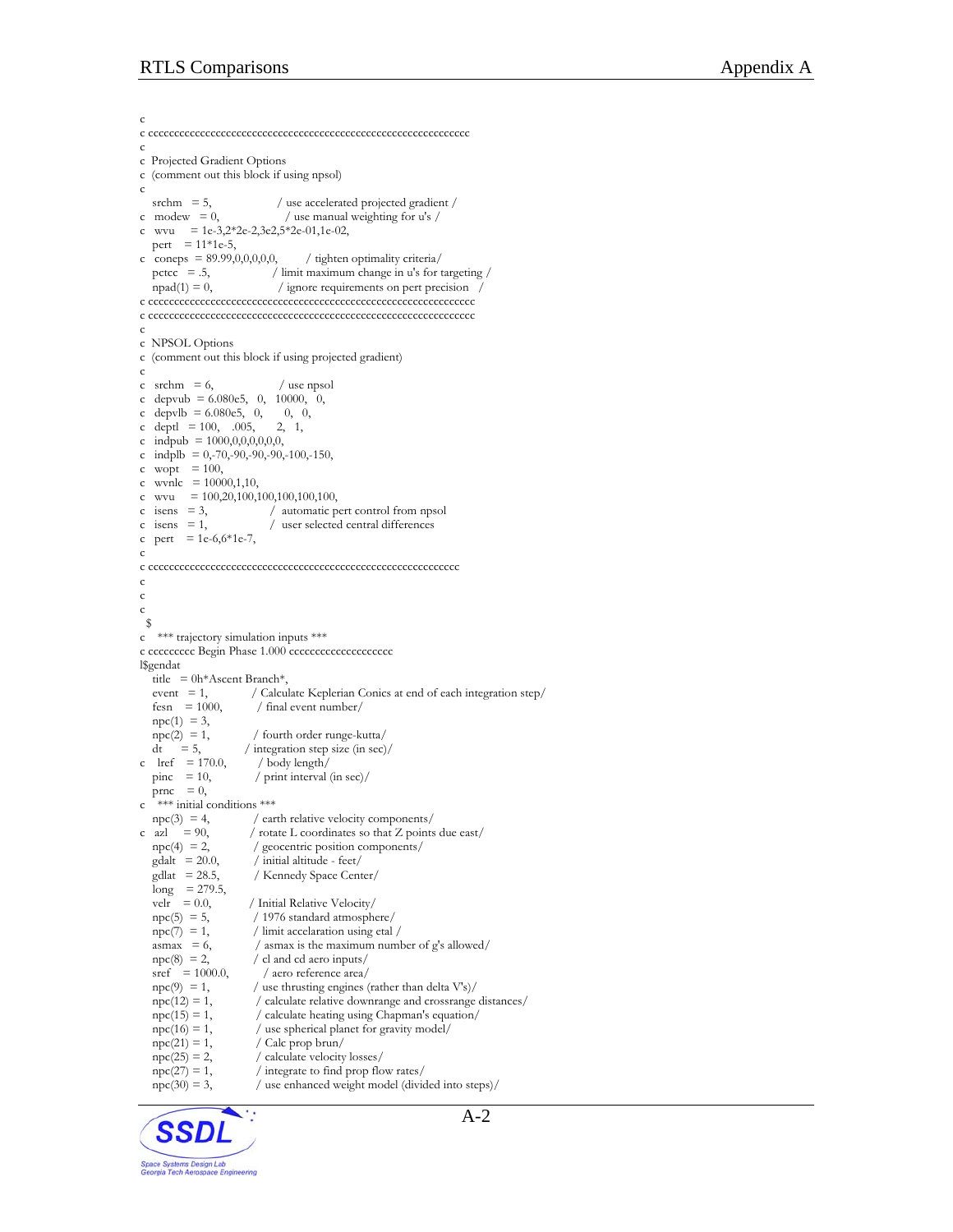```
c
c cccccccccccccccccccccccccccccccccccccccccccccccccccccccccccccc
c
c  Projected Gradient Options
c  (comment out this block if using npsol)
c
   srchm  = 5,                  / use accelerated projected gradient /
c  modew  = 0,                  / use manual weighting for u's /
c  wvu    = 1e-3,2*2e-2,3e2,5*2e-01,1e-02,
   pert   = 11*1e-5,
c  coneps = 89.99,0,0,0,0,0,       / tighten optimality criteria/
   pctcc  = .5,                 / limit maximum change in u's for targeting /
   npad(1) = 0,                 / ignore requirements on pert precision   /
c cccccccccccccccccccccccccccccccccccccccccccccccccccccccccccccccc
c cccccccccccccccccccccccccccccccccccccccccccccccccccccccccccccccc
c
c  NPSOL Options
c  (comment out this block if using projected gradient)
c
c  srchm  = 6,                  / use npsol
c  depvub  = 6.080e5,   0,   10000,   0,
c  depvlb  = 6.080e5,   0,      0,   0,
c  deptl   = 100,    .005,      2,   1,
c  indpub  = 1000,0,0,0,0,0,0,
c  indplb  = 0,-70,-90,-90,-90,-100,-150,
c  wopt    = 100,
c  wvnlc   = 10000,1,10,
c  wvu     = 100,20,100,100,100,100,100,
c  isens   = 3,                 /  automatic pert control from npsol
c  isens   = 1,                 /  user selected central differences
c  pert    = 1e-6,6*1e-7,
c
c cccccccccccccccccccccccccccccccccccccccccccccccccccccccccccccc
c
c
c
 $
c   *** trajectory simulation inputs ***
c cccccccc Begin Phase 1.000 ccccccccccccccccccc
l$gendat
   title  = 0h*Ascent Branch*,
   event  = 1,          / Calculate Keplerian Conics at end of each integration step/
   fesn   = 1000,        / final event number/
   npc(1)  = 3,
   npc(2)  = 1,          / fourth order runge-kutta/
   dt     = 5,          / integration step size (in sec)/
c  lref   = 170.0,       / body length/
   pinc   = 10,          / print interval (in sec)/
   prnc   = 0,
c   *** initial conditions ***
   npc(3)  = 4,          / earth relative velocity components/
c  azl    = 90,          / rotate L coordinates so that Z points due east/
   npc(4)  = 2,          / geocentric position components/
   gdalt  = 20.0,        / initial altitude - feet/
   gdlat  = 28.5,        / Kennedy Space Center/
   long   = 279.5,
   velr   = 0.0,         / Initial Relative Velocity/
   npc(5)  = 5,          / 1976 standard atmosphere/
   npc(7)  = 1,          / limit accelaration using etal /
   asmax  = 6,           / asmax is the maximum number of g's allowed/
   npc(8)  = 2,          / cl and cd aero inputs/
   sref   = 1000.0,       / aero reference area/
   npc(9)  = 1,          / use thrusting engines (rather than delta V's)/
   npc(12) = 1,          / calculate relative downrange and crossrange distances/
   npc(15) = 1,          / calculate heating using Chapman's equation/
   npc(16) = 1,          / use spherical planet for gravity model/
   npc(21) = 1,          / Calc prop brun/
   npc(25) = 2,          / calculate velocity losses/
   npc(27) = 1,          / integrate to find prop flow rates/
   npc(30) = 3,          / use enhanced weight model (divided into steps)/
```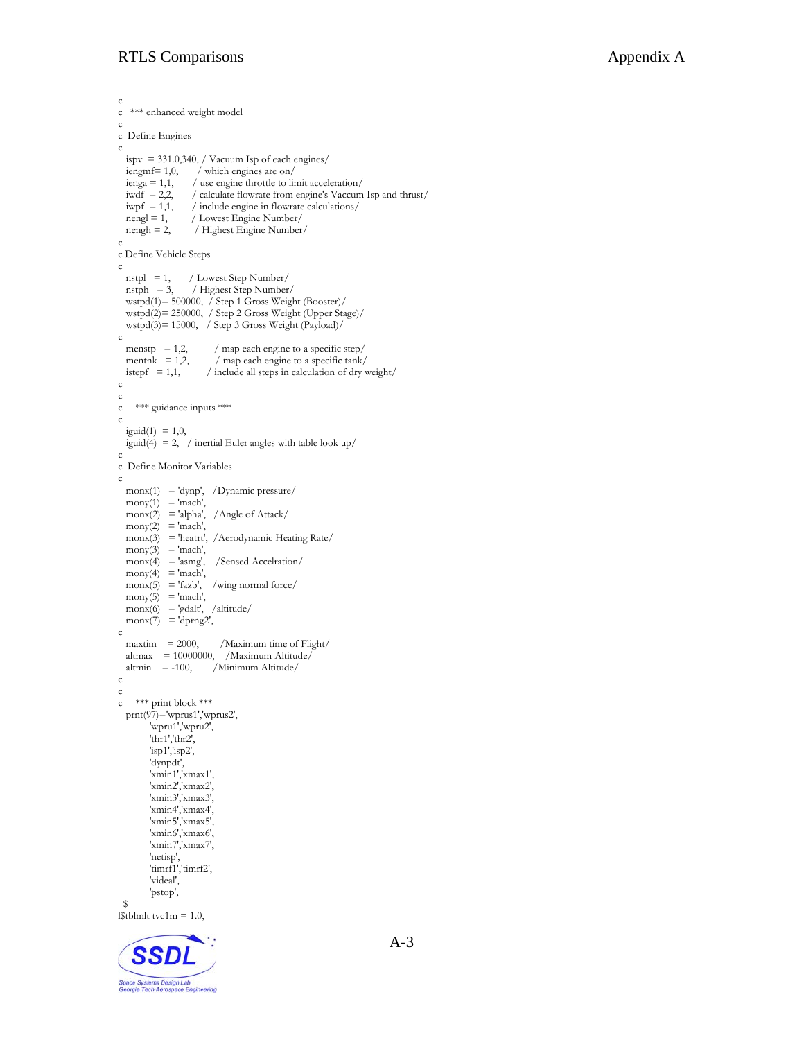```
c
c  *** enhanced weight model
c
c  Define Engines
c
   ispv  = 331.0,340, / Vacuum Isp of each engines/
   iengmf= 1,0,       / which engines are on/
   ienga = 1,1,       / use engine throttle to limit acceleration/
   iwdf  = 2,2,       / calculate flowrate from engine's Vaccum Isp and thrust/
   iwpf  = 1,1,       / include engine in flowrate calculations/
   nengl = 1,         / Lowest Engine Number/
   nengh = 2,         / Highest Engine Number/
c
c Define Vehicle Steps
c
   nstpl   = 1,       / Lowest Step Number/
   nstph   = 3,       / Highest Step Number/
   wstpd(1)= 500000,  / Step 1 Gross Weight (Booster)/
   wstpd(2)= 250000,  / Step 2 Gross Weight (Upper Stage)/
   wstpd(3)= 15000,   / Step 3 Gross Weight (Payload)/
c
   menstp   = 1,2,         / map each engine to a specific step/
   mentnk   = 1,2,         / map each engine to a specific tank/
   istepf   = 1,1,         / include all steps in calculation of dry weight/
c
c
c    *** guidance inputs ***
c
   iguid(1)  = 1,0,
   iguid(4)  = 2,   / inertial Euler angles with table look up/
c
c  Define Monitor Variables
c
   monx(1)   = 'dynp',   /Dynamic pressure/
   mony(1)   = 'mach',
   monx(2)   = 'alpha',  /Angle of Attack/
   mony(2)   = 'mach',
   monx(3)   = 'heatrt', /Aerodynamic Heating Rate/
   mony(3)   = 'mach',
   monx(4)   = 'asmg',   /Sensed Accelration/
   mony(4)   = 'mach',
   monx(5)   = 'fazb',   /wing normal force/
   mony(5)   = 'mach',
   monx(6)   = 'gdalt',  /altitude/
   monx(7)   = 'dprng2',
c
   maxtim    = 2000,       /Maximum time of Flight/
   altmax    = 10000000,   /Maximum Altitude/
   altmin    = -100,       /Minimum Altitude/
c
c
c    *** print block ***
   prnt(97)='wprus1','wprus2',
          'wpru1','wpru2',
          'thr1','thr2',
          'isp1','isp2',
          'dynpdt',
          'xmin1','xmax1',
          'xmin2','xmax2',
          'xmin3','xmax3',
          'xmin4','xmax4',
          'xmin5','xmax5',
          'xmin6','xmax6',
          'xmin7','xmax7',
          'netisp',
          'timrf1','timrf2',
          'videal',
          'pstop',
 $
l$tblmlt tvc1m = 1.0,
```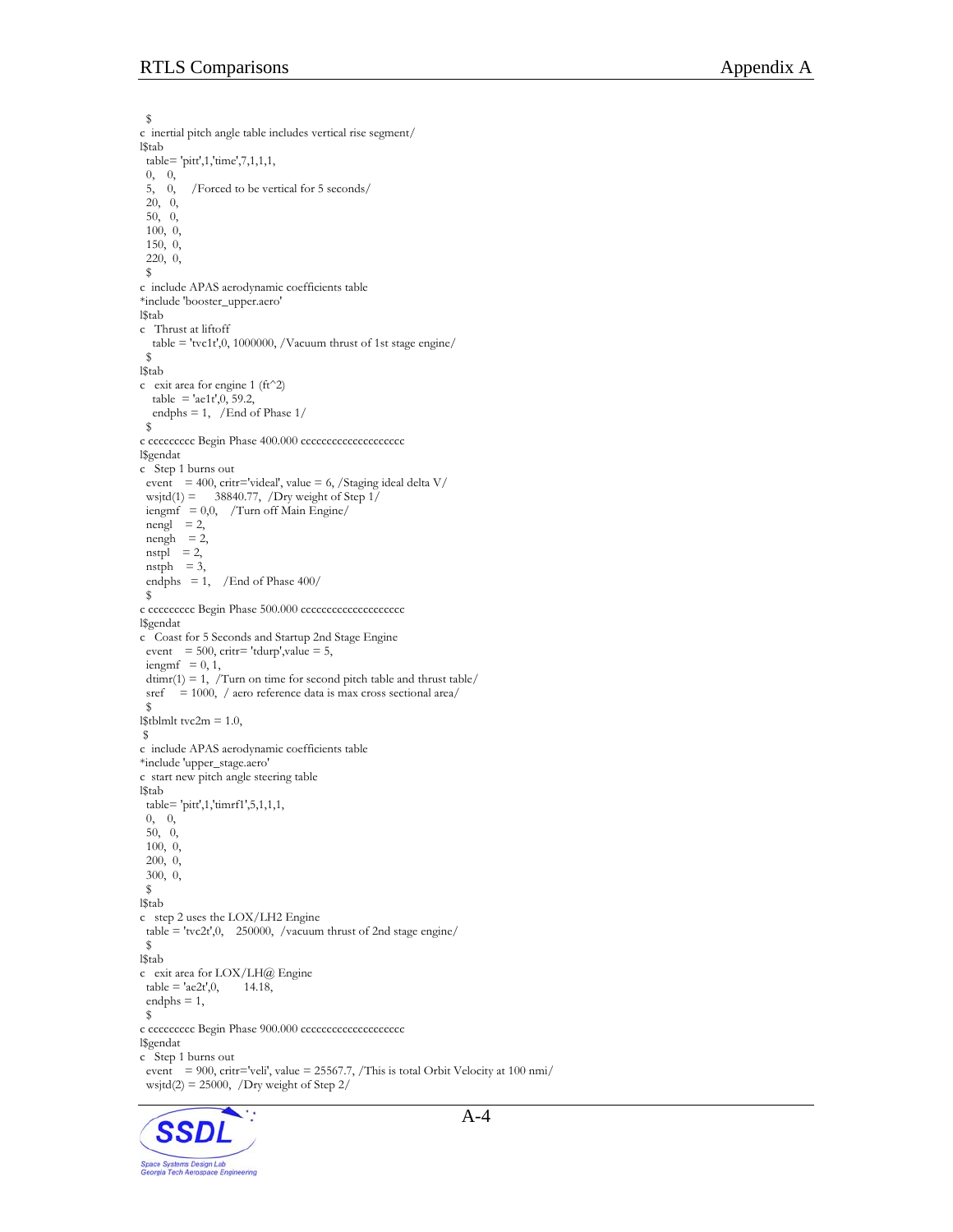```
 $
c  inertial pitch angle table includes vertical rise segment/
l$tab
  table= 'pitt',1,'time',7,1,1,1,
  0,    0,
  5,    0,    /Forced to be vertical for 5 seconds/
  20,   0,
  50,   0,
  100,  0,
  150,  0,
  220,  0,
 $
c  include APAS aerodynamic coefficients table
*include 'booster_upper.aero'
l$tab
c  Thrust at liftoff
   table = 'tvc1t',0, 1000000, /Vacuum thrust of 1st stage engine/
 $
l$tab
c  exit area for engine 1 (ft^2)
   table  = 'ae1t',0, 59.2,
   endphs = 1,   /End of Phase 1/
 $
c cccccccc Begin Phase 400.000 ccccccccccccccccccc
l$gendat
c  Step 1 burns out
  event    = 400, critr='videal', value = 6, /Staging ideal delta V/
  wsjtd(1) =      38840.77,  /Dry weight of Step 1/
  iengmf   = 0,0,    /Turn off Main Engine/
  nengl    = 2,
  nengh    = 2,
  nstpl    = 2,
  nstph    = 3,
  endphs   = 1,    /End of Phase 400/
 $
c cccccccc Begin Phase 500.000 ccccccccccccccccccc
l$gendat
c  Coast for 5 Seconds and Startup 2nd Stage Engine
  event    = 500, critr= 'tdurp',value = 5,
  iengmf   = 0, 1,
  dtimr(1) = 1,  /Turn on time for second pitch table and thrust table/
  sref     = 1000,  / aero reference data is max cross sectional area/
 $
l$tblmlt tvc2m = 1.0,
 $
c  include APAS aerodynamic coefficients table
*include 'upper_stage.aero'
c  start new pitch angle steering table
l$tab
  table= 'pitt',1,'timrf1',5,1,1,1,
  0,    0,
  50,   0,
  100,  0,
  200,  0,
  300,  0,
 $
l$tab
c  step 2 uses the LOX/LH2 Engine
  table = 'tvc2t',0,    250000,  /vacuum thrust of 2nd stage engine/
 $
l$tab
c  exit area for LOX/LH@ Engine
  table = 'ae2t',0,        14.18,
  endphs = 1,
 $
c cccccccc Begin Phase 900.000 ccccccccccccccccccc
l$gendat
c  Step 1 burns out
  event    = 900, critr='veli', value = 25567.7, /This is total Orbit Velocity at 100 nmi/
  wsjtd(2) = 25000,  /Dry weight of Step 2/
```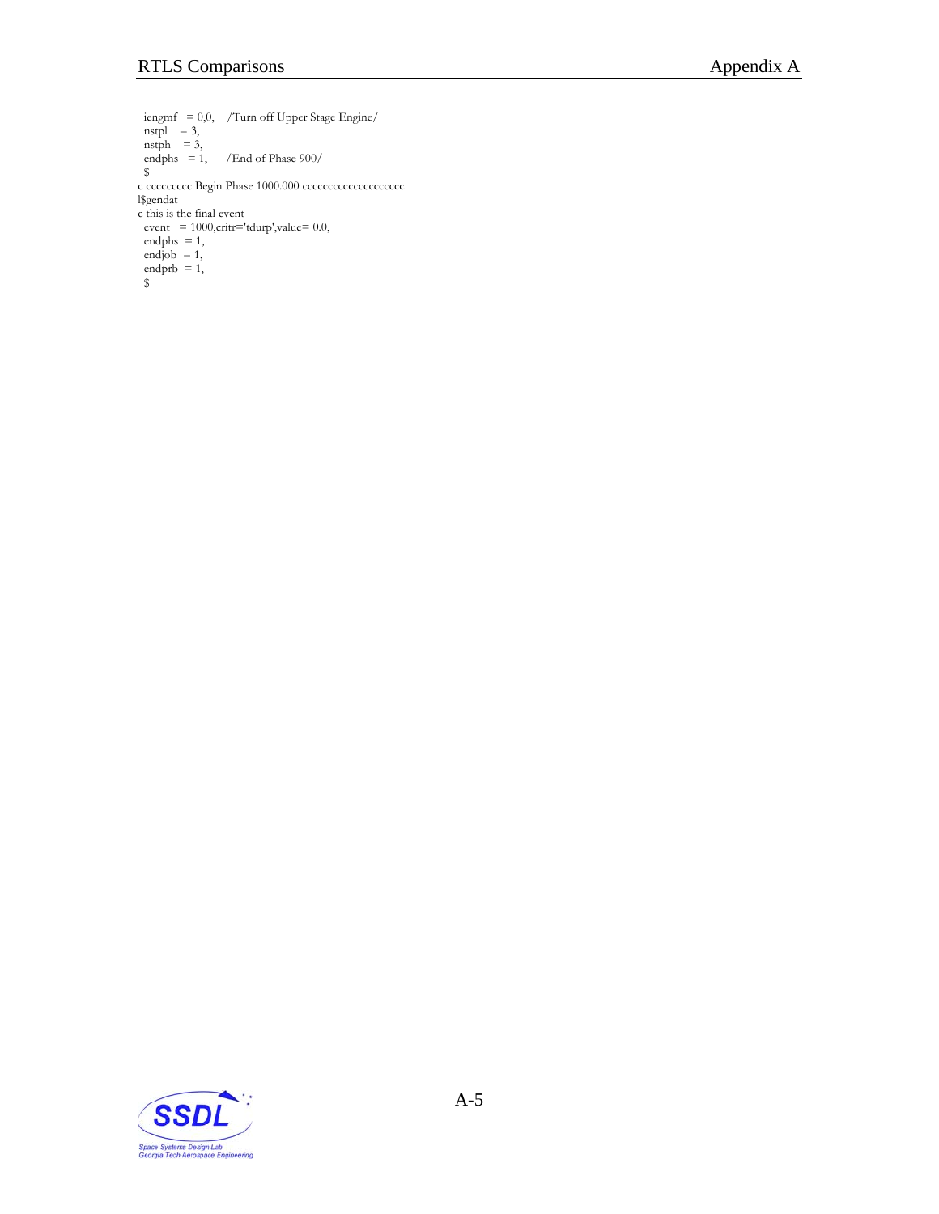```
  iengmf  = 0,0,    /Turn off Upper Stage Engine/
  nstpl   = 3,
  nstph   = 3,
  endphs  = 1,      /End of Phase 900/
  $
c ccccccccc Begin Phase 1000.000 cccccccccccccccccccc
l$gendat
c this is the final event
  event   = 1000,critr='tdurp',value= 0.0,
  endphs  = 1,
  endjob  = 1,
  endprb  = 1,
  $
```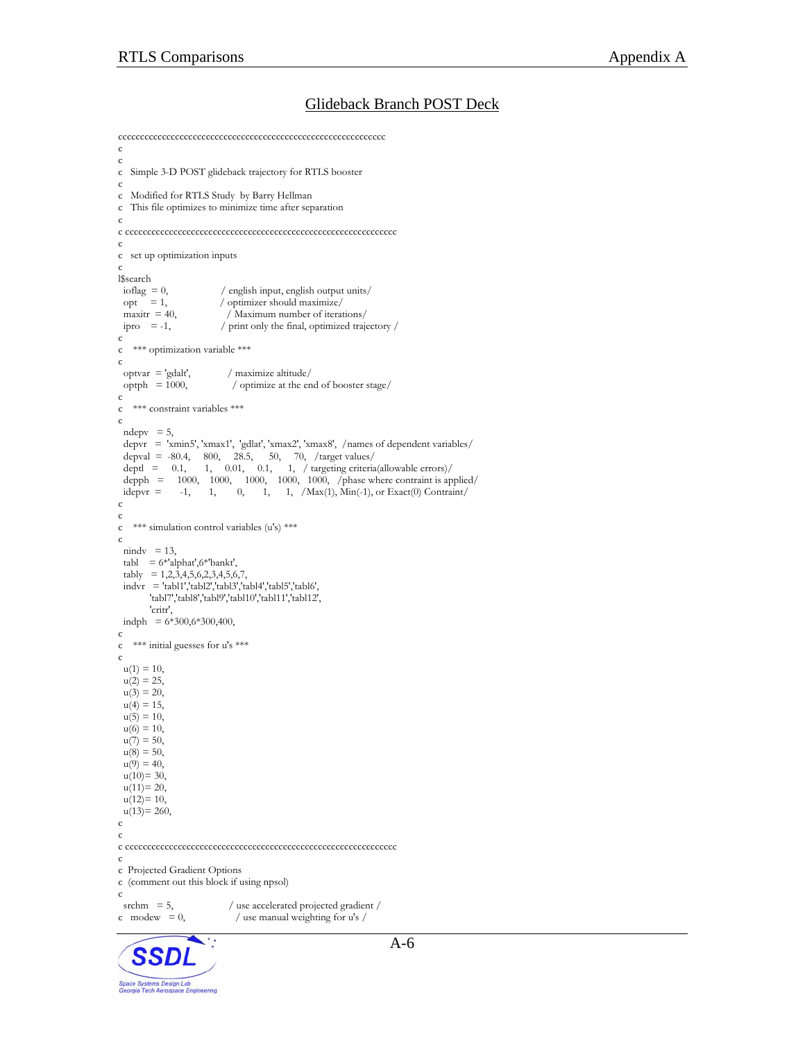## Glideback Branch POST Deck

```
cccccccccccccccccccccccccccccccccccccccccccccccccccccccccc
c
c
c  Simple 3-D POST glideback trajectory for RTLS booster
c
c  Modified for RTLS Study  by Barry Hellman
c  This file optimizes to minimize time after separation
c
c cccccccccccccccccccccccccccccccccccccccccccccccccccccccccc
c
c  set up optimization inputs
c
l$search
 ioflag = 0,             / english input, english output units/
 opt    = 1,             / optimizer should maximize/
 maxitr  = 40,           / Maximum number of iterations/
 ipro   = -1,            / print only the final, optimized trajectory /
c
c   *** optimization variable ***
c
 optvar  = 'gdalt',       / maximize altitude/
 optph   = 1000,          / optimize at the end of booster stage/
c
c   *** constraint variables ***
c
 ndepv   = 5,
 depvr   = 'xmin5', 'xmax1',  'gdlat', 'xmax2', 'xmax8',  /names of dependent variables/
 depval  = -80.4,    800,    28.5,     50,     70,   /target values/
 deptl  =    0.1,      1,    0.01,     0.1,     1,  / targeting criteria(allowable errors)/
 depph   =    1000,   1000,    1000,   1000,   1000,   /phase where contraint is applied/
 idepvr  =      -1,      1,      0,      1,      1,   /Max(1), Min(-1), or Exact(0) Contraint/
c
c
c   *** simulation control variables (u's) ***
c
 nindv   = 13,
 tabl    = 6*'alphat',6*'bankt',
 tably   = 1,2,3,4,5,6,2,3,4,5,6,7,
 indvr   = 'tabl1','tabl2','tabl3','tabl4','tabl5','tabl6',
          'tabl7','tabl8','tabl9','tabl10','tabl11','tabl12',
          'critr',
 indph   = 6*300,6*300,400,
c
c   *** initial guesses for u's ***
c
 u(1) = 10,
 u(2) = 25,
 u(3) = 20,
 u(4) = 15,
 u(5) = 10,
 u(6) = 10,
 u(7) = 50,
 u(8) = 50,
 u(9) = 40,
 u(10)= 30,
 u(11)= 20,
 u(12)= 10,
 u(13)= 260,
c
c
c cccccccccccccccccccccccccccccccccccccccccccccccccccccccccc
c
c  Projected Gradient Options
c  (comment out this block if using npsol)
c
 srchm   = 5,              / use accelerated projected gradient /
c  modew   = 0,             / use manual weighting for u's /
```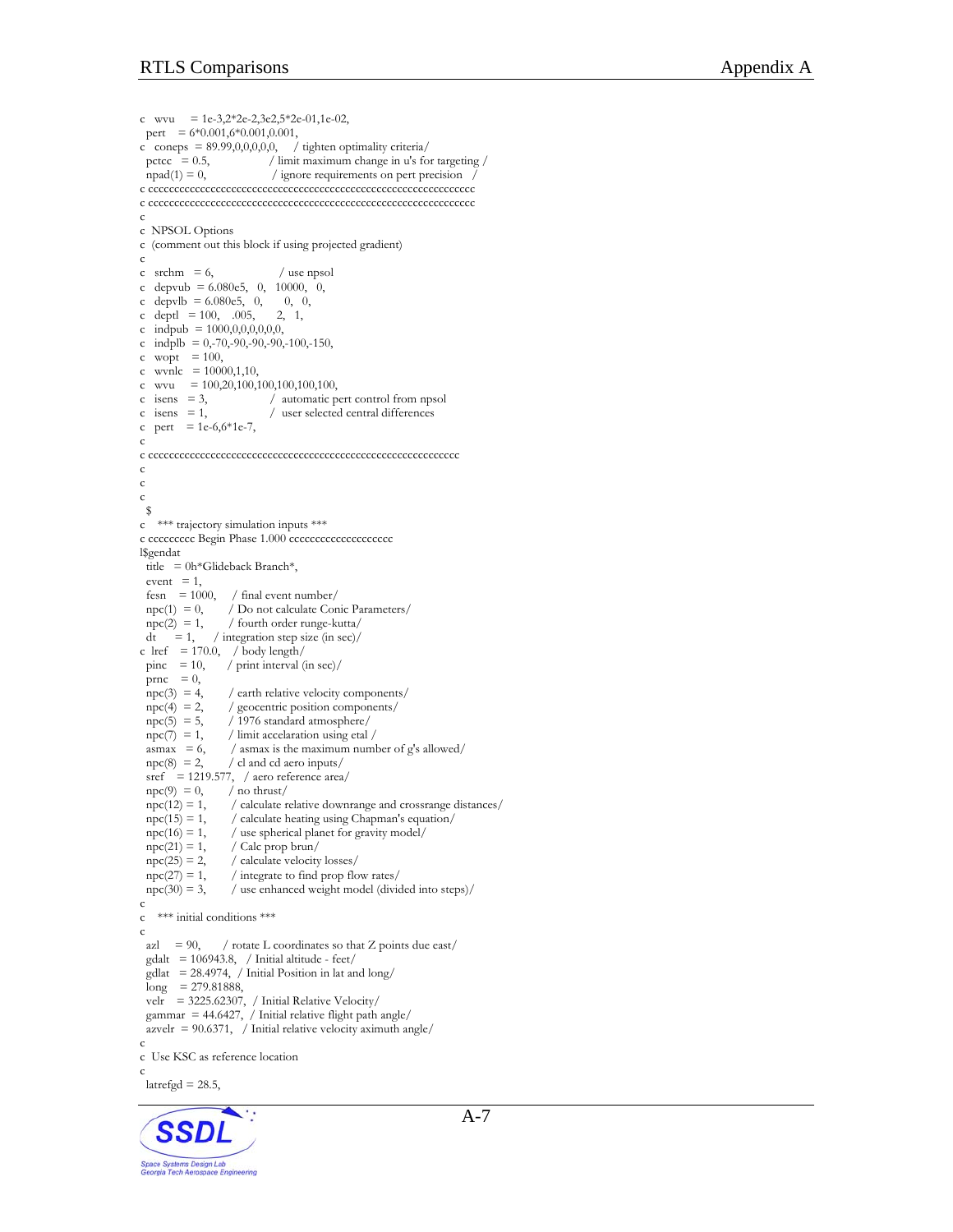```
c  wvu    = 1e-3,2*2e-2,3e2,5*2e-01,1e-02,
  pert    = 6*0.001,6*0.001,0.001,
c  coneps  = 89.99,0,0,0,0,0,    / tighten optimality criteria/
  pctcc   = 0.5,                / limit maximum change in u's for targeting /
  npad(1) = 0,                  / ignore requirements on pert precision   /
c cccccccccccccccccccccccccccccccccccccccccccccccccccccccccccccccc
c cccccccccccccccccccccccccccccccccccccccccccccccccccccccccccccccc
c
c  NPSOL Options
c  (comment out this block if using projected gradient)
c
c   srchm   = 6,                  / use npsol
c   depvub  = 6.080e5,   0,   10000,   0,
c   depvlb  = 6.080e5,   0,      0,   0,
c   deptl   = 100,    .005,      2,   1,
c   indpub  = 1000,0,0,0,0,0,0,
c   indplb  = 0,-70,-90,-90,-90,-100,-150,
c   wopt    = 100,
c   wvnlc   = 10000,1,10,
c   wvu     = 100,20,100,100,100,100,100,
c   isens   = 3,                 /  automatic pert control from npsol
c   isens   = 1,                 /  user selected central differences
c   pert    = 1e-6,6*1e-7,
c
c cccccccccccccccccccccccccccccccccccccccccccccccccccccccccccc
c
c
c
  $
c    *** trajectory simulation inputs ***
c cccccccc Begin Phase 1.000 cccccccccccccccccccc
l$gendat
  title   = 0h*Glideback Branch*,
  event   = 1,
  fesn    = 1000,    / final event number/
  npc(1)  = 0,       / Do not calculate Conic Parameters/
  npc(2)  = 1,       / fourth order runge-kutta/
  dt      = 1,     / integration step size (in sec)/
c  lref    = 170.0,   / body length/
  pinc    = 10,      / print interval (in sec)/
  prnc    = 0,
  npc(3)  = 4,       / earth relative velocity components/
  npc(4)  = 2,       / geocentric position components/
  npc(5)  = 5,       / 1976 standard atmosphere/
  npc(7)  = 1,       / limit accelaration using etal /
  asmax   = 6,       / asmax is the maximum number of g's allowed/
  npc(8)  = 2,       / cl and cd aero inputs/
  sref    = 1219.577,   / aero reference area/
  npc(9)  = 0,       / no thrust/
  npc(12) = 1,       / calculate relative downrange and crossrange distances/
  npc(15) = 1,       / calculate heating using Chapman's equation/
  npc(16) = 1,       / use spherical planet for gravity model/
  npc(21) = 1,       / Calc prop brun/
  npc(25) = 2,       / calculate velocity losses/
  npc(27) = 1,       / integrate to find prop flow rates/
  npc(30) = 3,       / use enhanced weight model (divided into steps)/
c
c    *** initial conditions ***
c
  azl     = 90,      / rotate L coordinates so that Z points due east/
  gdalt   = 106943.8,   / Initial altitude - feet/
  gdlat   = 28.4974,  / Initial Position in lat and long/
  long    = 279.81888,
  velr    = 3225.62307,  / Initial Relative Velocity/
  gammar  = 44.6427,  / Initial relative flight path angle/
  azvelr  = 90.6371,   / Initial relative velocity aximuth angle/
c
c  Use KSC as reference location
c
  latrefgd = 28.5,
```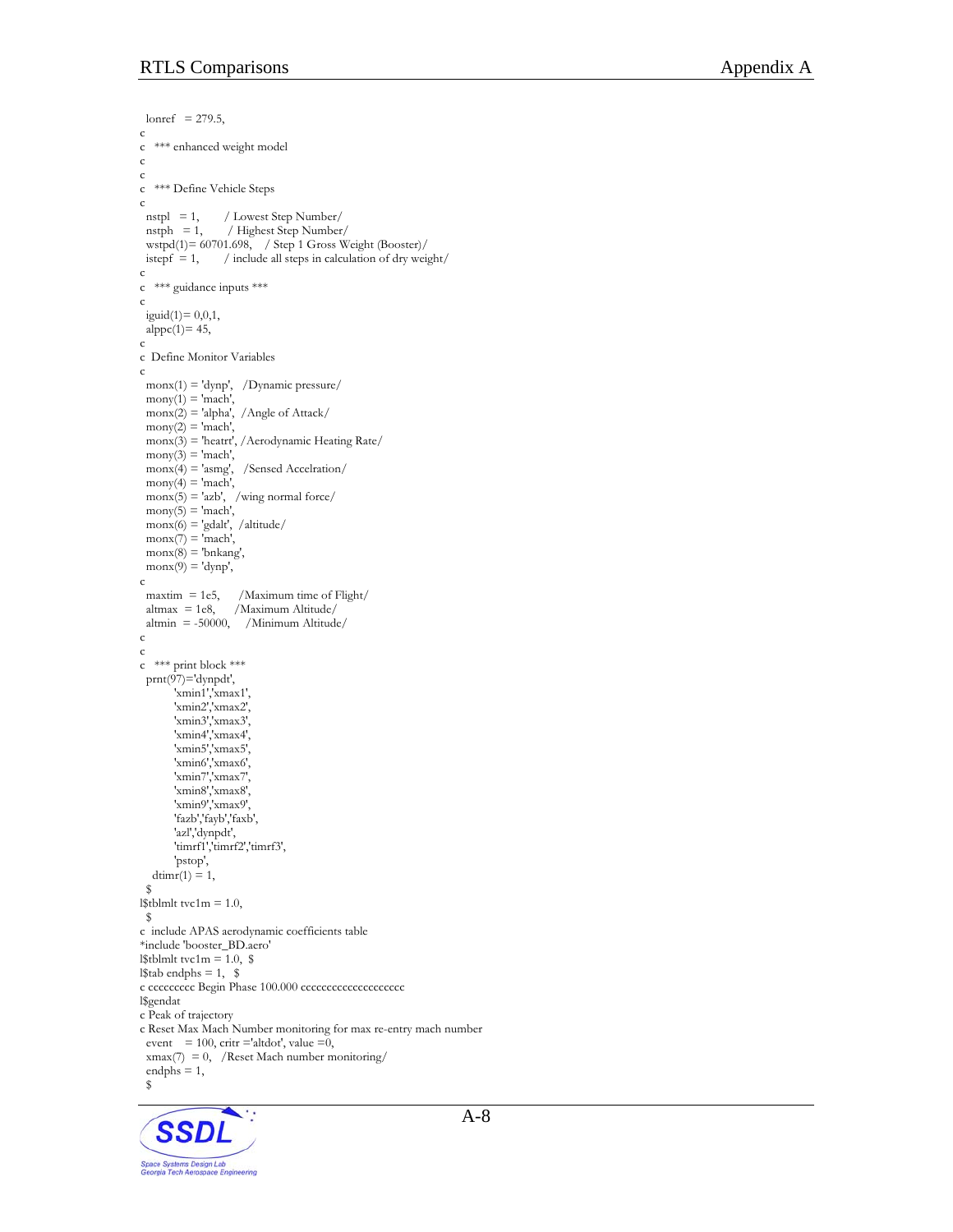```
 lonref   = 279.5,
c
c  *** enhanced weight model
c
c
c  *** Define Vehicle Steps
c
 nstpl   = 1,       / Lowest Step Number/
 nstph   = 1,       / Highest Step Number/
 wstpd(1)= 60701.698,    / Step 1 Gross Weight (Booster)/
 istepf  = 1,       / include all steps in calculation of dry weight/
c
c  *** guidance inputs ***
c
 iguid(1)= 0,0,1,
 alppc(1)= 45,
c
c  Define Monitor Variables
c
 monx(1) = 'dynp',   /Dynamic pressure/
 mony(1) = 'mach',
 monx(2) = 'alpha',  /Angle of Attack/
 mony(2) = 'mach',
 monx(3) = 'heatrt', /Aerodynamic Heating Rate/
 mony(3) = 'mach',
 monx(4) = 'asmg',   /Sensed Accelration/
 mony(4) = 'mach',
 monx(5) = 'azb',    /wing normal force/
 mony(5) = 'mach',
 monx(6) = 'gdalt',  /altitude/
 monx(7) = 'mach',
 monx(8) = 'bnkang',
 monx(9) = 'dynp',
c
 maxtim  = 1e5,      /Maximum time of Flight/
 altmax  = 1e8,      /Maximum Altitude/
 altmin  = -50000,    /Minimum Altitude/
c
c
c  *** print block ***
 prnt(97)='dynpdt',
          'xmin1','xmax1',
          'xmin2','xmax2',
          'xmin3','xmax3',
          'xmin4','xmax4',
          'xmin5','xmax5',
          'xmin6','xmax6',
          'xmin7','xmax7',
          'xmin8','xmax8',
          'xmin9','xmax9',
          'fazb','fayb','faxb',
          'azl','dynpdt',
          'timrf1','timrf2','timrf3',
          'pstop',
   dtimr(1) = 1,
 $
l$tblmlt tvc1m = 1.0,
 $
c  include APAS aerodynamic coefficients table
*include 'booster_BD.aero'
l$tblmlt tvc1m = 1.0,  $
l$tab endphs = 1,   $
c ccccccccc Begin Phase 100.000 ccccccccccccccccccc
l$gendat
c Peak of trajectory
c Reset Max Mach Number monitoring for max re-entry mach number
 event    = 100, critr ='altdot', value =0,
 xmax(7)  = 0,   /Reset Mach number monitoring/
 endphs = 1,
 $
```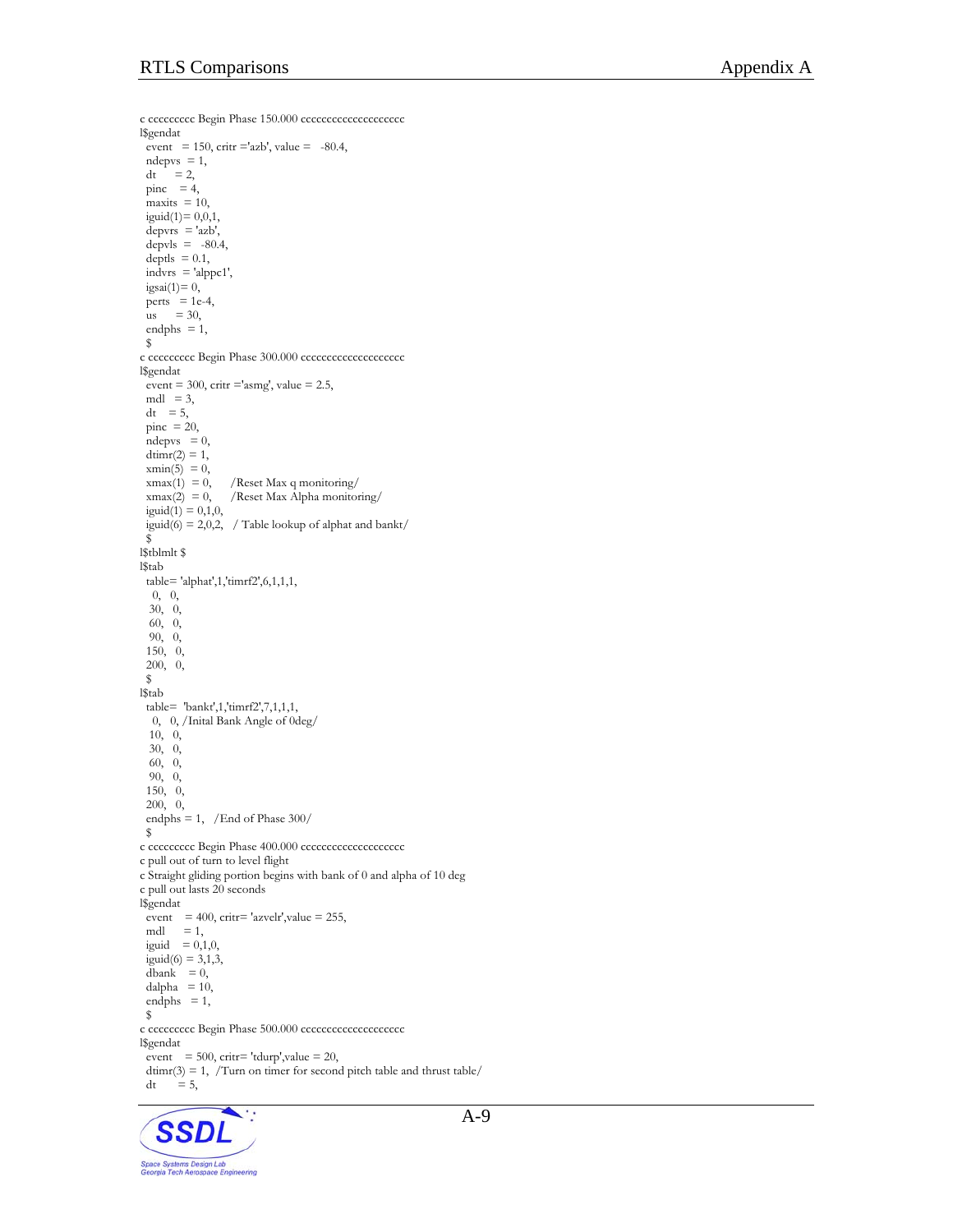```
c ccccccccc Begin Phase 150.000 cccccccccccccccccccc
l$gendat
  event   = 150, critr ='azb', value =   -80.4,
  ndepvs  = 1,
  dt      = 2,
  pinc    = 4,
  maxits  = 10,
  iguid(1)= 0,0,1,
  depvrs  = 'azb',
  depvls  =   -80.4,
  deptls  = 0.1,
  indvrs  = 'alppc1',
  igsai(1)= 0,
  perts   = 1e-4,
  us      = 30,
  endphs  = 1,
  $
c ccccccccc Begin Phase 300.000 cccccccccccccccccccc
l$gendat
  event = 300, critr ='asmg', value = 2.5,
  mdl   = 3,
  dt    = 5,
  pinc  = 20,
  ndepvs  = 0,
  dtimr(2) = 1,
  xmin(5)  = 0,
  xmax(1)  = 0,      /Reset Max q monitoring/
  xmax(2)  = 0,      /Reset Max Alpha monitoring/
  iguid(1) = 0,1,0,
  iguid(6) = 2,0,2,   / Table lookup of alphat and bankt/
  $
l$tblmlt $
l$tab
  table= 'alphat',1,'timrf2',6,1,1,1,
   0,   0,
   30,   0,
   60,   0,
   90,   0,
  150,   0,
  200,   0,
  $
l$tab
  table=  'bankt',1,'timrf2',7,1,1,1,
   0,   0, /Inital Bank Angle of 0deg/
   10,   0,
   30,   0,
   60,   0,
   90,   0,
  150,   0,
  200,   0,
  endphs = 1,   /End of Phase 300/
  $
c ccccccccc Begin Phase 400.000 cccccccccccccccccccc
c pull out of turn to level flight
c Straight gliding portion begins with bank of 0 and alpha of 10 deg
c pull out lasts 20 seconds
l$gendat
  event    = 400, critr= 'azvelr',value = 255,
  mdl      = 1,
  iguid    = 0,1,0,
  iguid(6) = 3,1,3,
  dbank    = 0,
  dalpha   = 10,
  endphs   = 1,
  $
c ccccccccc Begin Phase 500.000 cccccccccccccccccccc
l$gendat
  event    = 500, critr= 'tdurp',value = 20,
  dtimr(3) = 1,  /Turn on timer for second pitch table and thrust table/
  dt       = 5,
```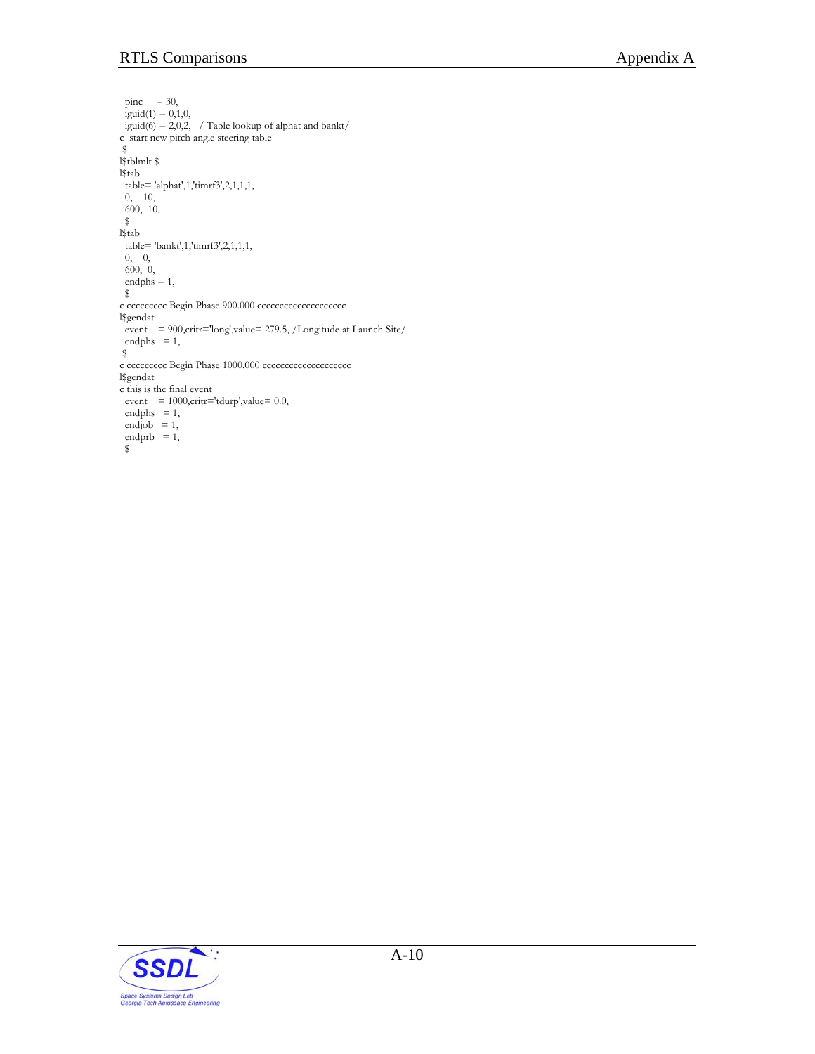```
  pinc    = 30,
  iguid(1) = 0,1,0,
  iguid(6) = 2,0,2,   / Table lookup of alphat and bankt/
c  start new pitch angle steering table
 $
l$tblmlt $
l$tab
  table= 'alphat',1,'timrf3',2,1,1,1,
  0,    10,
  600,  10,
  $
l$tab
  table= 'bankt',1,'timrf3',2,1,1,1,
  0,    0,
  600,  0,
  endphs = 1,
  $
c ccccccccc Begin Phase 900.000 cccccccccccccccccccc
l$gendat
  event    = 900,critr='long',value= 279.5, /Longitude at Launch Site/
  endphs   = 1,
 $
c ccccccccc Begin Phase 1000.000 cccccccccccccccccccc
l$gendat
c this is the final event
  event    = 1000,critr='tdurp',value= 0.0,
  endphs   = 1,
  endjob   = 1,
  endprb   = 1,
  $
```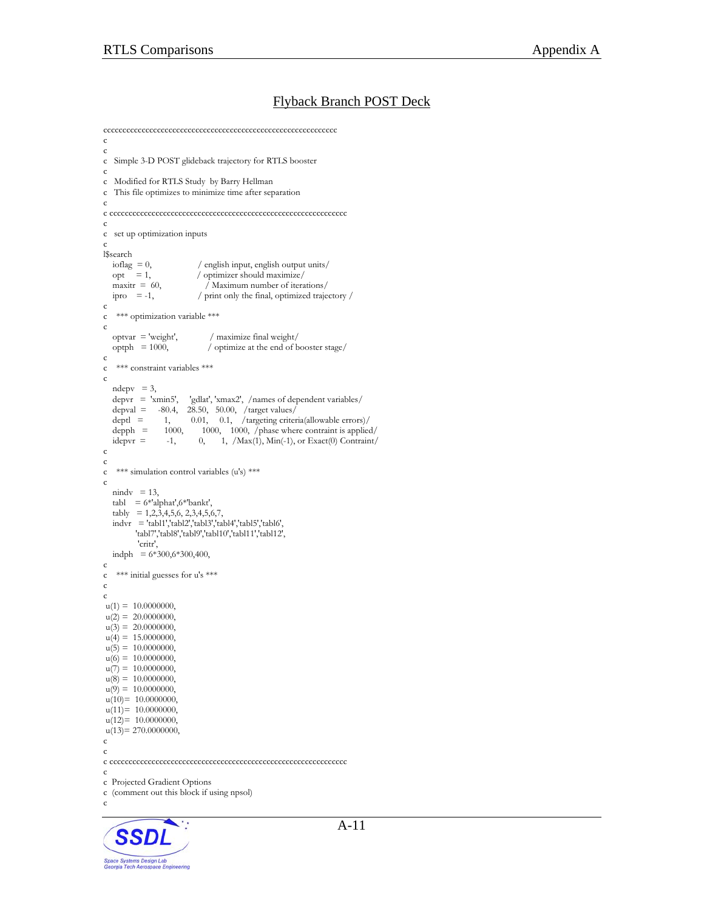## Flyback Branch POST Deck

```
cccccccccccccccccccccccccccccccccccccccccccccccccccccccccc
c
c
c  Simple 3-D POST glideback trajectory for RTLS booster
c
c  Modified for RTLS Study  by Barry Hellman
c  This file optimizes to minimize time after separation
c
c cccccccccccccccccccccccccccccccccccccccccccccccccccccccccc
c
c  set up optimization inputs
c
l$search
   ioflag  = 0,                 / english input, english output units/
   opt     = 1,                 / optimizer should maximize/
   maxitr  =  60,                 / Maximum number of iterations/
   ipro    = -1,                / print only the final, optimized trajectory /
c
c   *** optimization variable ***
c
   optvar  = 'weight',            / maximize final weight/
   optph   = 1000,               / optimize at the end of booster stage/
c
c   *** constraint variables ***
c
   ndepv   = 3,
   depvr   = 'xmin5',     'gdlat', 'xmax2',  /names of dependent variables/
   depval  =     -80.4,    28.50,   50.00,   /target values/
   deptl   =         1,      0.01,     0.1,   /targeting criteria(allowable errors)/
   depph   =      1000,      1000,    1000,  /phase where contraint is applied/
   idepvr  =        -1,         0,       1,  /Max(1), Min(-1), or Exact(0) Contraint/
c
c
c   *** simulation control variables (u's) ***
c
   nindv   = 13,
   tabl    = 6*'alphat',6*'bankt',
   tably   = 1,2,3,4,5,6, 2,3,4,5,6,7,
   indvr   = 'tabl1','tabl2','tabl3','tabl4','tabl5','tabl6',
             'tabl7','tabl8','tabl9','tabl10','tabl11','tabl12',
             'critr',
   indph   = 6*300,6*300,400,
c
c   *** initial guesses for u's ***
c
c
 u(1) =  10.0000000,
 u(2) =  20.0000000,
 u(3) =  20.0000000,
 u(4) =  15.0000000,
 u(5) =  10.0000000,
 u(6) =  10.0000000,
 u(7) =  10.0000000,
 u(8) =  10.0000000,
 u(9) =  10.0000000,
 u(10)=  10.0000000,
 u(11)=  10.0000000,
 u(12)=  10.0000000,
 u(13)= 270.0000000,
c
c
c cccccccccccccccccccccccccccccccccccccccccccccccccccccccccc
c
c  Projected Gradient Options
c  (comment out this block if using npsol)
c
```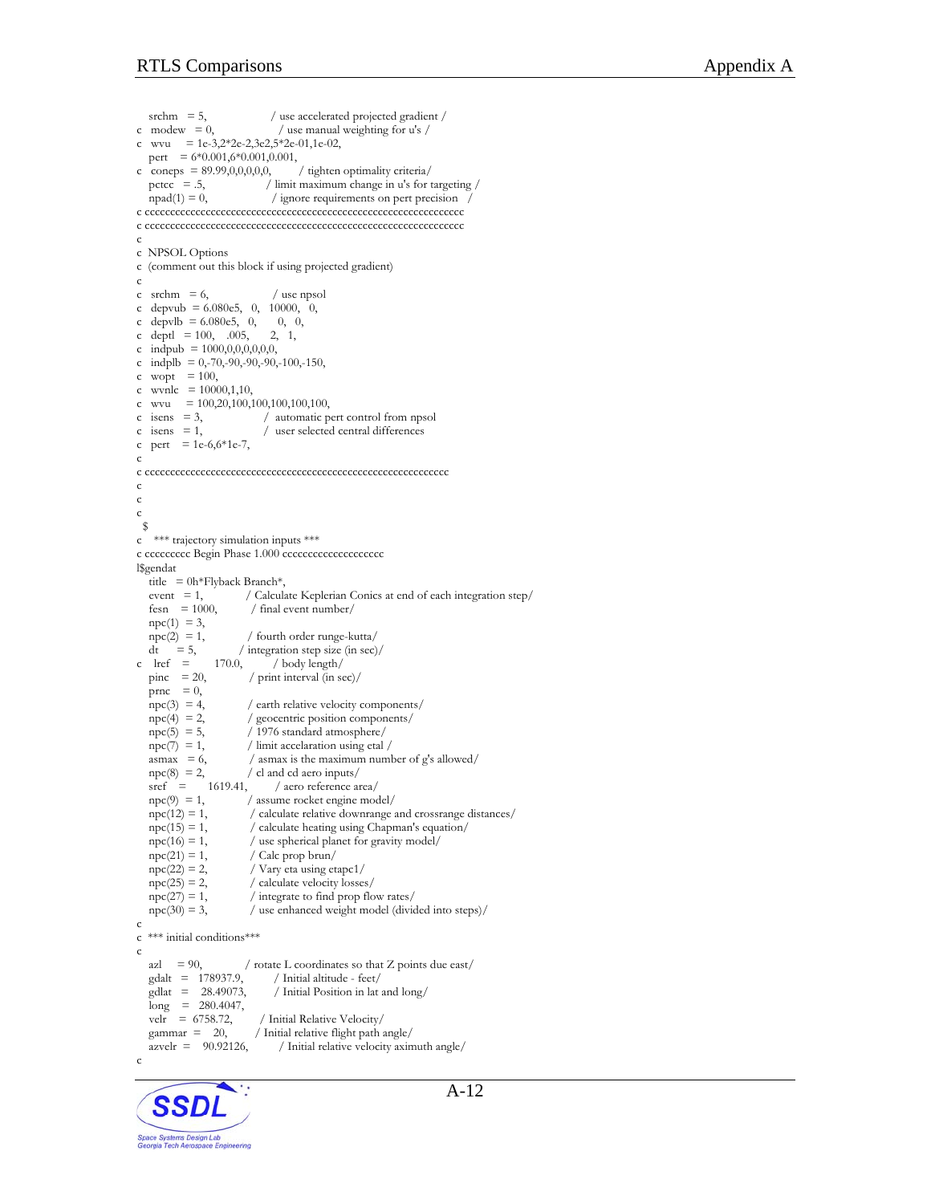```
   srchm  = 5,                 / use accelerated projected gradient /
c  modew  = 0,                 / use manual weighting for u's /
c  wvu    = 1e-3,2*2e-2,3e2,5*2e-01,1e-02,
   pert   = 6*0.001,6*0.001,0.001,
c  coneps = 89.99,0,0,0,0,0,      / tighten optimality criteria/
   pctcc  = .5,                / limit maximum change in u's for targeting /
   npad(1) = 0,                / ignore requirements on pert precision   /
c cccccccccccccccccccccccccccccccccccccccccccccccccccccccccccc
c cccccccccccccccccccccccccccccccccccccccccccccccccccccccccccc
c
c  NPSOL Options
c  (comment out this block if using projected gradient)
c
c  srchm  = 6,                 / use npsol
c  depvub = 6.080e5,  0,  10000,  0,
c  depvlb = 6.080e5,  0,     0,  0,
c  deptl  = 100,   .005,     2,  1,
c  indpub = 1000,0,0,0,0,0,0,
c  indplb = 0,-70,-90,-90,-90,-100,-150,
c  wopt   = 100,
c  wvnlc  = 10000,1,10,
c  wvu    = 100,20,100,100,100,100,100,
c  isens  = 3,                 /  automatic pert control from npsol
c  isens  = 1,                 /  user selected central differences
c  pert   = 1e-6,6*1e-7,
c
c cccccccccccccccccccccccccccccccccccccccccccccccccccccccccc
c
c
c
 $
c   *** trajectory simulation inputs ***
c ccccccccc Begin Phase 1.000 ccccccccccccccccccc
l$gendat
   title  = 0h*Flyback Branch*,
   event  = 1,           / Calculate Keplerian Conics at end of each integration step/
   fesn   = 1000,        / final event number/
   npc(1) = 3,
   npc(2) = 1,           / fourth order runge-kutta/
   dt     = 5,           / integration step size (in sec)/
c  lref  =      170.0,       / body length/
   pinc   = 20,          / print interval (in sec)/
   prnc   = 0,
   npc(3) = 4,           / earth relative velocity components/
   npc(4) = 2,           / geocentric position components/
   npc(5) = 5,           / 1976 standard atmosphere/
   npc(7) = 1,           / limit accelaration using etal /
   asmax  = 6,           / asmax is the maximum number of g's allowed/
   npc(8) = 2,           / cl and cd aero inputs/
   sref   =     1619.41,     / aero reference area/
   npc(9) = 1,           / assume rocket engine model/
   npc(12) = 1,          / calculate relative downrange and crossrange distances/
   npc(15) = 1,          / calculate heating using Chapman's equation/
   npc(16) = 1,          / use spherical planet for gravity model/
   npc(21) = 1,          / Calc prop brun/
   npc(22) = 2,          / Vary eta using etapc1/
   npc(25) = 2,          / calculate velocity losses/
   npc(27) = 1,          / integrate to find prop flow rates/
   npc(30) = 3,          / use enhanced weight model (divided into steps)/
c
c  *** initial conditions***
c
   azl    = 90,          / rotate L coordinates so that Z points due east/
   gdalt  =  178937.9,      / Initial altitude - feet/
   gdlat  =  28.49073,      / Initial Position in lat and long/
   long   =  280.4047,
   velr   =  6758.72,       / Initial Relative Velocity/
   gammar =   20,         / Initial relative flight path angle/
   azvelr =   90.92126,       / Initial relative velocity aximuth angle/
c
```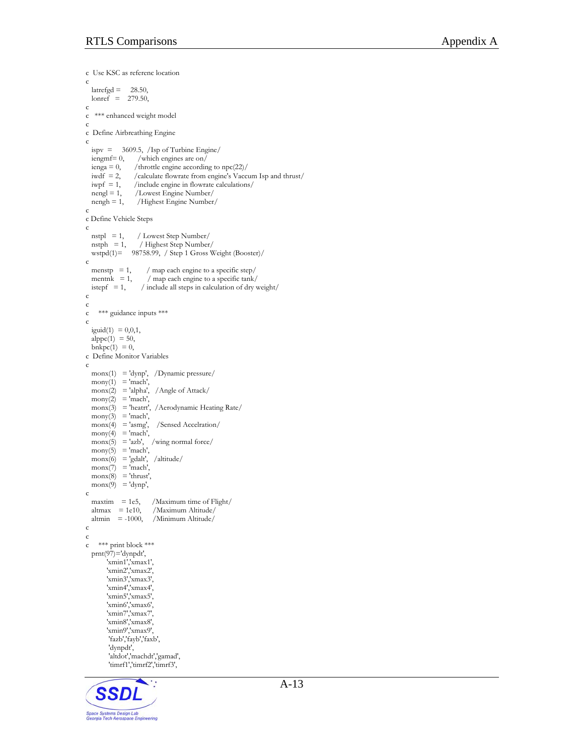```
c  Use KSC as referenc location
c
   latrefgd =     28.50,
   lonref   =    279.50,
c
c   *** enhanced weight model
c
c  Define Airbreathing Engine
c
   ispv  =     3609.5,  /Isp of Turbine Engine/
   iengmf= 0,       /which engines are on/
   ienga = 0,       /throttle engine according to npc(22)/
   iwdf  = 2,       /calculate flowrate from engine's Vaccum Isp and thrust/
   iwpf  = 1,       /include engine in flowrate calculations/
   nengl = 1,       /Lowest Engine Number/
   nengh = 1,       /Highest Engine Number/
c
c Define Vehicle Steps
c
   nstpl   = 1,       / Lowest Step Number/
   nstph   = 1,       / Highest Step Number/
   wstpd(1)=    98758.99,  / Step 1 Gross Weight (Booster)/
c
   menstp   = 1,       / map each engine to a specific step/
   mentnk   = 1,       / map each engine to a specific tank/
   istepf   = 1,       / include all steps in calculation of dry weight/
c
c
c    *** guidance inputs ***
c
   iguid(1)  = 0,0,1,
   alppc(1)  = 50,
   bnkpc(1)  = 0,
c  Define Monitor Variables
c
   monx(1)   = 'dynp',   /Dynamic pressure/
   mony(1)   = 'mach',
   monx(2)   = 'alpha',  /Angle of Attack/
   mony(2)   = 'mach',
   monx(3)   = 'heatrt', /Aerodynamic Heating Rate/
   mony(3)   = 'mach',
   monx(4)   = 'asmg',    /Sensed Accelration/
   mony(4)   = 'mach',
   monx(5)   = 'azb',    /wing normal force/
   mony(5)   = 'mach',
   monx(6)   = 'gdalt',   /altitude/
   monx(7)   = 'mach',
   monx(8)   = 'thrust',
   monx(9)   = 'dynp',
c
   maxtim    = 1e5,      /Maximum time of Flight/
   altmax    = 1e10,     /Maximum Altitude/
   altmin    = -1000,    /Minimum Altitude/
c
c
c    *** print block ***
   prnt(97)='dynpdt',
          'xmin1','xmax1',
          'xmin2','xmax2',
          'xmin3','xmax3',
          'xmin4','xmax4',
          'xmin5','xmax5',
          'xmin6','xmax6',
          'xmin7','xmax7',
          'xmin8','xmax8',
          'xmin9','xmax9',
           'fazb','fayb','faxb',
           'dynpdt',
           'altdot','machdt','gamad',
           'timrf1','timrf2','timrf3',
```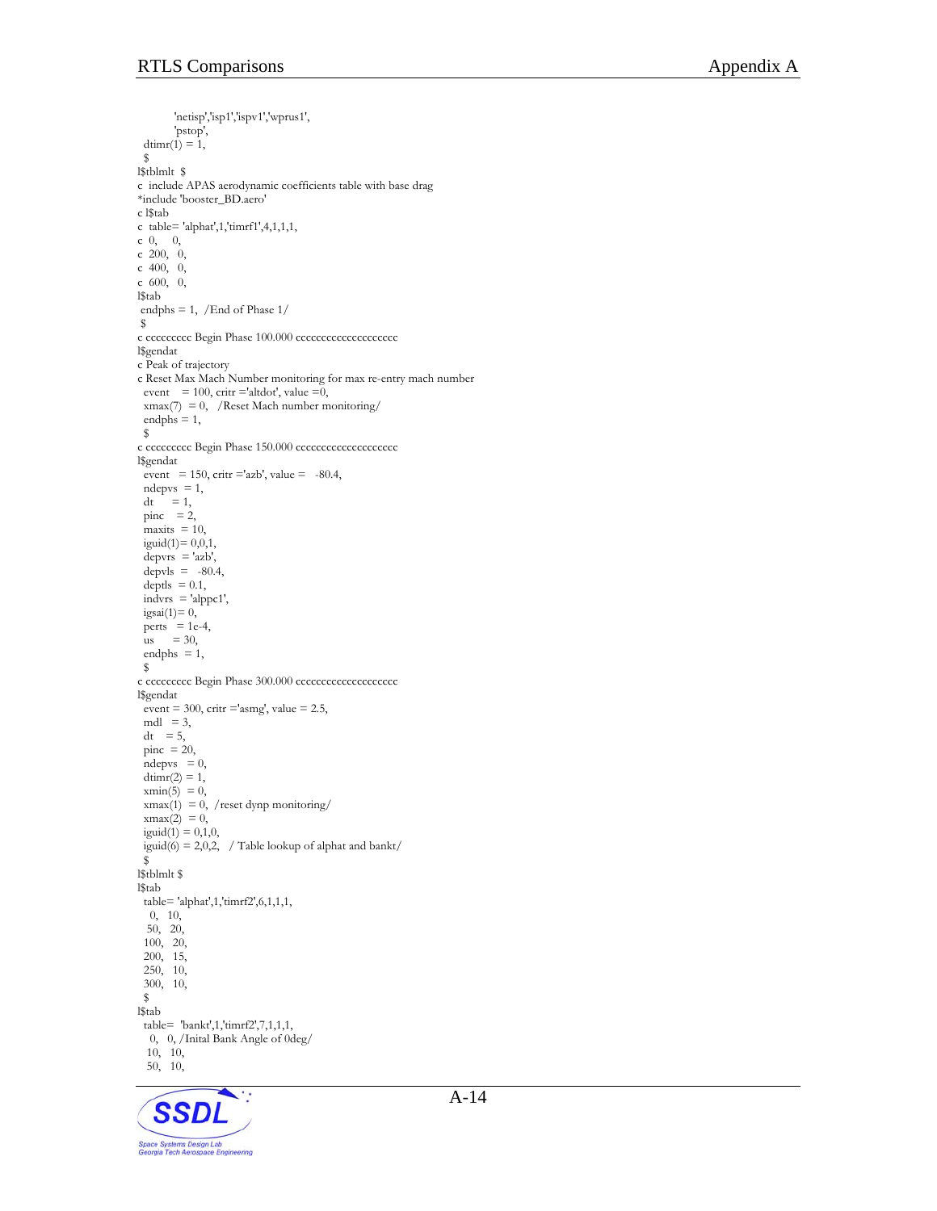```
          'netisp','isp1','ispv1','wprus1',
          'pstop',
  dtimr(1) = 1,
  $
l$tblmlt  $
c  include APAS aerodynamic coefficients table with base drag
*include 'booster_BD.aero'
c l$tab
c  table= 'alphat',1,'timrf1',4,1,1,1,
c  0,     0,
c  200,   0,
c  400,   0,
c  600,   0,
l$tab
 endphs = 1,  /End of Phase 1/
 $
c ccccccccc Begin Phase 100.000 cccccccccccccccccccc
l$gendat
c Peak of trajectory
c Reset Max Mach Number monitoring for max re-entry mach number
  event    = 100, critr ='altdot', value =0,
  xmax(7)  = 0,   /Reset Mach number monitoring/
  endphs = 1,
  $
c ccccccccc Begin Phase 150.000 cccccccccccccccccccc
l$gendat
  event   = 150, critr ='azb', value =   -80.4,
  ndepvs  = 1,
  dt      = 1,
  pinc    = 2,
  maxits  = 10,
  iguid(1)= 0,0,1,
  depvrs  = 'azb',
  depvls  =   -80.4,
  deptls  = 0.1,
  indvrs  = 'alppc1',
  igsai(1)= 0,
  perts   = 1e-4,
  us      = 30,
  endphs  = 1,
  $
c ccccccccc Begin Phase 300.000 cccccccccccccccccccc
l$gendat
  event = 300, critr ='asmg', value = 2.5,
  mdl   = 3,
  dt    = 5,
  pinc  = 20,
  ndepvs   = 0,
  dtimr(2) = 1,
  xmin(5)  = 0,
  xmax(1)  = 0,  /reset dynp monitoring/
  xmax(2)  = 0,
  iguid(1) = 0,1,0,
  iguid(6) = 2,0,2,   / Table lookup of alphat and bankt/
  $
l$tblmlt $
l$tab
  table= 'alphat',1,'timrf2',6,1,1,1,
    0,   10,
   50,   20,
  100,   20,
  200,   15,
  250,   10,
  300,   10,
  $
l$tab
  table=  'bankt',1,'timrf2',7,1,1,1,
    0,   0, /Inital Bank Angle of 0deg/
   10,   10,
   50,   10,
```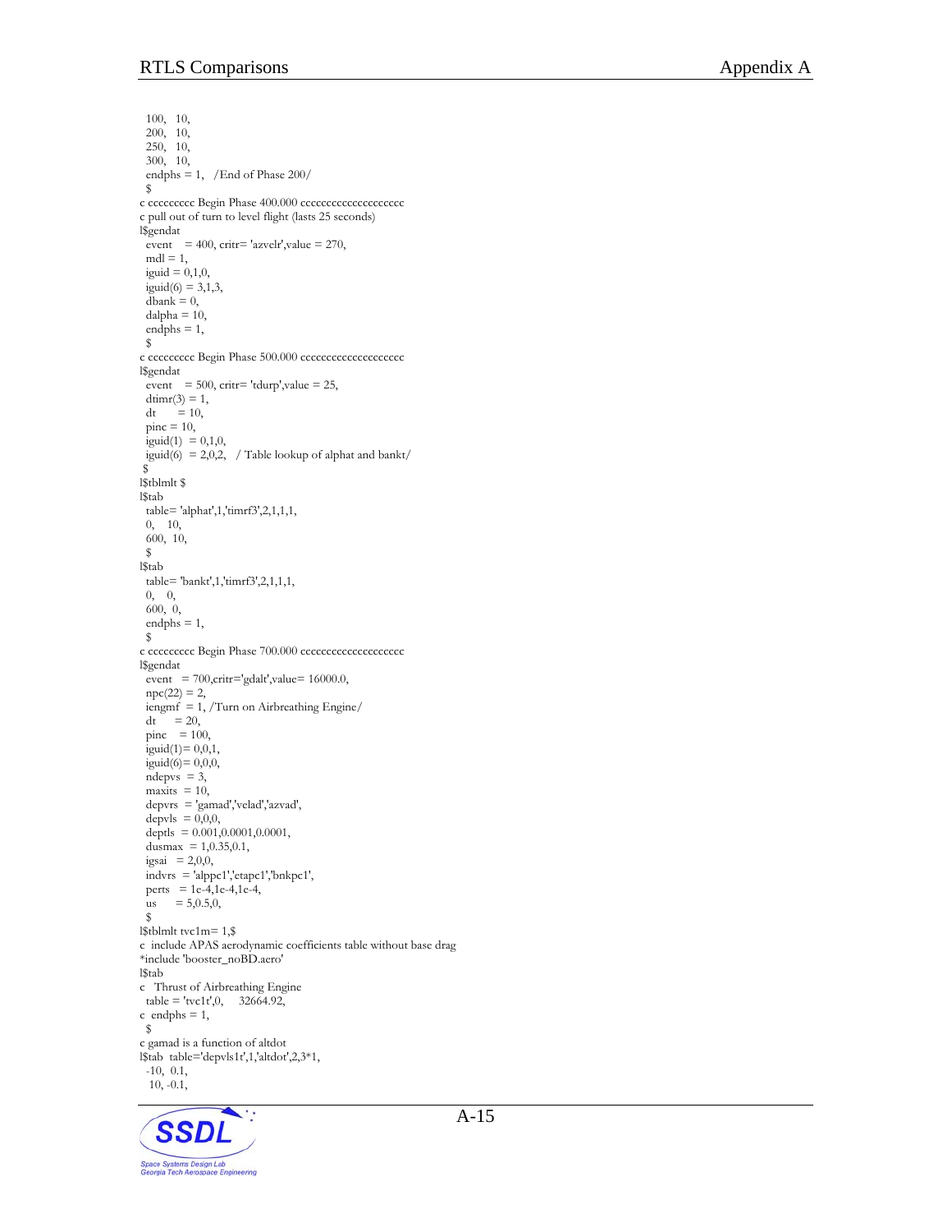```
 100,  10,
 200,  10,
 250,  10,
 300,  10,
 endphs = 1,  /End of Phase 200/
 $
c cccccccc Begin Phase 400.000 ccccccccccccccccccc
c pull out of turn to level flight (lasts 25 seconds)
l$gendat
 event   = 400, critr= 'azvelr',value = 270,
 mdl = 1,
 iguid = 0,1,0,
 iguid(6) = 3,1,3,
 dbank = 0,
 dalpha = 10,
 endphs = 1,
 $
c cccccccc Begin Phase 500.000 ccccccccccccccccccc
l$gendat
 event   = 500, critr= 'tdurp',value = 25,
 dtimr(3) = 1,
 dt      = 10,
 pinc = 10,
 iguid(1)  = 0,1,0,
 iguid(6)  = 2,0,2,  / Table lookup of alphat and bankt/
 $
l$tblmlt $
l$tab
 table= 'alphat',1,'timrf3',2,1,1,1,
 0,   10,
 600,  10,
 $
l$tab
 table= 'bankt',1,'timrf3',2,1,1,1,
 0,   0,
 600,  0,
 endphs = 1,
 $
c cccccccc Begin Phase 700.000 ccccccccccccccccccc
l$gendat
 event   = 700,critr='gdalt',value= 16000.0,
 npc(22) = 2,
 iengmf  = 1, /Turn on Airbreathing Engine/
 dt     = 20,
 pinc   = 100,
 iguid(1)= 0,0,1,
 iguid(6)= 0,0,0,
 ndepvs  = 3,
 maxits  = 10,
 depvrs  = 'gamad','velad','azvad',
 depvls  = 0,0,0,
 deptls  = 0.001,0.0001,0.0001,
 dusmax  = 1,0.35,0.1,
 igsai   = 2,0,0,
 indvrs  = 'alppc1','etapc1','bnkpc1',
 perts   = 1e-4,1e-4,1e-4,
 us      = 5,0.5,0,
 $
l$tblmlt tvc1m= 1,$
c  include APAS aerodynamic coefficients table without base drag
*include 'booster_noBD.aero'
l$tab
c  Thrust of Airbreathing Engine
 table = 'tvc1t',0,    32664.92,
c  endphs = 1,
 $
c gamad is a function of altdot
l$tab  table='depvls1t',1,'altdot',2,3*1,
 -10,  0.1,
  10, -0.1,
```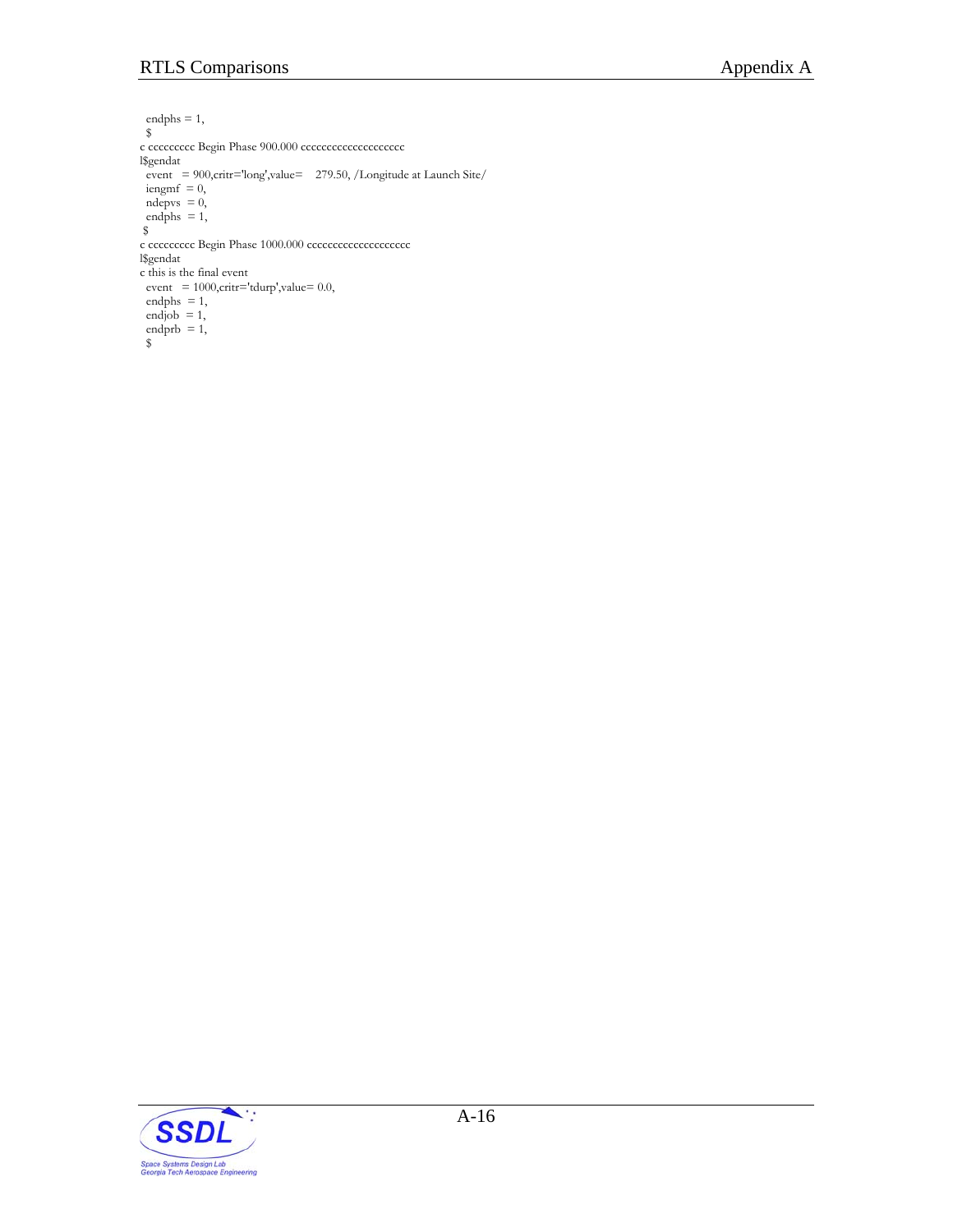```
 endphs = 1,
 $
c ccccccccc Begin Phase 900.000 cccccccccccccccccccc
l$gendat
 event   = 900,critr='long',value=    279.50, /Longitude at Launch Site/
 iengmf  = 0,
 ndepvs  = 0,
 endphs  = 1,
 $
c ccccccccc Begin Phase 1000.000 cccccccccccccccccccc
l$gendat
c this is the final event
 event   = 1000,critr='tdurp',value= 0.0,
 endphs  = 1,
 endjob  = 1,
 endprb  = 1,
 $
```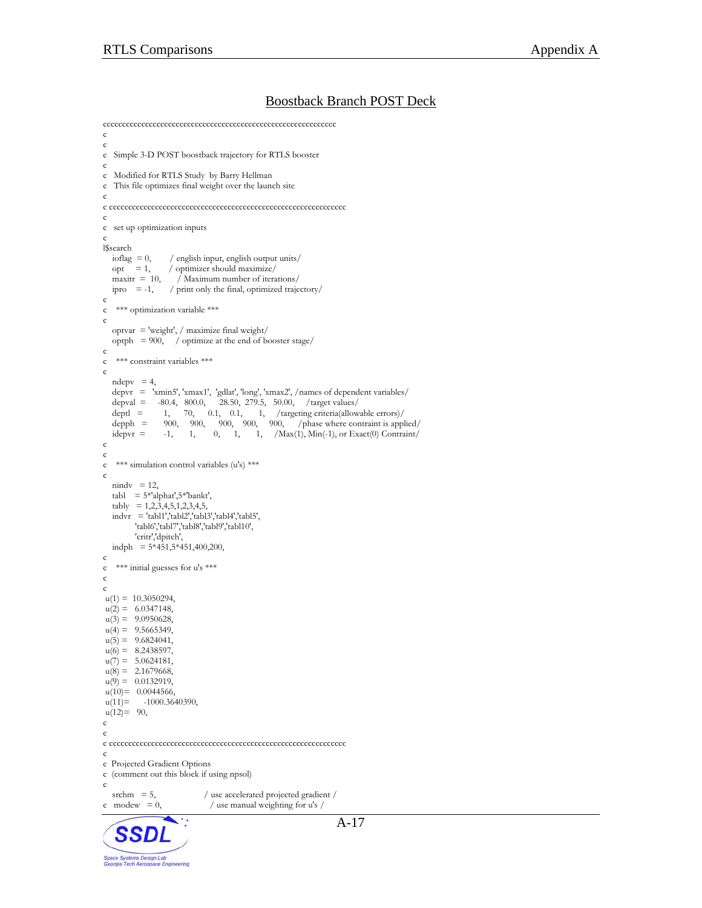## Boostback Branch POST Deck

```
cccccccccccccccccccccccccccccccccccccccccccccccccccccccccc
c
c
c  Simple 3-D POST boostback trajectory for RTLS booster
c
c  Modified for RTLS Study  by Barry Hellman
c  This file optimizes final weight over the launch site
c
c cccccccccccccccccccccccccccccccccccccccccccccccccccccccccc
c
c  set up optimization inputs
c
l$search
   ioflag  = 0,      / english input, english output units/
   opt     = 1,      / optimizer should maximize/
   maxitr  = 10,     / Maximum number of iterations/
   ipro    = -1,     / print only the final, optimized trajectory/
c
c   *** optimization variable ***
c
   optvar  = 'weight', / maximize final weight/
   optph   = 900,    / optimize at the end of booster stage/
c
c   *** constraint variables ***
c
   ndepv   = 4,
   depvr   =  'xmin5', 'xmax1',  'gdlat', 'long', 'xmax2', /names of dependent variables/
   depval  =   -80.4,   800.0,    28.50,  279.5,   50.00,   /target values/
   deptl   =       1,      70,      0.1,    0.1,       1,    /targeting criteria(allowable errors)/
   depph   =     900,     900,      900,    900,     900,    /phase where contraint is applied/
   idepvr  =      -1,       1,        0,      1,       1,    /Max(1), Min(-1), or Exact(0) Contraint/
c
c
c   *** simulation control variables (u's) ***
c
   nindv   = 12,
   tabl    = 5*'alphat',5*'bankt',
   tably   = 1,2,3,4,5,1,2,3,4,5,
   indvr   = 'tabl1','tabl2','tabl3','tabl4','tabl5',
             'tabl6','tabl7','tabl8','tabl9','tabl10',
             'critr','dpitch',
   indph   = 5*451,5*451,400,200,
c
c   *** initial guesses for u's ***
c
c
 u(1) =  10.3050294,
 u(2) =   6.0347148,
 u(3) =   9.0950628,
 u(4) =   9.5665349,
 u(5) =   9.6824041,
 u(6) =   8.2438597,
 u(7) =   5.0624181,
 u(8) =   2.1679668,
 u(9) =   0.0132919,
 u(10)=   0.0044566,
 u(11)=     -1000.3640390,
 u(12)=   90,
c
c
c cccccccccccccccccccccccccccccccccccccccccccccccccccccccccc
c
c  Projected Gradient Options
c  (comment out this block if using npsol)
c
   srchm   = 5,              / use accelerated projected gradient /
c  modew   = 0,              / use manual weighting for u's /
```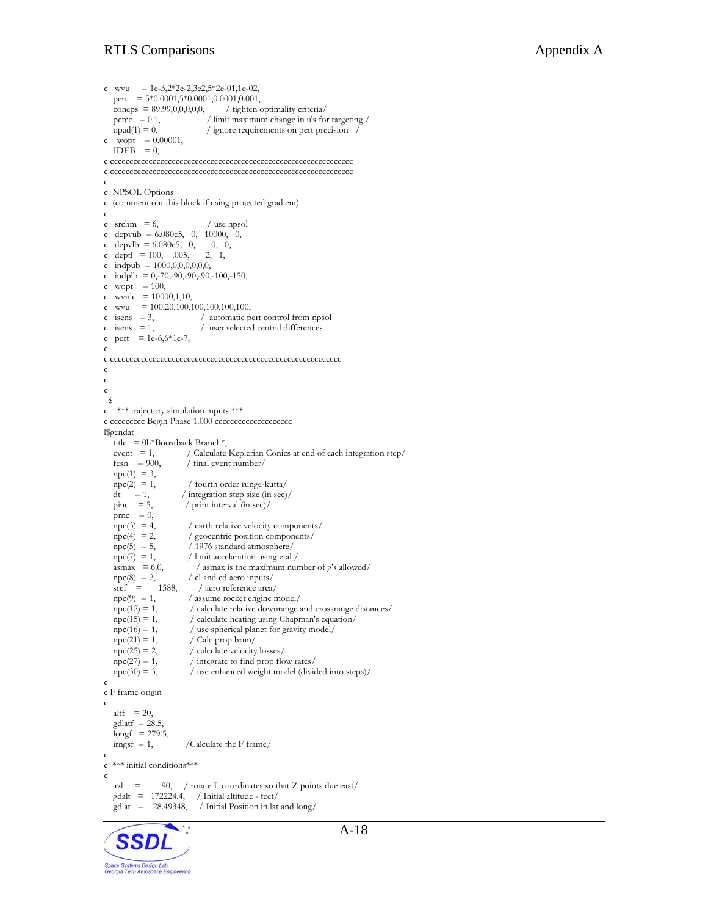```
c  wvu    = 1e-3,2*2e-2,3e2,5*2e-01,1e-02,
   pert   = 5*0.0001,5*0.0001,0.0001,0.001,
   coneps  = 89.99,0,0,0,0,0,       / tighten optimality criteria/
   pctcc  = 0.1,                 / limit maximum change in u's for targeting /
   npad(1) = 0,                  / ignore requirements on pert precision   /
c  wopt   = 0.00001,
   IDEB   = 0,
c cccccccccccccccccccccccccccccccccccccccccccccccccccccccccccccc
c cccccccccccccccccccccccccccccccccccccccccccccccccccccccccccccc
c
c  NPSOL Options
c  (comment out this block if using projected gradient)
c
c  srchm   = 6,                  / use npsol
c  depvub  = 6.080e5,  0,   10000,   0,
c  depvlb  = 6.080e5,  0,      0,   0,
c  deptl   = 100,    .005,      2,   1,
c  indpub  = 1000,0,0,0,0,0,0,
c  indplb  = 0,-70,-90,-90,-90,-100,-150,
c  wopt    = 100,
c  wvnlc   = 10000,1,10,
c  wvu     = 100,20,100,100,100,100,100,
c  isens   = 3,                 /  automatic pert control from npsol
c  isens   = 1,                 /  user selected central differences
c  pert    = 1e-6,6*1e-7,
c
c cccccccccccccccccccccccccccccccccccccccccccccccccccccccccccc
c
c
c
 $
c   *** trajectory simulation inputs ***
c ccccccccc Begin Phase 1.000 ccccccccccccccccccc
l$gendat
   title  = 0h*Boostback Branch*,
   event  = 1,           / Calculate Keplerian Conics at end of each integration step/
   fesn   = 900,         / final event number/
   npc(1)  = 3,
   npc(2)  = 1,           / fourth order runge-kutta/
   dt     = 1,          / integration step size (in sec)/
   pinc   = 5,           / print interval (in sec)/
   prnc   = 0,
   npc(3)  = 4,           / earth relative velocity components/
   npc(4)  = 2,           / geocentric position components/
   npc(5)  = 5,           / 1976 standard atmosphere/
   npc(7)  = 1,           / limit accelaration using etal /
   asmax   = 6.0,           / asmax is the maximum number of g's allowed/
   npc(8)  = 2,           / cl and cd aero inputs/
   sref   =      1588,       / aero reference area/
   npc(9)  = 1,           / assume rocket engine model/
   npc(12) = 1,           / calculate relative downrange and crossrange distances/
   npc(15) = 1,           / calculate heating using Chapman's equation/
   npc(16) = 1,           / use spherical planet for gravity model/
   npc(21) = 1,           / Calc prop brun/
   npc(25) = 2,           / calculate velocity losses/
   npc(27) = 1,           / integrate to find prop flow rates/
   npc(30) = 3,           / use enhanced weight model (divided into steps)/
c
c F frame origin
c
   altf   = 20,
   gdlatf  = 28.5,
   longf   = 279.5,
   irngsf  = 1,           /Calculate the F frame/
c
c  *** initial conditions***
c
   azl    =        90,    / rotate L coordinates so that Z points due east/
   gdalt   =   172224.4,    / Initial altitude - feet/
   gdlat   =    28.49348,    / Initial Position in lat and long/
```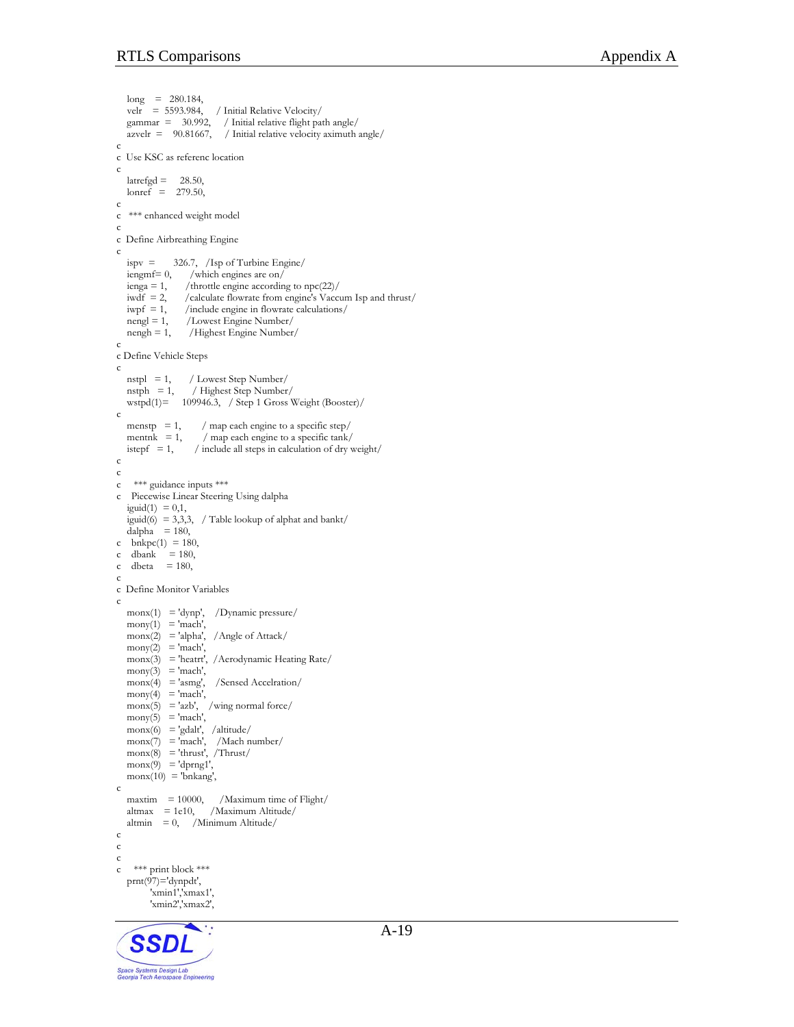```
   long   =  280.184,
   velr   = 5593.984,    / Initial Relative Velocity/
   gammar =   30.992,    / Initial relative flight path angle/
   azvelr =   90.81667,  / Initial relative velocity aximuth angle/
c
c  Use KSC as referenc location
c
   latrefgd =    28.50,
   lonref  =   279.50,
c
c  *** enhanced weight model
c
c  Define Airbreathing Engine
c
   ispv  =      326.7,   /Isp of Turbine Engine/
   iengmf= 0,       /which engines are on/
   ienga = 1,       /throttle engine according to npc(22)/
   iwdf  = 2,       /calculate flowrate from engine's Vaccum Isp and thrust/
   iwpf  = 1,       /include engine in flowrate calculations/
   nengl = 1,       /Lowest Engine Number/
   nengh = 1,       /Highest Engine Number/
c
c Define Vehicle Steps
c
   nstpl  = 1,      / Lowest Step Number/
   nstph  = 1,      / Highest Step Number/
   wstpd(1)=    109946.3,  / Step 1 Gross Weight (Booster)/
c
   menstp  = 1,       / map each engine to a specific step/
   mentnk  = 1,       / map each engine to a specific tank/
   istepf  = 1,       / include all steps in calculation of dry weight/
c
c
c    *** guidance inputs ***
c   Piecewise Linear Steering Using dalpha
   iguid(1)  = 0,1,
   iguid(6)  = 3,3,3,   / Table lookup of alphat and bankt/
   dalpha    = 180,
c   bnkpc(1)  = 180,
c   dbank     = 180,
c   dbeta     = 180,
c
c  Define Monitor Variables
c
   monx(1)   = 'dynp',    /Dynamic pressure/
   mony(1)   = 'mach',
   monx(2)   = 'alpha',   /Angle of Attack/
   mony(2)   = 'mach',
   monx(3)   = 'heatrt',  /Aerodynamic Heating Rate/
   mony(3)   = 'mach',
   monx(4)   = 'asmg',    /Sensed Accelration/
   mony(4)   = 'mach',
   monx(5)   = 'azb',    /wing normal force/
   mony(5)   = 'mach',
   monx(6)   = 'gdalt',   /altitude/
   monx(7)   = 'mach',    /Mach number/
   monx(8)   = 'thrust',  /Thrust/
   monx(9)   = 'dprng1',
   monx(10)  = 'bnkang',
c
   maxtim   = 10000,     /Maximum time of Flight/
   altmax   = 1e10,      /Maximum Altitude/
   altmin   = 0,     /Minimum Altitude/
c
c
c
c    *** print block ***
   prnt(97)='dynpdt',
         'xmin1','xmax1',
         'xmin2','xmax2',
```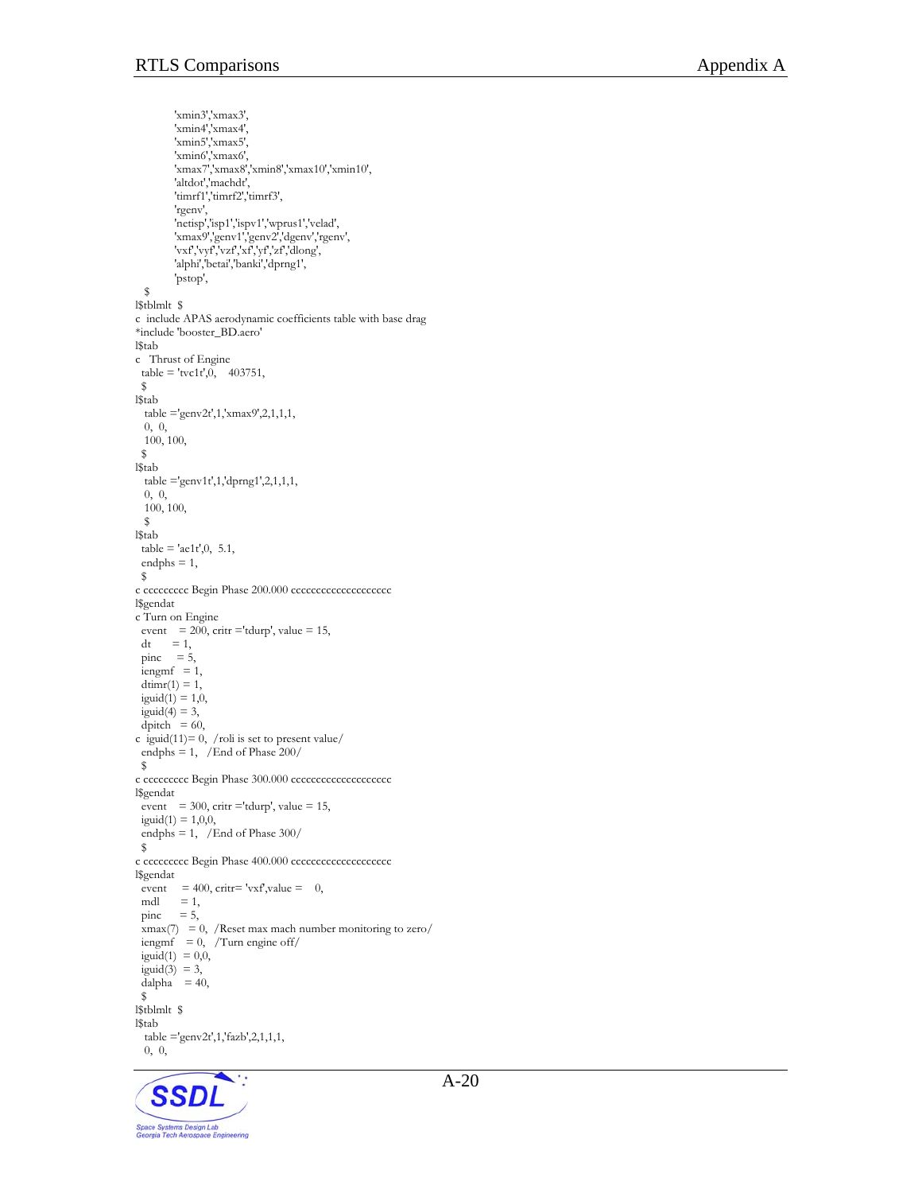```
          'xmin3','xmax3',
          'xmin4','xmax4',
          'xmin5','xmax5',
          'xmin6','xmax6',
          'xmax7','xmax8','xmin8','xmax10','xmin10',
          'altdot','machdt',
          'timrf1','timrf2','timrf3',
          'rgenv',
          'netisp','isp1','ispv1','wprus1','velad',
          'xmax9','genv1','genv2','dgenv','rgenv',
          'vxf','vyf','vzf','xf','yf','zf','dlong',
          'alphi','betai','banki','dprng1',
          'pstop',
  $
l$tblmlt  $
c  include APAS aerodynamic coefficients table with base drag
*include 'booster_BD.aero'
l$tab
c   Thrust of Engine
  table = 'tvc1t',0,    403751,
  $
l$tab
   table ='genv2t',1,'xmax9',2,1,1,1,
   0,  0,
   100, 100,
  $
l$tab
   table ='genv1t',1,'dprng1',2,1,1,1,
   0,  0,
   100, 100,
   $
l$tab
  table = 'ac1t',0,  5.1,
  endphs = 1,
  $
c ccccccccc Begin Phase 200.000 cccccccccccccccccccc
l$gendat
c Turn on Engine
  event    = 200, critr ='tdurp', value = 15,
  dt       = 1,
  pinc     = 5,
  iengmf   = 1,
  dtimr(1) = 1,
  iguid(1) = 1,0,
  iguid(4) = 3,
  dpitch   = 60,
c  iguid(11)= 0,  /roli is set to present value/
  endphs = 1,   /End of Phase 200/
  $
c ccccccccc Begin Phase 300.000 cccccccccccccccccccc
l$gendat
  event    = 300, critr ='tdurp', value = 15,
  iguid(1) = 1,0,0,
  endphs = 1,   /End of Phase 300/
  $
c ccccccccc Begin Phase 400.000 cccccccccccccccccccc
l$gendat
  event     = 400, critr= 'vxf',value =    0,
  mdl       = 1,
  pinc      = 5,
  xmax(7)   = 0,  /Reset max mach number monitoring to zero/
  iengmf    = 0,  /Turn engine off/
  iguid(1)  = 0,0,
  iguid(3)  = 3,
  dalpha    = 40,
  $
l$tblmlt  $
l$tab
   table ='genv2t',1,'fazb',2,1,1,1,
   0,  0,
```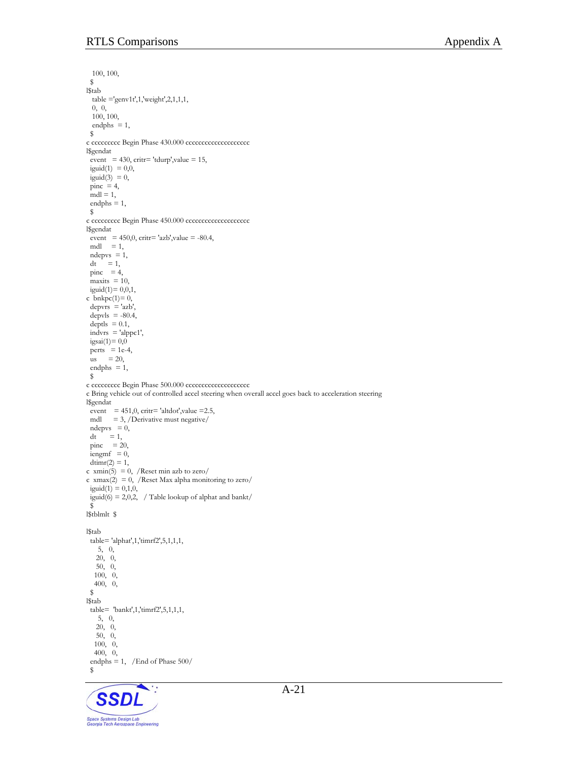```
  100, 100,
 $
l$tab
  table ='genv1t',1,'weight',2,1,1,1,
  0,  0,
  100, 100,
  endphs  = 1,
 $
c ccccccccc Begin Phase 430.000 cccccccccccccccccccc
l$gendat
 event   = 430, critr= 'tdurp',value = 15,
 iguid(1)  = 0,0,
 iguid(3)  = 0,
 pinc  = 4,
 mdl = 1,
 endphs = 1,
 $
c ccccccccc Begin Phase 450.000 cccccccccccccccccccc
l$gendat
 event   = 450,0, critr= 'azb',value = -80.4,
 mdl    = 1,
 ndepvs  = 1,
 dt      = 1,
 pinc    = 4,
 maxits  = 10,
 iguid(1)= 0,0,1,
c  bnkpc(1)= 0,
 depvrs  = 'azb',
 depvls  = -80.4,
 deptls  = 0.1,
 indvrs  = 'alppc1',
 igsai(1)= 0,0
 perts   = 1e-4,
 us      = 20,
 endphs  = 1,
 $
c ccccccccc Begin Phase 500.000 cccccccccccccccccccc
c Bring vehicle out of controlled accel steering when overall accel goes back to acceleration steering
l$gendat
 event   = 451,0, critr= 'altdot',value =2.5,
 mdl     = 3, /Derivative must negative/
 ndepvs   = 0,
 dt       = 1,
 pinc     = 20,
 iengmf   = 0,
 dtimr(2) = 1,
c  xmin(5)  = 0,  /Reset min azb to zero/
c  xmax(2)  = 0,  /Reset Max alpha monitoring to zero/
 iguid(1) = 0,1,0,
 iguid(6) = 2,0,2,   / Table lookup of alphat and bankt/
 $
l$tblmlt  $

l$tab
 table= 'alphat',1,'timrf2',5,1,1,1,
     5,   0,
    20,   0,
    50,   0,
   100,   0,
   400,   0,
 $
l$tab
 table=  'bankt',1,'timrf2',5,1,1,1,
     5,   0,
    20,   0,
    50,   0,
   100,   0,
   400,   0,
 endphs = 1,   /End of Phase 500/
 $
```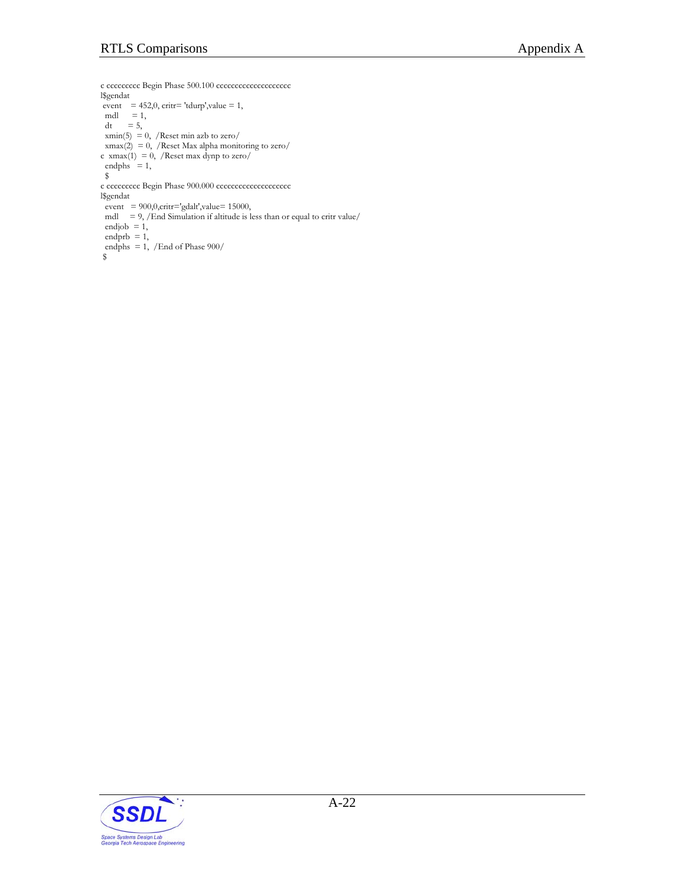```
c ccccccccc Begin Phase 500.100 cccccccccccccccccccc
l$gendat
 event   = 452,0, critr= 'tdurp',value = 1,
  mdl     = 1,
  dt      = 5,
  xmin(5)  = 0,  /Reset min azb to zero/
  xmax(2)  = 0,  /Reset Max alpha monitoring to zero/
c  xmax(1)  = 0,  /Reset max dynp to zero/
  endphs   = 1,
  $
c ccccccccc Begin Phase 900.000 cccccccccccccccccccc
l$gendat
  event   = 900,0,critr='gdalt',value= 15000,
  mdl    = 9, /End Simulation if altitude is less than or equal to critr value/
  endjob  = 1,
  endprb  = 1,
  endphs  = 1,  /End of Phase 900/
 $
```